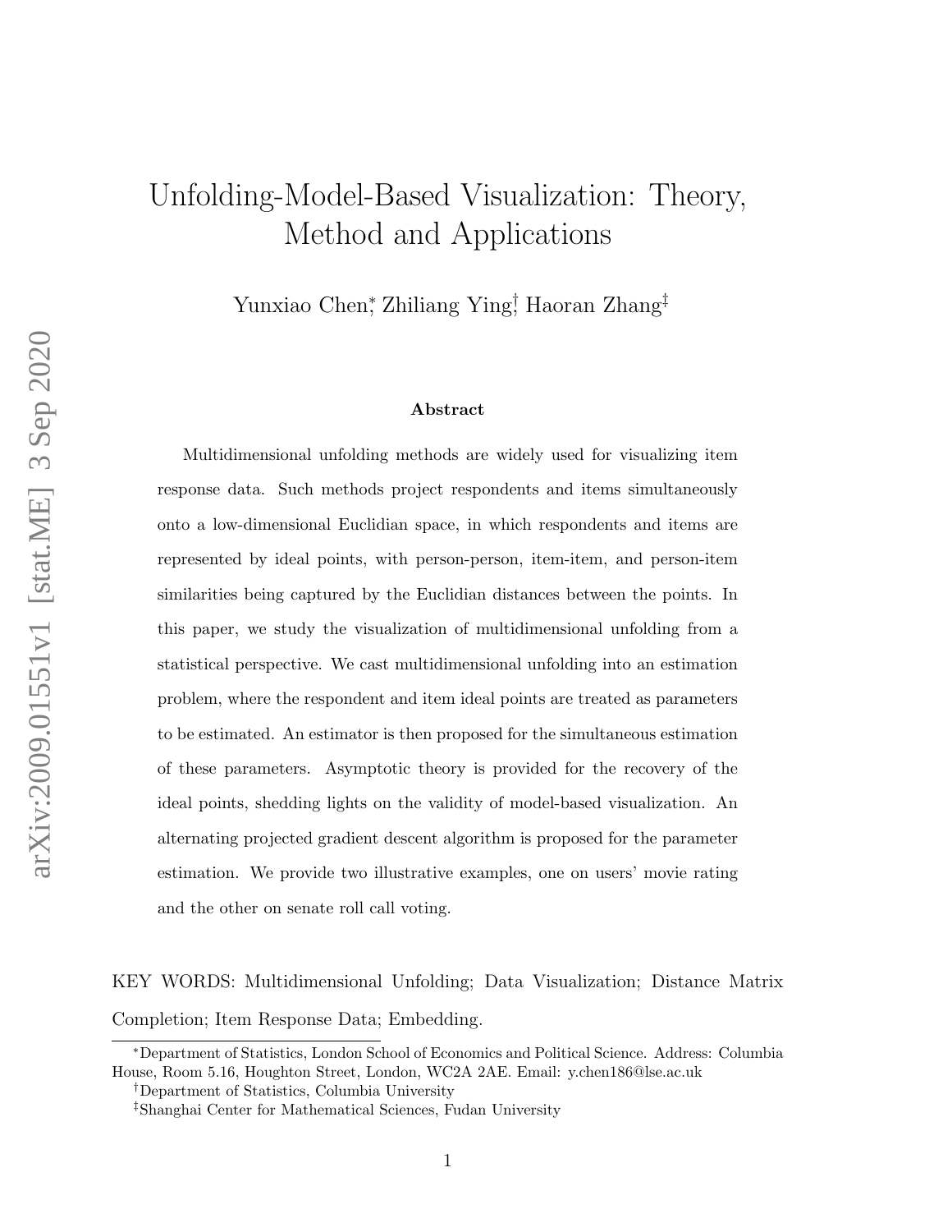# Unfolding-Model-Based Visualization: Theory, Method and Applications

Yunxiao Chen[*], Zhiliang Ying[†], Haoran Zhang[‡]

### Abstract

Multidimensional unfolding methods are widely used for visualizing item response data. Such methods project respondents and items simultaneously onto a low-dimensional Euclidian space, in which respondents and items are represented by ideal points, with person-person, item-item, and person-item similarities being captured by the Euclidian distances between the points. In this paper, we study the visualization of multidimensional unfolding from a statistical perspective. We cast multidimensional unfolding into an estimation problem, where the respondent and item ideal points are treated as parameters to be estimated. An estimator is then proposed for the simultaneous estimation of these parameters. Asymptotic theory is provided for the recovery of the ideal points, shedding lights on the validity of model-based visualization. An alternating projected gradient descent algorithm is proposed for the parameter estimation. We provide two illustrative examples, one on users' movie rating and the other on senate roll call voting.

KEY WORDS: Multidimensional Unfolding; Data Visualization; Distance Matrix Completion; Item Response Data; Embedding.

---

[*] Department of Statistics, London School of Economics and Political Science. Address: Columbia House, Room 5.16, Houghton Street, London, WC2A 2AE. Email: y.chen186@lse.ac.uk

[†] Department of Statistics, Columbia University

[‡] Shanghai Center for Mathematical Sciences, Fudan University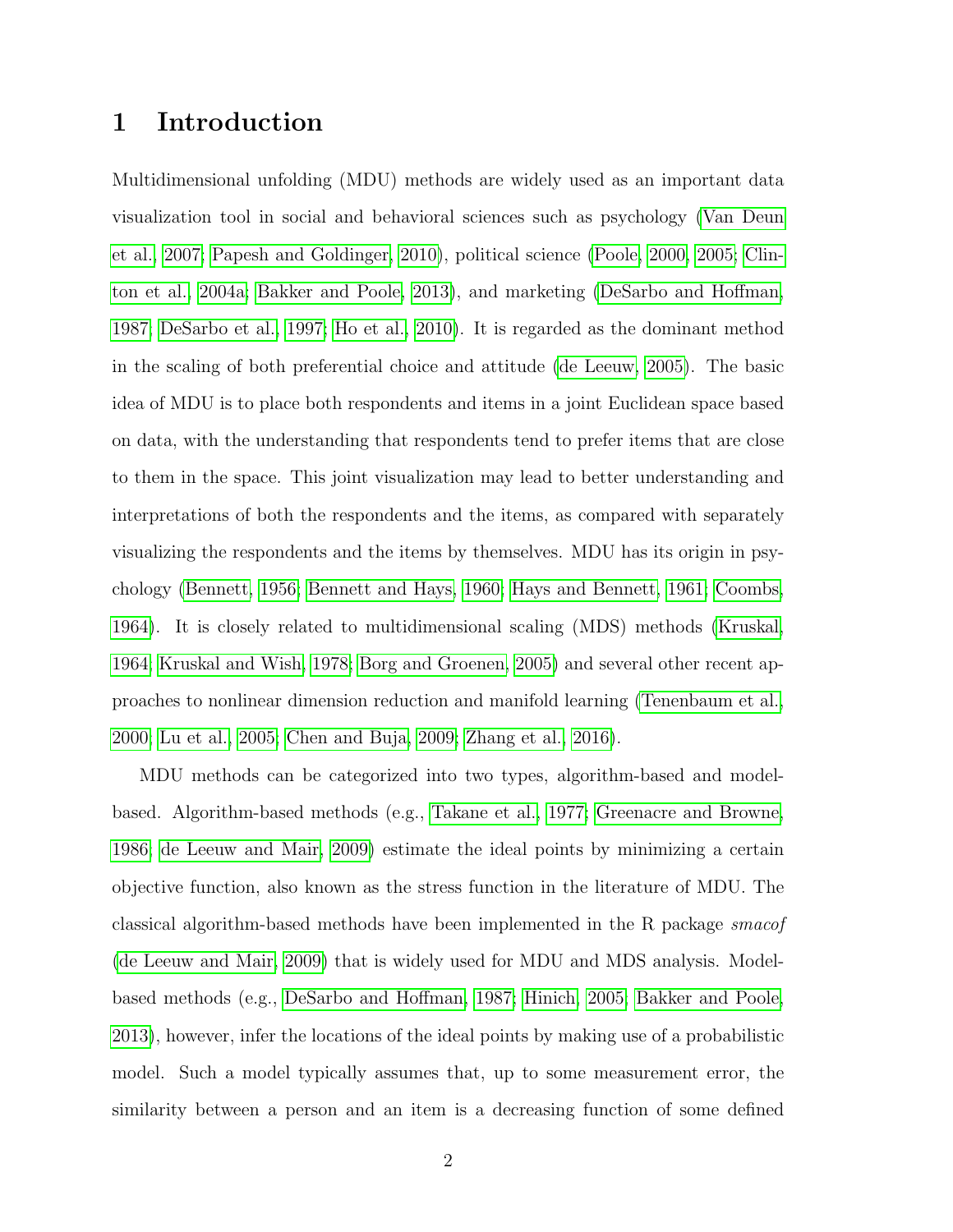# 1 Introduction

Multidimensional unfolding (MDU) methods are widely used as an important data visualization tool in social and behavioral sciences such as psychology (Van Deun et al., 2007; Papesh and Goldinger, 2010), political science (Poole, 2000, 2005; Clinton et al., 2004a; Bakker and Poole, 2013), and marketing (DeSarbo and Hoffman, 1987; DeSarbo et al., 1997; Ho et al., 2010). It is regarded as the dominant method in the scaling of both preferential choice and attitude (de Leeuw, 2005). The basic idea of MDU is to place both respondents and items in a joint Euclidean space based on data, with the understanding that respondents tend to prefer items that are close to them in the space. This joint visualization may lead to better understanding and interpretations of both the respondents and the items, as compared with separately visualizing the respondents and the items by themselves. MDU has its origin in psychology (Bennett, 1956; Bennett and Hays, 1960; Hays and Bennett, 1961; Coombs, 1964). It is closely related to multidimensional scaling (MDS) methods (Kruskal, 1964; Kruskal and Wish, 1978; Borg and Groenen, 2005) and several other recent approaches to nonlinear dimension reduction and manifold learning (Tenenbaum et al., 2000; Lu et al., 2005; Chen and Buja, 2009; Zhang et al., 2016).

MDU methods can be categorized into two types, algorithm-based and model-based. Algorithm-based methods (e.g., Takane et al., 1977; Greenacre and Browne, 1986; de Leeuw and Mair, 2009) estimate the ideal points by minimizing a certain objective function, also known as the stress function in the literature of MDU. The classical algorithm-based methods have been implemented in the R package *smacof* (de Leeuw and Mair, 2009) that is widely used for MDU and MDS analysis. Model-based methods (e.g., DeSarbo and Hoffman, 1987; Hinich, 2005; Bakker and Poole, 2013), however, infer the locations of the ideal points by making use of a probabilistic model. Such a model typically assumes that, up to some measurement error, the similarity between a person and an item is a decreasing function of some defined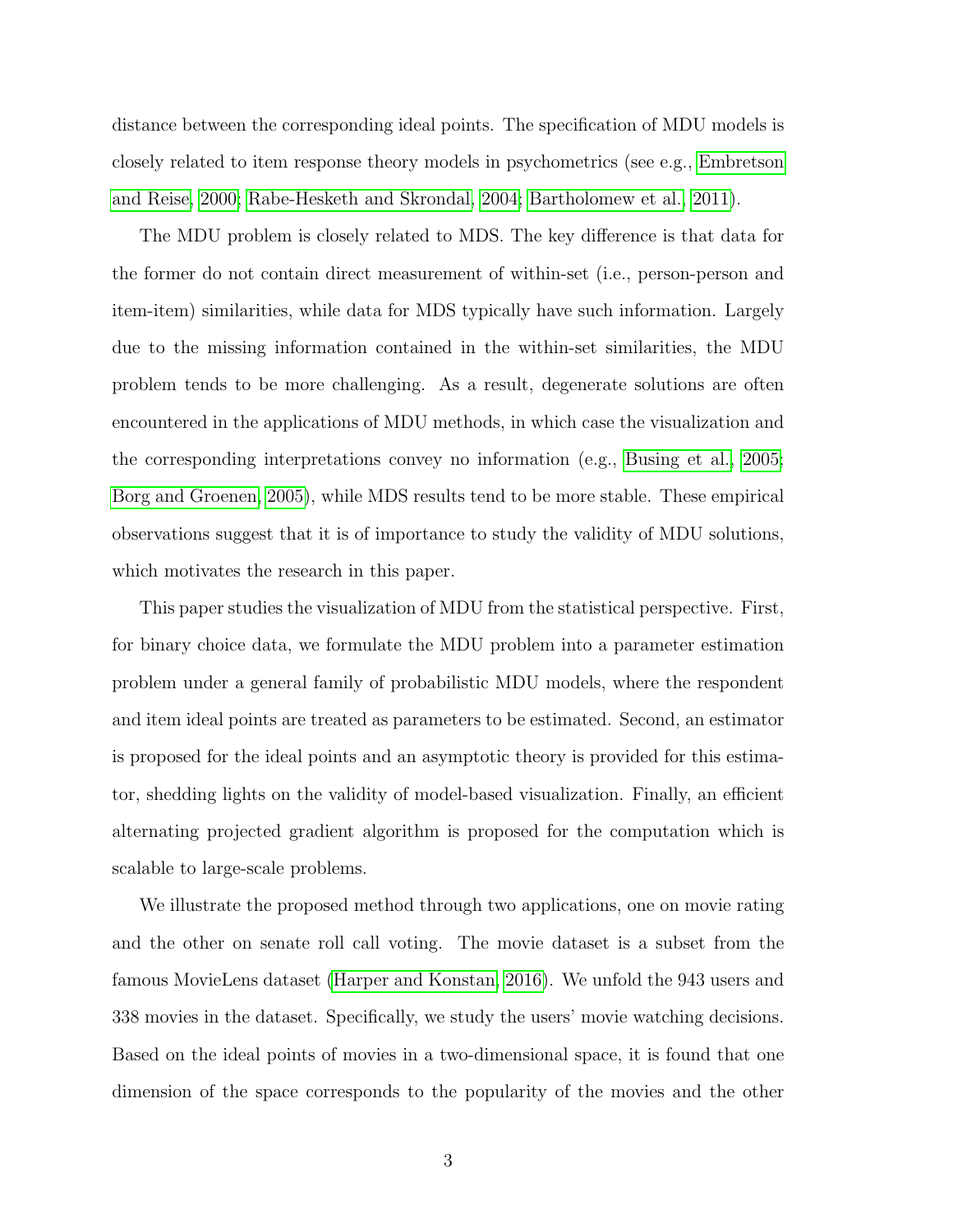distance between the corresponding ideal points. The specification of MDU models is closely related to item response theory models in psychometrics (see e.g., Embretson and Reise, 2000; Rabe-Hesketh and Skrondal, 2004; Bartholomew et al., 2011).

The MDU problem is closely related to MDS. The key difference is that data for the former do not contain direct measurement of within-set (i.e., person-person and item-item) similarities, while data for MDS typically have such information. Largely due to the missing information contained in the within-set similarities, the MDU problem tends to be more challenging. As a result, degenerate solutions are often encountered in the applications of MDU methods, in which case the visualization and the corresponding interpretations convey no information (e.g., Busing et al., 2005; Borg and Groenen, 2005), while MDS results tend to be more stable. These empirical observations suggest that it is of importance to study the validity of MDU solutions, which motivates the research in this paper.

This paper studies the visualization of MDU from the statistical perspective. First, for binary choice data, we formulate the MDU problem into a parameter estimation problem under a general family of probabilistic MDU models, where the respondent and item ideal points are treated as parameters to be estimated. Second, an estimator is proposed for the ideal points and an asymptotic theory is provided for this estimator, shedding lights on the validity of model-based visualization. Finally, an efficient alternating projected gradient algorithm is proposed for the computation which is scalable to large-scale problems.

We illustrate the proposed method through two applications, one on movie rating and the other on senate roll call voting. The movie dataset is a subset from the famous MovieLens dataset (Harper and Konstan, 2016). We unfold the 943 users and 338 movies in the dataset. Specifically, we study the users' movie watching decisions. Based on the ideal points of movies in a two-dimensional space, it is found that one dimension of the space corresponds to the popularity of the movies and the other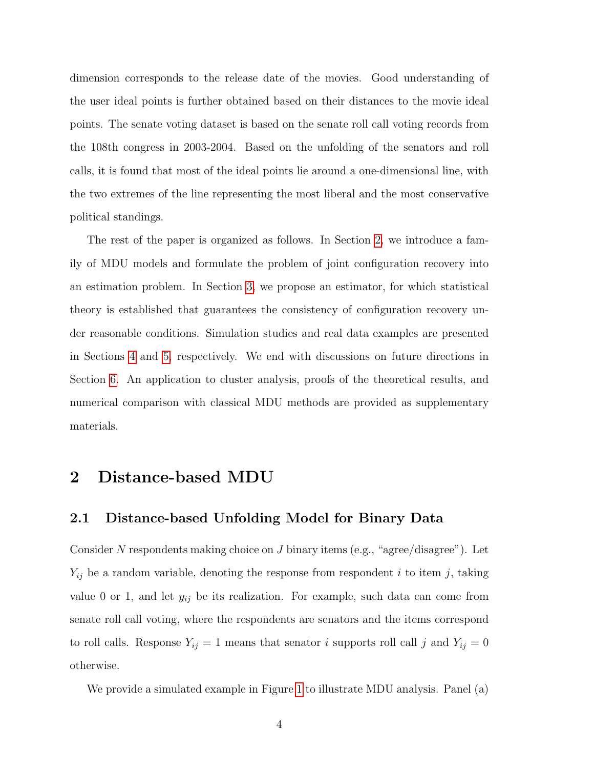dimension corresponds to the release date of the movies. Good understanding of the user ideal points is further obtained based on their distances to the movie ideal points. The senate voting dataset is based on the senate roll call voting records from the 108th congress in 2003-2004. Based on the unfolding of the senators and roll calls, it is found that most of the ideal points lie around a one-dimensional line, with the two extremes of the line representing the most liberal and the most conservative political standings.

The rest of the paper is organized as follows. In Section 2, we introduce a family of MDU models and formulate the problem of joint configuration recovery into an estimation problem. In Section 3, we propose an estimator, for which statistical theory is established that guarantees the consistency of configuration recovery under reasonable conditions. Simulation studies and real data examples are presented in Sections 4 and 5, respectively. We end with discussions on future directions in Section 6. An application to cluster analysis, proofs of the theoretical results, and numerical comparison with classical MDU methods are provided as supplementary materials.

# 2 Distance-based MDU

## 2.1 Distance-based Unfolding Model for Binary Data

Consider $N$ respondents making choice on $J$ binary items (e.g., "agree/disagree"). Let $Y_{ij}$ be a random variable, denoting the response from respondent $i$ to item $j$, taking value 0 or 1, and let $y_{ij}$ be its realization. For example, such data can come from senate roll call voting, where the respondents are senators and the items correspond to roll calls. Response $Y_{ij} = 1$ means that senator $i$ supports roll call $j$ and $Y_{ij} = 0$ otherwise.

We provide a simulated example in Figure 1 to illustrate MDU analysis. Panel (a)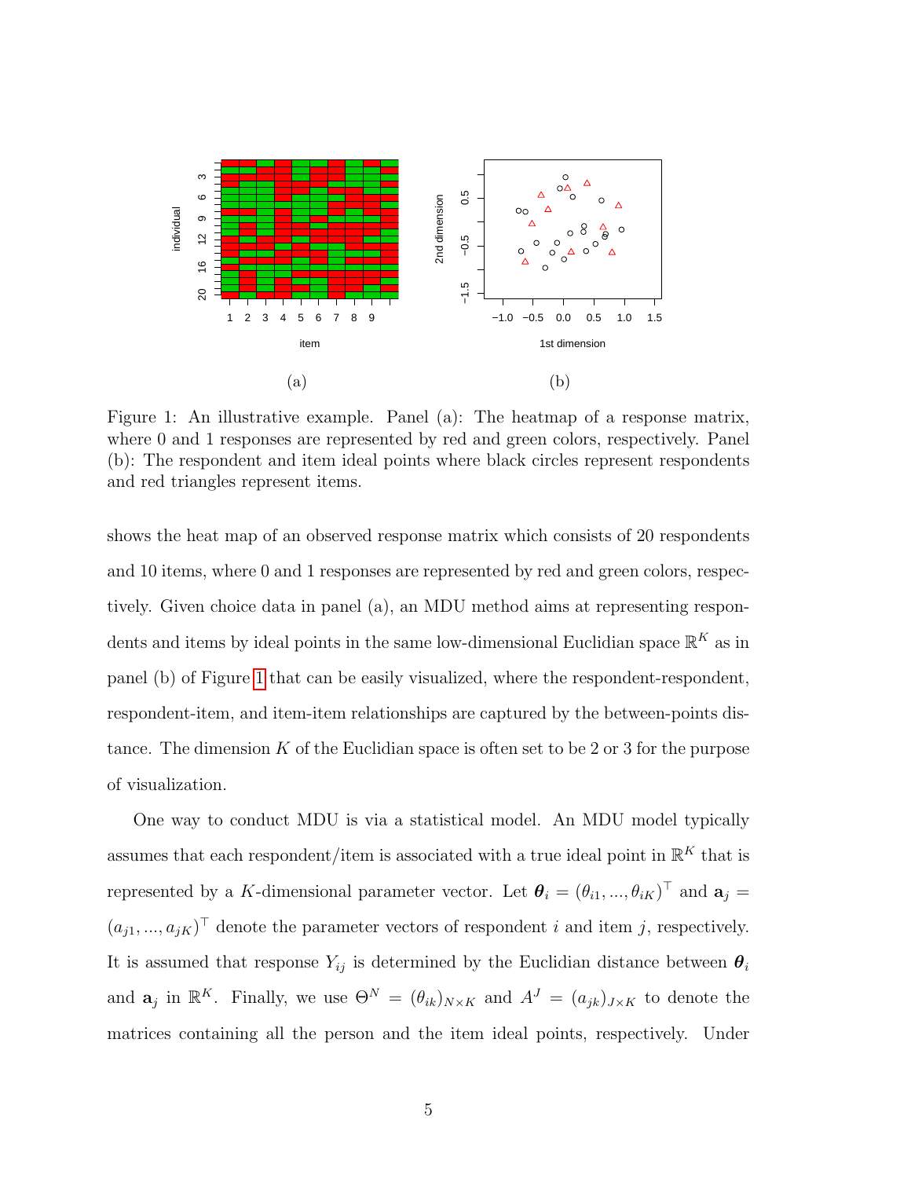Figure 1: An illustrative example. Panel (a): The heatmap of a response matrix, where 0 and 1 responses are represented by red and green colors, respectively. Panel (b): The respondent and item ideal points where black circles represent respondents and red triangles represent items.

shows the heat map of an observed response matrix which consists of 20 respondents and 10 items, where 0 and 1 responses are represented by red and green colors, respectively. Given choice data in panel (a), an MDU method aims at representing respondents and items by ideal points in the same low-dimensional Euclidian space $\mathbb{R}^K$ as in panel (b) of Figure 1 that can be easily visualized, where the respondent-respondent, respondent-item, and item-item relationships are captured by the between-points distance. The dimension $K$ of the Euclidian space is often set to be 2 or 3 for the purpose of visualization.

One way to conduct MDU is via a statistical model. An MDU model typically assumes that each respondent/item is associated with a true ideal point in $\mathbb{R}^K$ that is represented by a $K$-dimensional parameter vector. Let $\boldsymbol{\theta}_i = (\theta_{i1}, ..., \theta_{iK})^\top$ and $\mathbf{a}_j = (a_{j1}, ..., a_{jK})^\top$ denote the parameter vectors of respondent $i$ and item $j$, respectively. It is assumed that response $Y_{ij}$ is determined by the Euclidian distance between $\boldsymbol{\theta}_i$ and $\mathbf{a}_j$ in $\mathbb{R}^K$. Finally, we use $\Theta^N = (\theta_{ik})_{N\times K}$ and $A^J = (a_{jk})_{J\times K}$ to denote the matrices containing all the person and the item ideal points, respectively. Under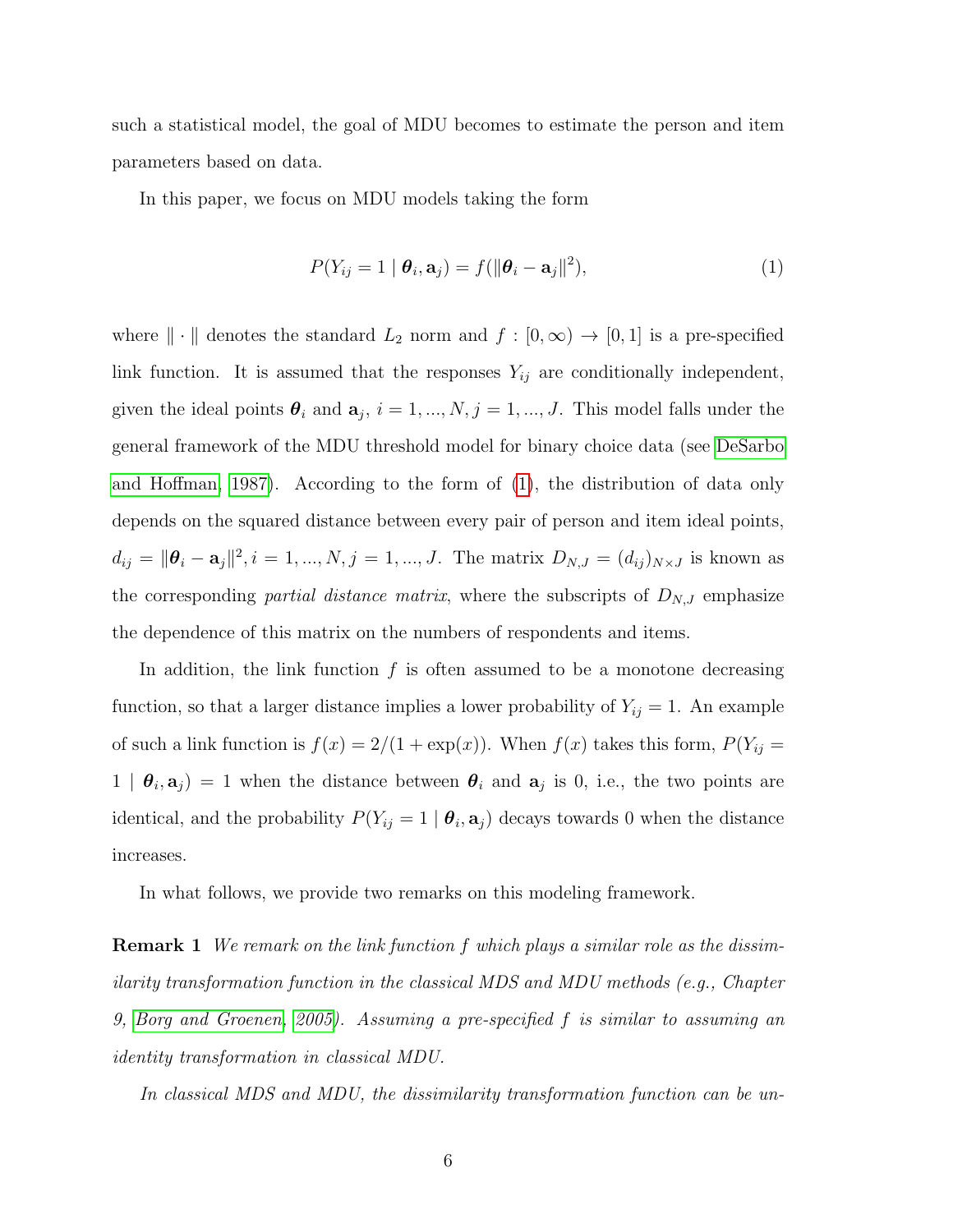such a statistical model, the goal of MDU becomes to estimate the person and item parameters based on data.

In this paper, we focus on MDU models taking the form

$$P(Y_{ij} = 1 \mid \boldsymbol{\theta}_i, \mathbf{a}_j) = f(\|\boldsymbol{\theta}_i - \mathbf{a}_j\|^2), \tag{1}$$

where $\|\cdot\|$ denotes the standard $L_2$ norm and $f : [0, \infty) \to [0, 1]$ is a pre-specified link function. It is assumed that the responses $Y_{ij}$ are conditionally independent, given the ideal points $\boldsymbol{\theta}_i$ and $\mathbf{a}_j$, $i = 1, ..., N, j = 1, ..., J$. This model falls under the general framework of the MDU threshold model for binary choice data (see DeSarbo and Hoffman, 1987). According to the form of (1), the distribution of data only depends on the squared distance between every pair of person and item ideal points, $d_{ij} = \|\boldsymbol{\theta}_i - \mathbf{a}_j\|^2, i = 1, ..., N, j = 1, ..., J$. The matrix $D_{N,J} = (d_{ij})_{N\times J}$ is known as the corresponding *partial distance matrix*, where the subscripts of $D_{N,J}$ emphasize the dependence of this matrix on the numbers of respondents and items.

In addition, the link function $f$ is often assumed to be a monotone decreasing function, so that a larger distance implies a lower probability of $Y_{ij} = 1$. An example of such a link function is $f(x) = 2/(1 + \exp(x))$. When $f(x)$ takes this form, $P(Y_{ij} = 1 \mid \boldsymbol{\theta}_i, \mathbf{a}_j) = 1$ when the distance between $\boldsymbol{\theta}_i$ and $\mathbf{a}_j$ is 0, i.e., the two points are identical, and the probability $P(Y_{ij} = 1 \mid \boldsymbol{\theta}_i, \mathbf{a}_j)$ decays towards 0 when the distance increases.

In what follows, we provide two remarks on this modeling framework.

**Remark 1** *We remark on the link function $f$ which plays a similar role as the dissimilarity transformation function in the classical MDS and MDU methods (e.g., Chapter 9, Borg and Groenen, 2005). Assuming a pre-specified $f$ is similar to assuming an identity transformation in classical MDU.*

*In classical MDS and MDU, the dissimilarity transformation function can be un-*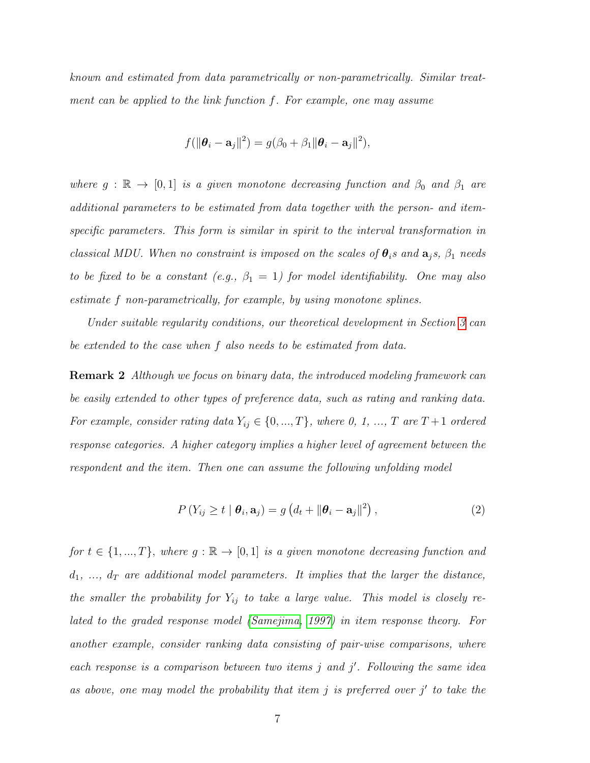*known and estimated from data parametrically or non-parametrically. Similar treatment can be applied to the link function $f$. For example, one may assume*

$$f(\|\boldsymbol{\theta}_i - \mathbf{a}_j\|^2) = g(\beta_0 + \beta_1 \|\boldsymbol{\theta}_i - \mathbf{a}_j\|^2),$$

*where $g : \mathbb{R} \to [0, 1]$ is a given monotone decreasing function and $\beta_0$ and $\beta_1$ are additional parameters to be estimated from data together with the person- and item-specific parameters. This form is similar in spirit to the interval transformation in classical MDU. When no constraint is imposed on the scales of $\boldsymbol{\theta}_i$s and $\mathbf{a}_j$s, $\beta_1$ needs to be fixed to be a constant (e.g., $\beta_1 = 1$) for model identifiability. One may also estimate $f$ non-parametrically, for example, by using monotone splines.*

*Under suitable regularity conditions, our theoretical development in Section 3 can be extended to the case when $f$ also needs to be estimated from data.*

**Remark 2** *Although we focus on binary data, the introduced modeling framework can be easily extended to other types of preference data, such as rating and ranking data. For example, consider rating data $Y_{ij} \in \{0, ..., T\}$, where 0, 1, ..., $T$ are $T+1$ ordered response categories. A higher category implies a higher level of agreement between the respondent and the item. Then one can assume the following unfolding model*

$$P\left(Y_{ij} \geq t \mid \boldsymbol{\theta}_i, \mathbf{a}_j\right) = g\left(d_t + \|\boldsymbol{\theta}_i - \mathbf{a}_j\|^2\right), \tag{2}$$

*for $t \in \{1, ..., T\}$, where $g : \mathbb{R} \to [0, 1]$ is a given monotone decreasing function and $d_1$, ..., $d_T$ are additional model parameters. It implies that the larger the distance, the smaller the probability for $Y_{ij}$ to take a large value. This model is closely related to the graded response model (Samejima, 1997) in item response theory. For another example, consider ranking data consisting of pair-wise comparisons, where each response is a comparison between two items $j$ and $j'$. Following the same idea as above, one may model the probability that item $j$ is preferred over $j'$ to take the*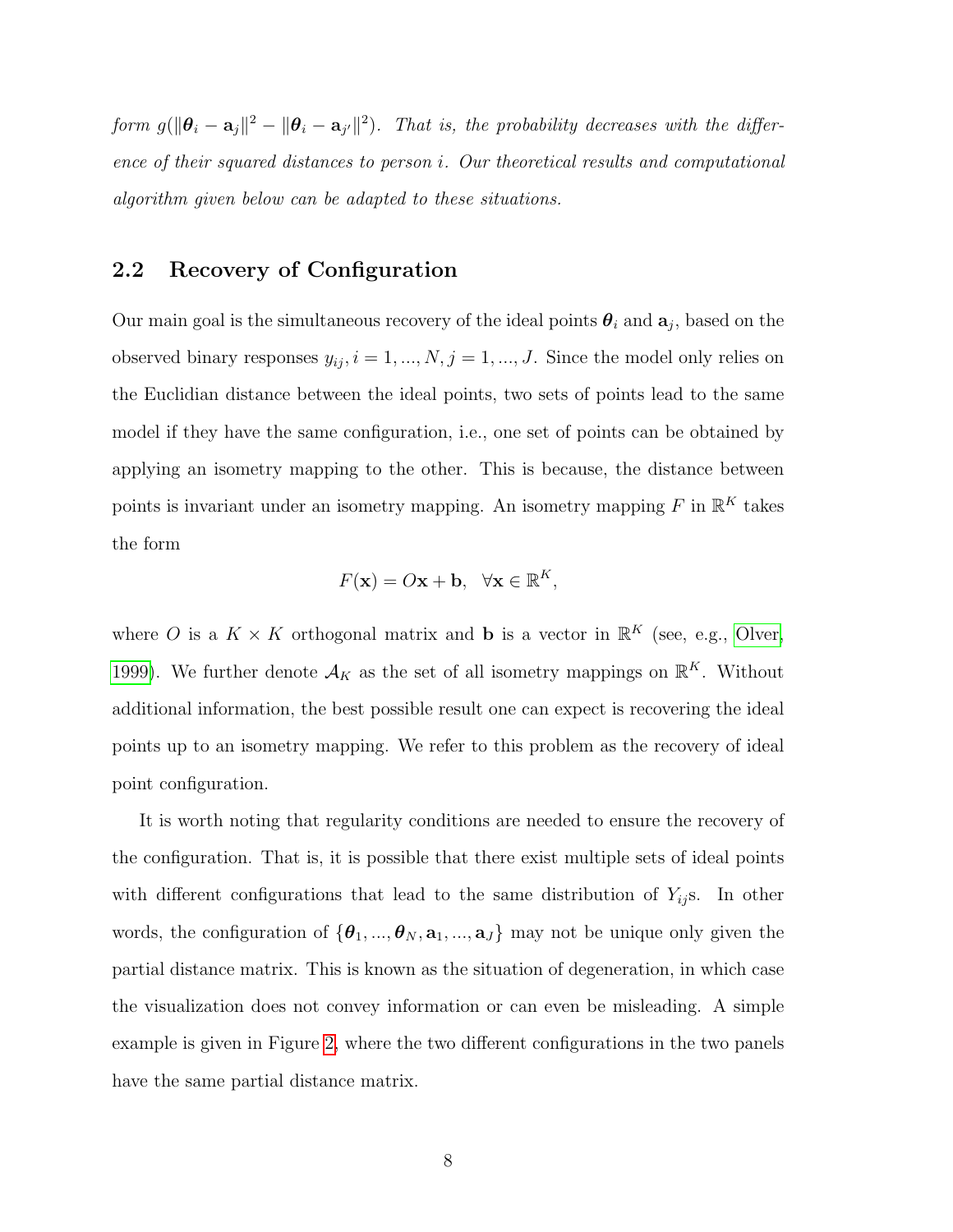*form $g(\|\boldsymbol{\theta}_i - \mathbf{a}_j\|^2 - \|\boldsymbol{\theta}_i - \mathbf{a}_{j'}\|^2)$. That is, the probability decreases with the difference of their squared distances to person $i$. Our theoretical results and computational algorithm given below can be adapted to these situations.*

## 2.2 Recovery of Configuration

Our main goal is the simultaneous recovery of the ideal points $\boldsymbol{\theta}_i$ and $\mathbf{a}_j$, based on the observed binary responses $y_{ij}, i = 1, ..., N, j = 1, ..., J$. Since the model only relies on the Euclidian distance between the ideal points, two sets of points lead to the same model if they have the same configuration, i.e., one set of points can be obtained by applying an isometry mapping to the other. This is because, the distance between points is invariant under an isometry mapping. An isometry mapping $F$ in $\mathbb{R}^K$ takes the form

$$F(\mathbf{x}) = O\mathbf{x} + \mathbf{b}, \quad \forall \mathbf{x} \in \mathbb{R}^K,$$

where $O$ is a $K \times K$ orthogonal matrix and $\mathbf{b}$ is a vector in $\mathbb{R}^K$ (see, e.g., Olver, 1999). We further denote $\mathcal{A}_K$ as the set of all isometry mappings on $\mathbb{R}^K$. Without additional information, the best possible result one can expect is recovering the ideal points up to an isometry mapping. We refer to this problem as the recovery of ideal point configuration.

It is worth noting that regularity conditions are needed to ensure the recovery of the configuration. That is, it is possible that there exist multiple sets of ideal points with different configurations that lead to the same distribution of $Y_{ij}$s. In other words, the configuration of $\{\boldsymbol{\theta}_1, ..., \boldsymbol{\theta}_N, \mathbf{a}_1, ..., \mathbf{a}_J\}$ may not be unique only given the partial distance matrix. This is known as the situation of degeneration, in which case the visualization does not convey information or can even be misleading. A simple example is given in Figure 2, where the two different configurations in the two panels have the same partial distance matrix.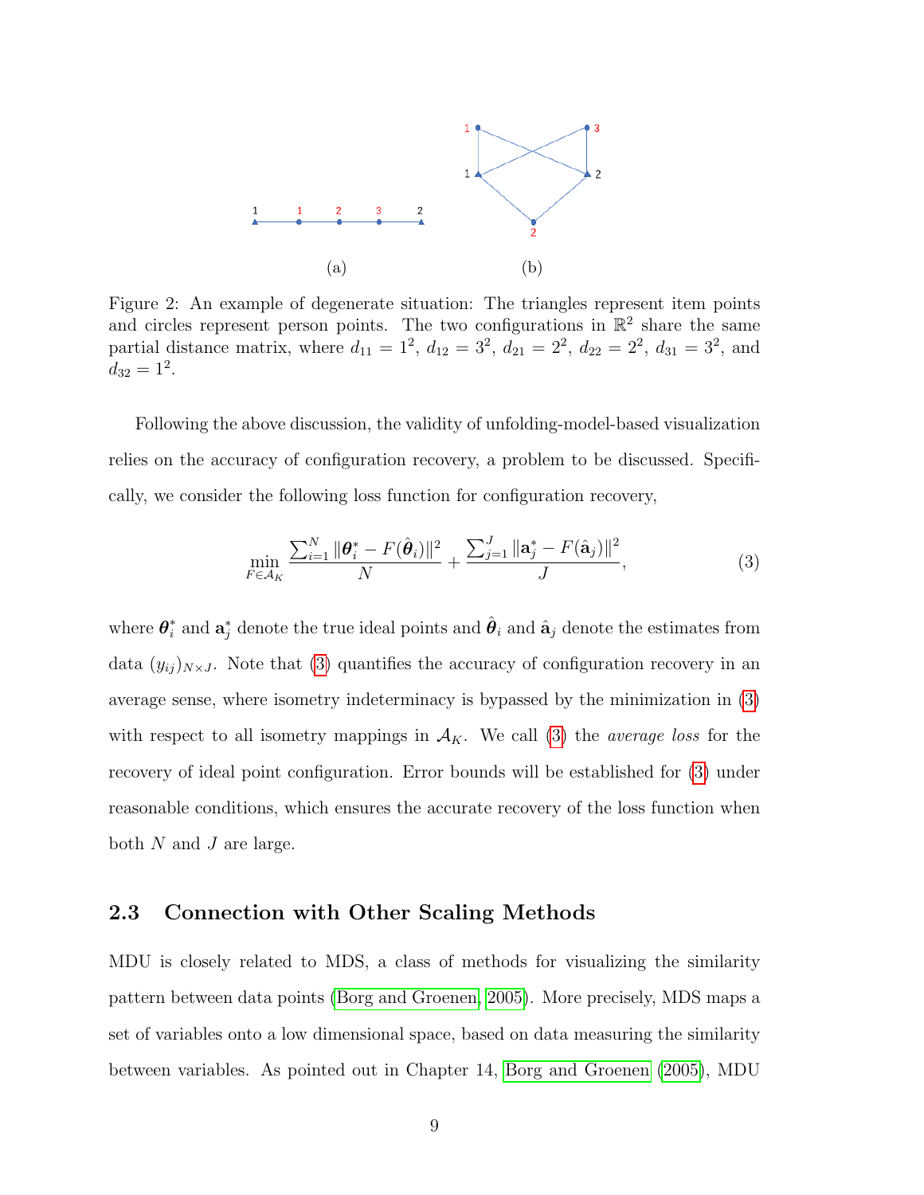(a) (b)

Figure 2: An example of degenerate situation: The triangles represent item points and circles represent person points. The two configurations in $\mathbb{R}^2$ share the same partial distance matrix, where $d_{11} = 1^2$, $d_{12} = 3^2$, $d_{21} = 2^2$, $d_{22} = 2^2$, $d_{31} = 3^2$, and $d_{32} = 1^2$.

Following the above discussion, the validity of unfolding-model-based visualization relies on the accuracy of configuration recovery, a problem to be discussed. Specifically, we consider the following loss function for configuration recovery,

$$\min_{F \in \mathcal{A}_K} \frac{\sum_{i=1}^N \|\boldsymbol{\theta}_i^* - F(\hat{\boldsymbol{\theta}}_i)\|^2}{N} + \frac{\sum_{j=1}^J \|\mathbf{a}_j^* - F(\hat{\mathbf{a}}_j)\|^2}{J}, \tag{3}$$

where $\boldsymbol{\theta}_i^*$ and $\mathbf{a}_j^*$ denote the true ideal points and $\hat{\boldsymbol{\theta}}_i$ and $\hat{\mathbf{a}}_j$ denote the estimates from data $(y_{ij})_{N \times J}$. Note that (3) quantifies the accuracy of configuration recovery in an average sense, where isometry indeterminacy is bypassed by the minimization in (3) with respect to all isometry mappings in $\mathcal{A}_K$. We call (3) the *average loss* for the recovery of ideal point configuration. Error bounds will be established for (3) under reasonable conditions, which ensures the accurate recovery of the loss function when both $N$ and $J$ are large.

### 2.3 Connection with Other Scaling Methods

MDU is closely related to MDS, a class of methods for visualizing the similarity pattern between data points (Borg and Groenen, 2005). More precisely, MDS maps a set of variables onto a low dimensional space, based on data measuring the similarity between variables. As pointed out in Chapter 14, Borg and Groenen (2005), MDU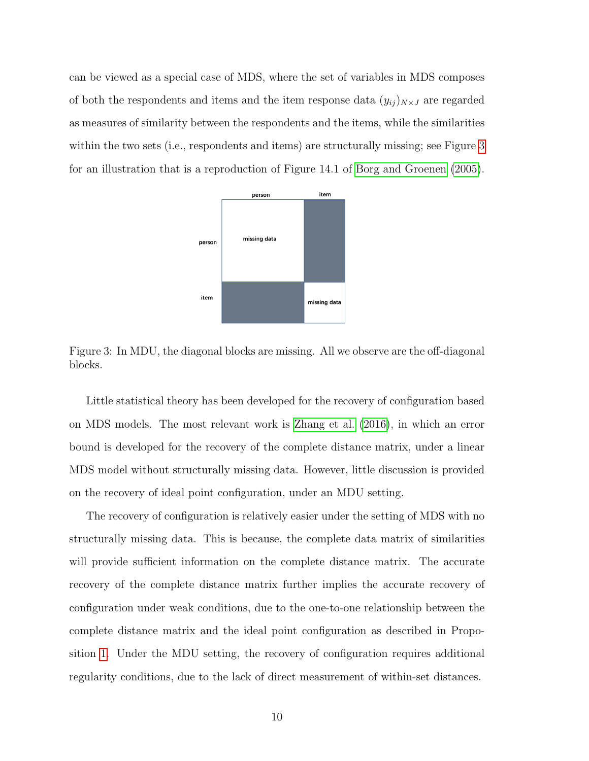can be viewed as a special case of MDS, where the set of variables in MDS composes of both the respondents and items and the item response data $(y_{ij})_{N\times J}$ are regarded as measures of similarity between the respondents and the items, while the similarities within the two sets (i.e., respondents and items) are structurally missing; see Figure 3 for an illustration that is a reproduction of Figure 14.1 of Borg and Groenen (2005).

Figure 3: In MDU, the diagonal blocks are missing. All we observe are the off-diagonal blocks.

Little statistical theory has been developed for the recovery of configuration based on MDS models. The most relevant work is Zhang et al. (2016), in which an error bound is developed for the recovery of the complete distance matrix, under a linear MDS model without structurally missing data. However, little discussion is provided on the recovery of ideal point configuration, under an MDU setting.

The recovery of configuration is relatively easier under the setting of MDS with no structurally missing data. This is because, the complete data matrix of similarities will provide sufficient information on the complete distance matrix. The accurate recovery of the complete distance matrix further implies the accurate recovery of configuration under weak conditions, due to the one-to-one relationship between the complete distance matrix and the ideal point configuration as described in Proposition 1. Under the MDU setting, the recovery of configuration requires additional regularity conditions, due to the lack of direct measurement of within-set distances.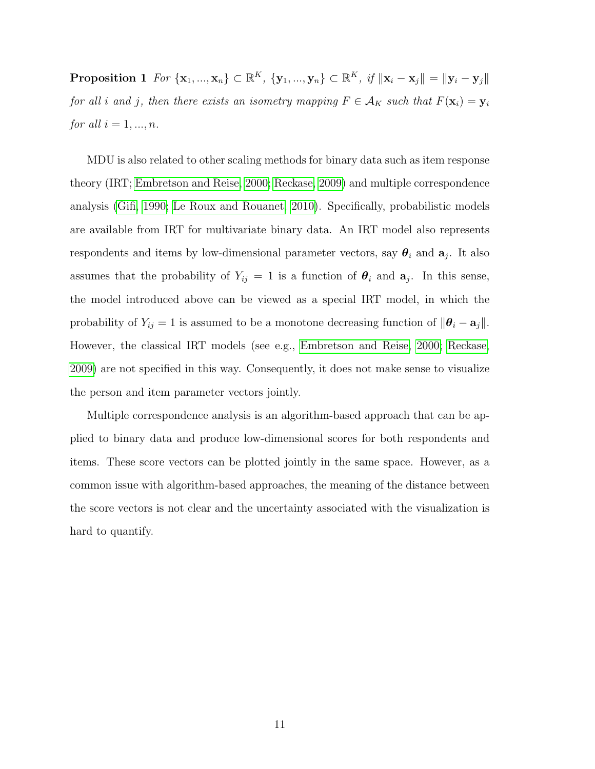**Proposition 1** *For* $\{\mathbf{x}_1, ..., \mathbf{x}_n\} \subset \mathbb{R}^K$, $\{\mathbf{y}_1, ..., \mathbf{y}_n\} \subset \mathbb{R}^K$, *if* $\|\mathbf{x}_i - \mathbf{x}_j\| = \|\mathbf{y}_i - \mathbf{y}_j\|$ *for all* $i$ *and* $j$, *then there exists an isometry mapping* $F \in \mathcal{A}_K$ *such that* $F(\mathbf{x}_i) = \mathbf{y}_i$ *for all* $i = 1, ..., n$.

MDU is also related to other scaling methods for binary data such as item response theory (IRT; Embretson and Reise, 2000; Reckase, 2009) and multiple correspondence analysis (Gifi, 1990; Le Roux and Rouanet, 2010). Specifically, probabilistic models are available from IRT for multivariate binary data. An IRT model also represents respondents and items by low-dimensional parameter vectors, say $\boldsymbol{\theta}_i$ and $\mathbf{a}_j$. It also assumes that the probability of $Y_{ij} = 1$ is a function of $\boldsymbol{\theta}_i$ and $\mathbf{a}_j$. In this sense, the model introduced above can be viewed as a special IRT model, in which the probability of $Y_{ij} = 1$ is assumed to be a monotone decreasing function of $\|\boldsymbol{\theta}_i - \mathbf{a}_j\|$. However, the classical IRT models (see e.g., Embretson and Reise, 2000; Reckase, 2009) are not specified in this way. Consequently, it does not make sense to visualize the person and item parameter vectors jointly.

Multiple correspondence analysis is an algorithm-based approach that can be applied to binary data and produce low-dimensional scores for both respondents and items. These score vectors can be plotted jointly in the same space. However, as a common issue with algorithm-based approaches, the meaning of the distance between the score vectors is not clear and the uncertainty associated with the visualization is hard to quantify.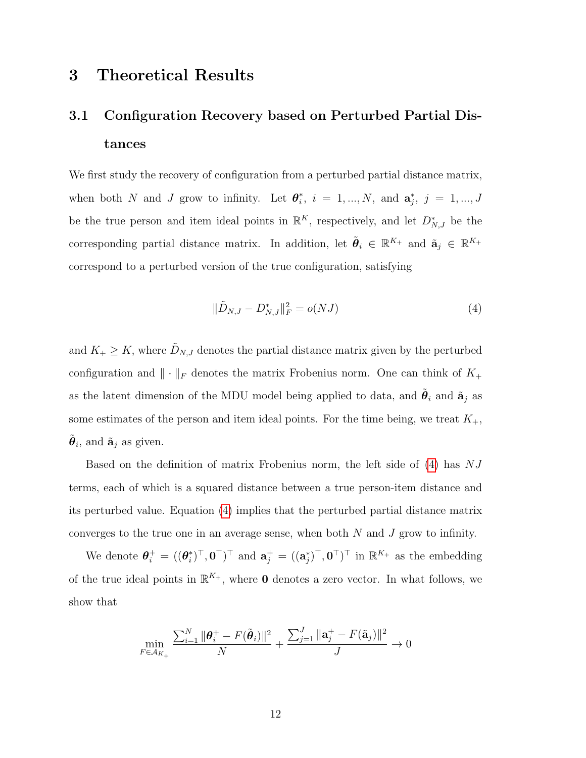# 3 Theoretical Results

## 3.1 Configuration Recovery based on Perturbed Partial Distances

We first study the recovery of configuration from a perturbed partial distance matrix, when both $N$ and $J$ grow to infinity. Let $\boldsymbol{\theta}_i^*$, $i = 1, ..., N$, and $\mathbf{a}_j^*$, $j = 1, ..., J$ be the true person and item ideal points in $\mathbb{R}^K$, respectively, and let $D_{N,J}^*$ be the corresponding partial distance matrix. In addition, let $\tilde{\boldsymbol{\theta}}_i \in \mathbb{R}^{K_+}$ and $\tilde{\mathbf{a}}_j \in \mathbb{R}^{K_+}$ correspond to a perturbed version of the true configuration, satisfying

$$\|\tilde{D}_{N,J} - D_{N,J}^*\|_F^2 = o(NJ) \tag{4}$$

and $K_+ \geq K$, where $\tilde{D}_{N,J}$ denotes the partial distance matrix given by the perturbed configuration and $\|\cdot\|_F$ denotes the matrix Frobenius norm. One can think of $K_+$ as the latent dimension of the MDU model being applied to data, and $\tilde{\boldsymbol{\theta}}_i$ and $\tilde{\mathbf{a}}_j$ as some estimates of the person and item ideal points. For the time being, we treat $K_+$, $\tilde{\boldsymbol{\theta}}_i$, and $\tilde{\mathbf{a}}_j$ as given.

Based on the definition of matrix Frobenius norm, the left side of (4) has $NJ$ terms, each of which is a squared distance between a true person-item distance and its perturbed value. Equation (4) implies that the perturbed partial distance matrix converges to the true one in an average sense, when both $N$ and $J$ grow to infinity.

We denote $\boldsymbol{\theta}_i^+ = ((\boldsymbol{\theta}_i^*)^\top, \mathbf{0}^\top)^\top$ and $\mathbf{a}_j^+ = ((\mathbf{a}_j^*)^\top, \mathbf{0}^\top)^\top$ in $\mathbb{R}^{K_+}$ as the embedding of the true ideal points in $\mathbb{R}^{K_+}$, where $\mathbf{0}$ denotes a zero vector. In what follows, we show that

$$\min_{F \in \mathcal{A}_{K_+}} \frac{\sum_{i=1}^N \|\boldsymbol{\theta}_i^+ - F(\tilde{\boldsymbol{\theta}}_i)\|^2}{N} + \frac{\sum_{j=1}^J \|\mathbf{a}_j^+ - F(\tilde{\mathbf{a}}_j)\|^2}{J} \to 0$$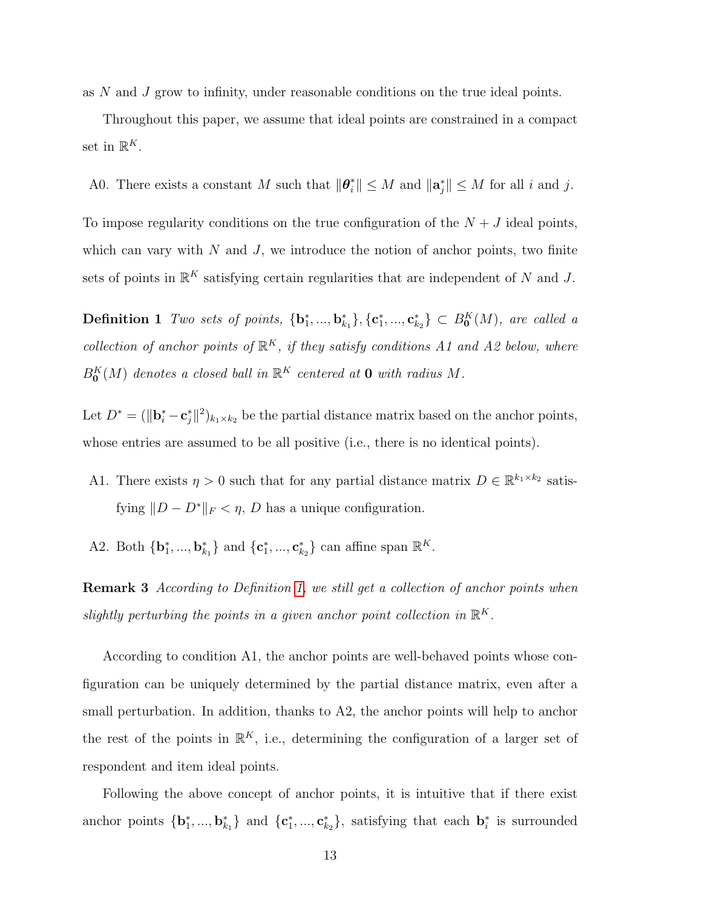as $N$ and $J$ grow to infinity, under reasonable conditions on the true ideal points.

Throughout this paper, we assume that ideal points are constrained in a compact set in $\mathbb{R}^K$.

A0. There exists a constant $M$ such that $\|\boldsymbol{\theta}_i^*\| \leq M$ and $\|\mathbf{a}_j^*\| \leq M$ for all $i$ and $j$.

To impose regularity conditions on the true configuration of the $N + J$ ideal points, which can vary with $N$ and $J$, we introduce the notion of anchor points, two finite sets of points in $\mathbb{R}^K$ satisfying certain regularities that are independent of $N$ and $J$.

**Definition 1** *Two sets of points, $\{\mathbf{b}_1^*, ..., \mathbf{b}_{k_1}^*\}, \{\mathbf{c}_1^*, ..., \mathbf{c}_{k_2}^*\} \subset B_{\mathbf{0}}^K(M)$, are called a collection of anchor points of $\mathbb{R}^K$, if they satisfy conditions A1 and A2 below, where $B_{\mathbf{0}}^K(M)$ denotes a closed ball in $\mathbb{R}^K$ centered at $\mathbf{0}$ with radius $M$.*

Let $D^* = (\|\mathbf{b}_i^* - \mathbf{c}_j^*\|^2)_{k_1 \times k_2}$ be the partial distance matrix based on the anchor points, whose entries are assumed to be all positive (i.e., there is no identical points).

A1. There exists $\eta > 0$ such that for any partial distance matrix $D \in \mathbb{R}^{k_1 \times k_2}$ satisfying $\|D - D^*\|_F < \eta$, $D$ has a unique configuration.

A2. Both $\{\mathbf{b}_1^*, ..., \mathbf{b}_{k_1}^*\}$ and $\{\mathbf{c}_1^*, ..., \mathbf{c}_{k_2}^*\}$ can affine span $\mathbb{R}^K$.

**Remark 3** *According to Definition 1, we still get a collection of anchor points when slightly perturbing the points in a given anchor point collection in $\mathbb{R}^K$.*

According to condition A1, the anchor points are well-behaved points whose configuration can be uniquely determined by the partial distance matrix, even after a small perturbation. In addition, thanks to A2, the anchor points will help to anchor the rest of the points in $\mathbb{R}^K$, i.e., determining the configuration of a larger set of respondent and item ideal points.

Following the above concept of anchor points, it is intuitive that if there exist anchor points $\{\mathbf{b}_1^*, ..., \mathbf{b}_{k_1}^*\}$ and $\{\mathbf{c}_1^*, ..., \mathbf{c}_{k_2}^*\}$, satisfying that each $\mathbf{b}_i^*$ is surrounded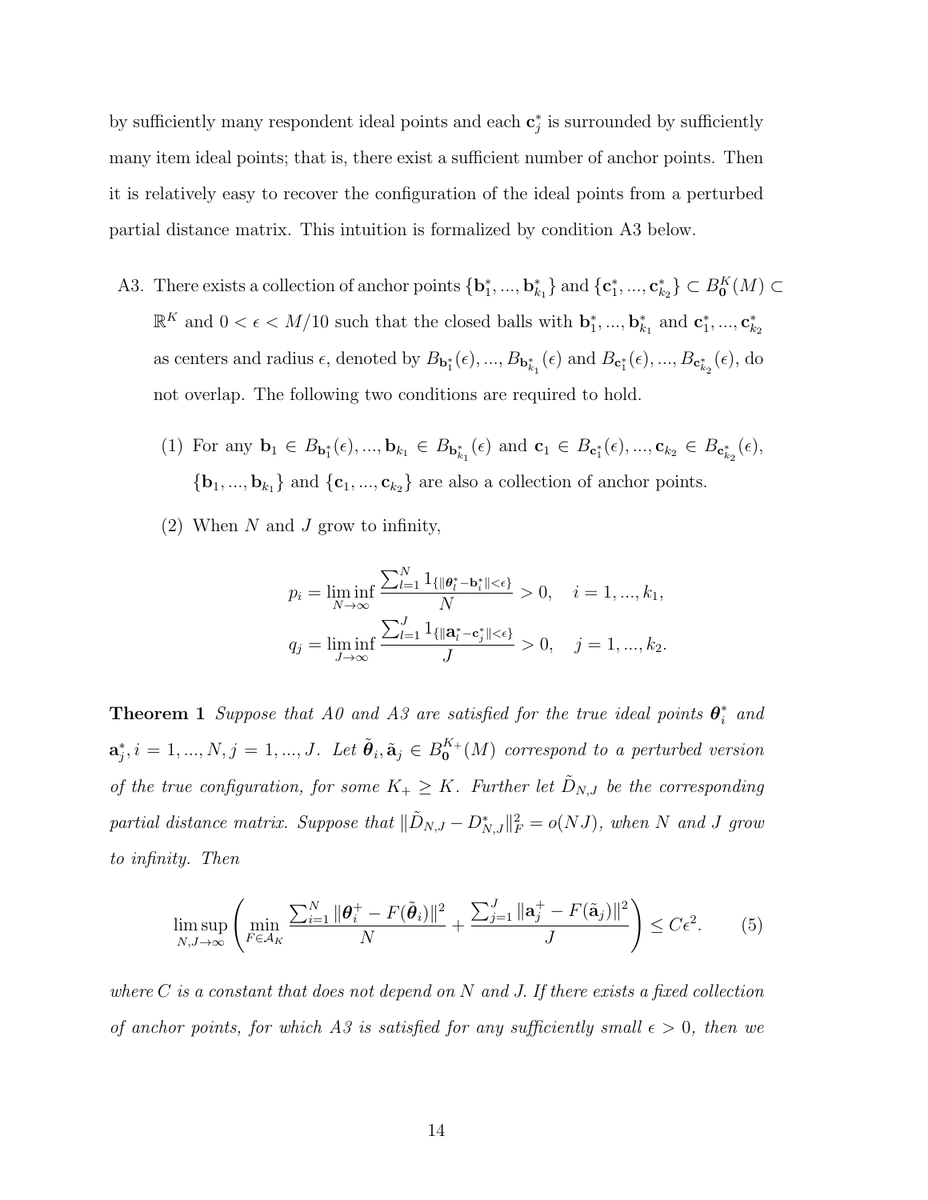by sufficiently many respondent ideal points and each $\mathbf{c}_j^*$ is surrounded by sufficiently many item ideal points; that is, there exist a sufficient number of anchor points. Then it is relatively easy to recover the configuration of the ideal points from a perturbed partial distance matrix. This intuition is formalized by condition A3 below.

A3. There exists a collection of anchor points $\{\mathbf{b}_1^*, ..., \mathbf{b}_{k_1}^*\}$ and $\{\mathbf{c}_1^*, ..., \mathbf{c}_{k_2}^*\} \subset B_{\mathbf{0}}^K(M) \subset \mathbb{R}^K$ and $0 < \epsilon < M/10$ such that the closed balls with $\mathbf{b}_1^*, ..., \mathbf{b}_{k_1}^*$ and $\mathbf{c}_1^*, ..., \mathbf{c}_{k_2}^*$ as centers and radius $\epsilon$, denoted by $B_{\mathbf{b}_1^*}(\epsilon), ..., B_{\mathbf{b}_{k_1}^*}(\epsilon)$ and $B_{\mathbf{c}_1^*}(\epsilon), ..., B_{\mathbf{c}_{k_2}^*}(\epsilon)$, do not overlap. The following two conditions are required to hold.

   (1) For any $\mathbf{b}_1 \in B_{\mathbf{b}_1^*}(\epsilon), ..., \mathbf{b}_{k_1} \in B_{\mathbf{b}_{k_1}^*}(\epsilon)$ and $\mathbf{c}_1 \in B_{\mathbf{c}_1^*}(\epsilon), ..., \mathbf{c}_{k_2} \in B_{\mathbf{c}_{k_2}^*}(\epsilon)$, $\{\mathbf{b}_1, ..., \mathbf{b}_{k_1}\}$ and $\{\mathbf{c}_1, ..., \mathbf{c}_{k_2}\}$ are also a collection of anchor points.

   (2) When $N$ and $J$ grow to infinity,

$$p_i = \liminf_{N \to \infty} \frac{\sum_{l=1}^N 1_{\{\|\boldsymbol{\theta}_l^* - \mathbf{b}_i^*\| < \epsilon\}}}{N} > 0, \quad i = 1, ..., k_1,$$
$$q_j = \liminf_{J \to \infty} \frac{\sum_{l=1}^J 1_{\{\|\mathbf{a}_l^* - \mathbf{c}_j^*\| < \epsilon\}}}{J} > 0, \quad j = 1, ..., k_2.$$

**Theorem 1** *Suppose that A0 and A3 are satisfied for the true ideal points $\boldsymbol{\theta}_i^*$ and $\mathbf{a}_j^*, i = 1, ..., N, j = 1, ..., J$. Let $\tilde{\boldsymbol{\theta}}_i, \tilde{\mathbf{a}}_j \in B_{\mathbf{0}}^{K_+}(M)$ correspond to a perturbed version of the true configuration, for some $K_+ \geq K$. Further let $\tilde{D}_{N,J}$ be the corresponding partial distance matrix. Suppose that $\|\tilde{D}_{N,J} - D_{N,J}^*\|_F^2 = o(NJ)$, when $N$ and $J$ grow to infinity. Then*

$$\limsup_{N,J \to \infty} \left( \min_{F \in \mathcal{A}_K} \frac{\sum_{i=1}^N \|\boldsymbol{\theta}_i^+ - F(\tilde{\boldsymbol{\theta}}_i)\|^2}{N} + \frac{\sum_{j=1}^J \|\mathbf{a}_j^+ - F(\tilde{\mathbf{a}}_j)\|^2}{J} \right) \leq C\epsilon^2. \qquad (5)$$

*where $C$ is a constant that does not depend on $N$ and $J$. If there exists a fixed collection of anchor points, for which A3 is satisfied for any sufficiently small $\epsilon > 0$, then we*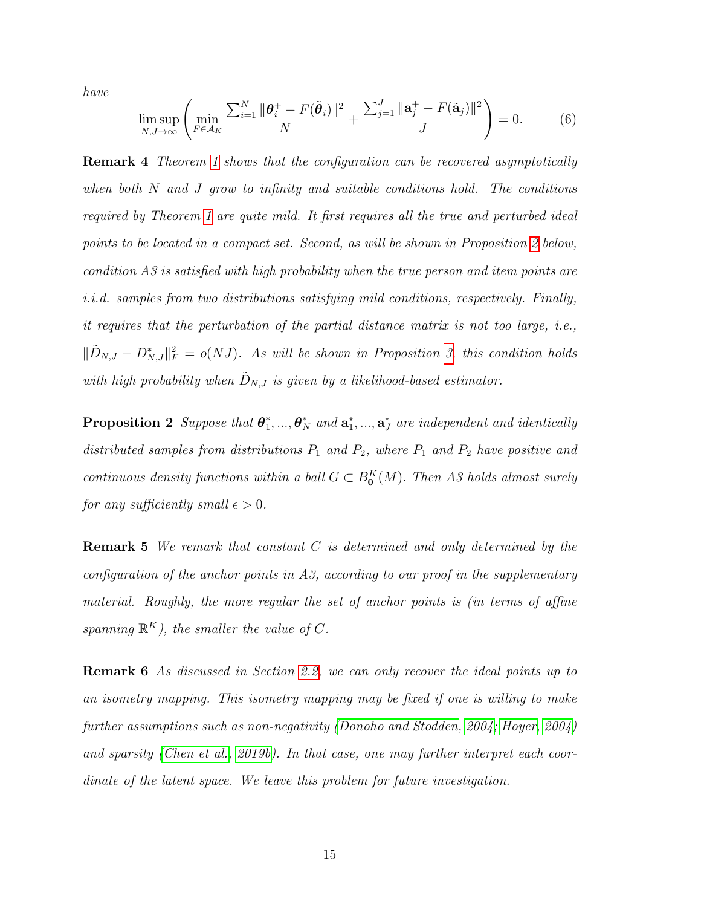*have*

$$\limsup_{N,J\to\infty}\left(\min_{F\in\mathcal{A}_K}\frac{\sum_{i=1}^N\|\boldsymbol{\theta}_i^+-F(\tilde{\boldsymbol{\theta}}_i)\|^2}{N}+\frac{\sum_{j=1}^J\|\mathbf{a}_j^+-F(\tilde{\mathbf{a}}_j)\|^2}{J}\right)=0. \tag{6}$$

**Remark 4** *Theorem 1 shows that the configuration can be recovered asymptotically when both $N$ and $J$ grow to infinity and suitable conditions hold. The conditions required by Theorem 1 are quite mild. It first requires all the true and perturbed ideal points to be located in a compact set. Second, as will be shown in Proposition 2 below, condition A3 is satisfied with high probability when the true person and item points are i.i.d. samples from two distributions satisfying mild conditions, respectively. Finally, it requires that the perturbation of the partial distance matrix is not too large, i.e., $\|\tilde{D}_{N,J}-D^*_{N,J}\|_F^2=o(NJ)$. As will be shown in Proposition 3, this condition holds with high probability when $\tilde{D}_{N,J}$ is given by a likelihood-based estimator.*

**Proposition 2** *Suppose that $\boldsymbol{\theta}_1^*, ..., \boldsymbol{\theta}_N^*$ and $\mathbf{a}_1^*, ..., \mathbf{a}_J^*$ are independent and identically distributed samples from distributions $P_1$ and $P_2$, where $P_1$ and $P_2$ have positive and continuous density functions within a ball $G\subset B_{\mathbf{0}}^K(M)$. Then A3 holds almost surely for any sufficiently small $\epsilon>0$.*

**Remark 5** *We remark that constant $C$ is determined and only determined by the configuration of the anchor points in A3, according to our proof in the supplementary material. Roughly, the more regular the set of anchor points is (in terms of affine spanning $\mathbb{R}^K$), the smaller the value of $C$.*

**Remark 6** *As discussed in Section 2.2, we can only recover the ideal points up to an isometry mapping. This isometry mapping may be fixed if one is willing to make further assumptions such as non-negativity (Donoho and Stodden, 2004; Hoyer, 2004) and sparsity (Chen et al., 2019b). In that case, one may further interpret each coordinate of the latent space. We leave this problem for future investigation.*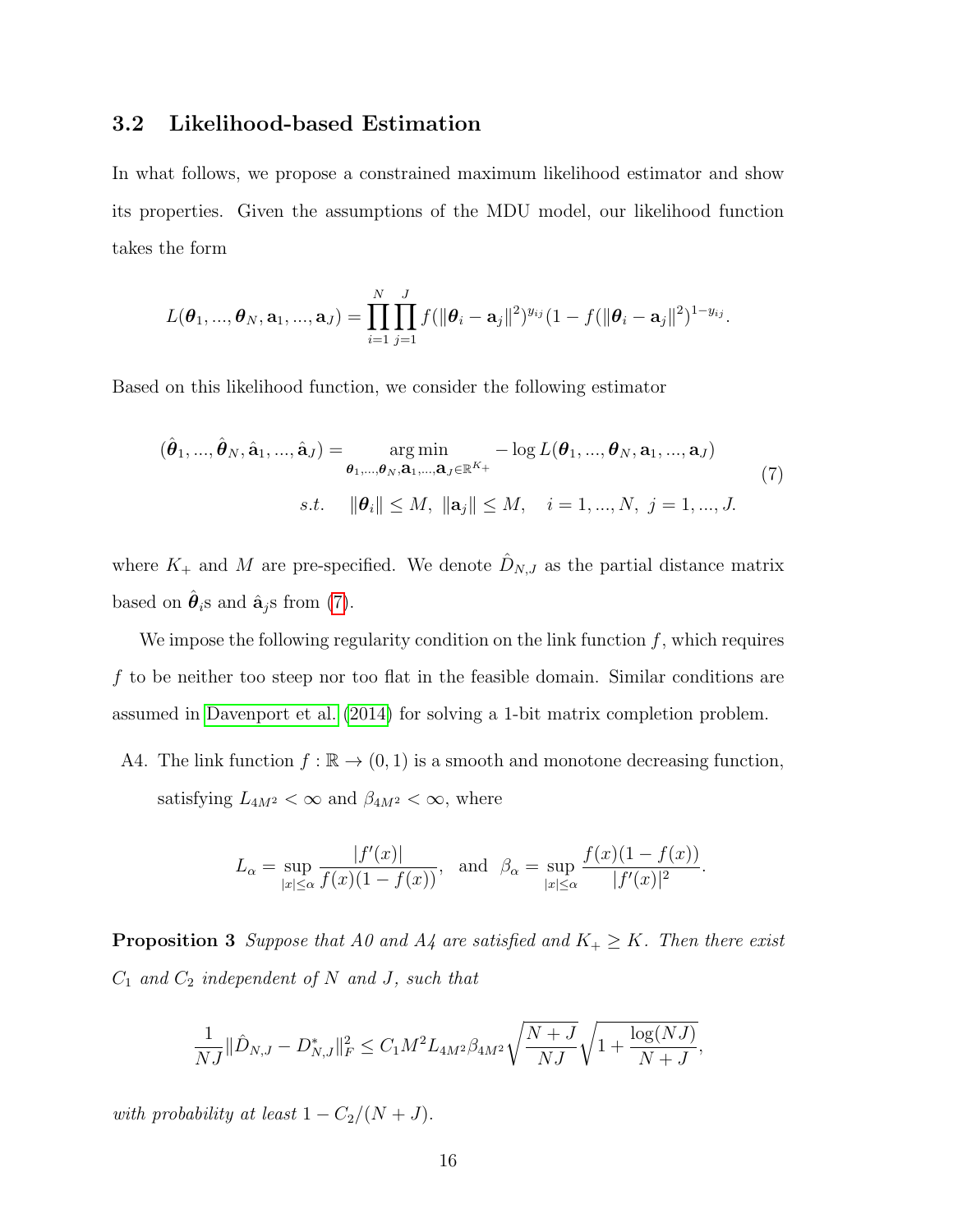### 3.2 Likelihood-based Estimation

In what follows, we propose a constrained maximum likelihood estimator and show its properties. Given the assumptions of the MDU model, our likelihood function takes the form

$$L(\boldsymbol{\theta}_1, ..., \boldsymbol{\theta}_N, \mathbf{a}_1, ..., \mathbf{a}_J) = \prod_{i=1}^{N} \prod_{j=1}^{J} f(\|\boldsymbol{\theta}_i - \mathbf{a}_j\|^2)^{y_{ij}} (1 - f(\|\boldsymbol{\theta}_i - \mathbf{a}_j\|^2)^{1-y_{ij}}.$$

Based on this likelihood function, we consider the following estimator

$$\begin{aligned}(\hat{\boldsymbol{\theta}}_1, ..., \hat{\boldsymbol{\theta}}_N, \hat{\mathbf{a}}_1, ..., \hat{\mathbf{a}}_J) = &\operatorname*{arg\,min}_{\boldsymbol{\theta}_1,...,\boldsymbol{\theta}_N,\mathbf{a}_1,...,\mathbf{a}_J \in \mathbb{R}^{K+}} - \log L(\boldsymbol{\theta}_1, ..., \boldsymbol{\theta}_N, \mathbf{a}_1, ..., \mathbf{a}_J) \\ &s.t. \quad \|\boldsymbol{\theta}_i\| \leq M, \ \|\mathbf{a}_j\| \leq M, \quad i = 1, ..., N, \ j = 1, ..., J.\end{aligned} \tag{7}$$

where $K_+$ and $M$ are pre-specified. We denote $\hat{D}_{N,J}$ as the partial distance matrix based on $\hat{\boldsymbol{\theta}}_i$s and $\hat{\mathbf{a}}_j$s from (7).

We impose the following regularity condition on the link function $f$, which requires $f$ to be neither too steep nor too flat in the feasible domain. Similar conditions are assumed in Davenport et al. (2014) for solving a 1-bit matrix completion problem.

A4. The link function $f : \mathbb{R} \to (0, 1)$ is a smooth and monotone decreasing function, satisfying $L_{4M^2} < \infty$ and $\beta_{4M^2} < \infty$, where

$$L_\alpha = \sup_{|x| \leq \alpha} \frac{|f'(x)|}{f(x)(1 - f(x))}, \quad \text{and} \quad \beta_\alpha = \sup_{|x| \leq \alpha} \frac{f(x)(1 - f(x))}{|f'(x)|^2}.$$

**Proposition 3** *Suppose that A0 and A4 are satisfied and $K_+ \geq K$. Then there exist $C_1$ and $C_2$ independent of $N$ and $J$, such that*

$$\frac{1}{NJ} \|\hat{D}_{N,J} - D^*_{N,J}\|_F^2 \leq C_1 M^2 L_{4M^2} \beta_{4M^2} \sqrt{\frac{N + J}{NJ}} \sqrt{1 + \frac{\log(NJ)}{N + J}},$$

*with probability at least $1 - C_2/(N + J)$.*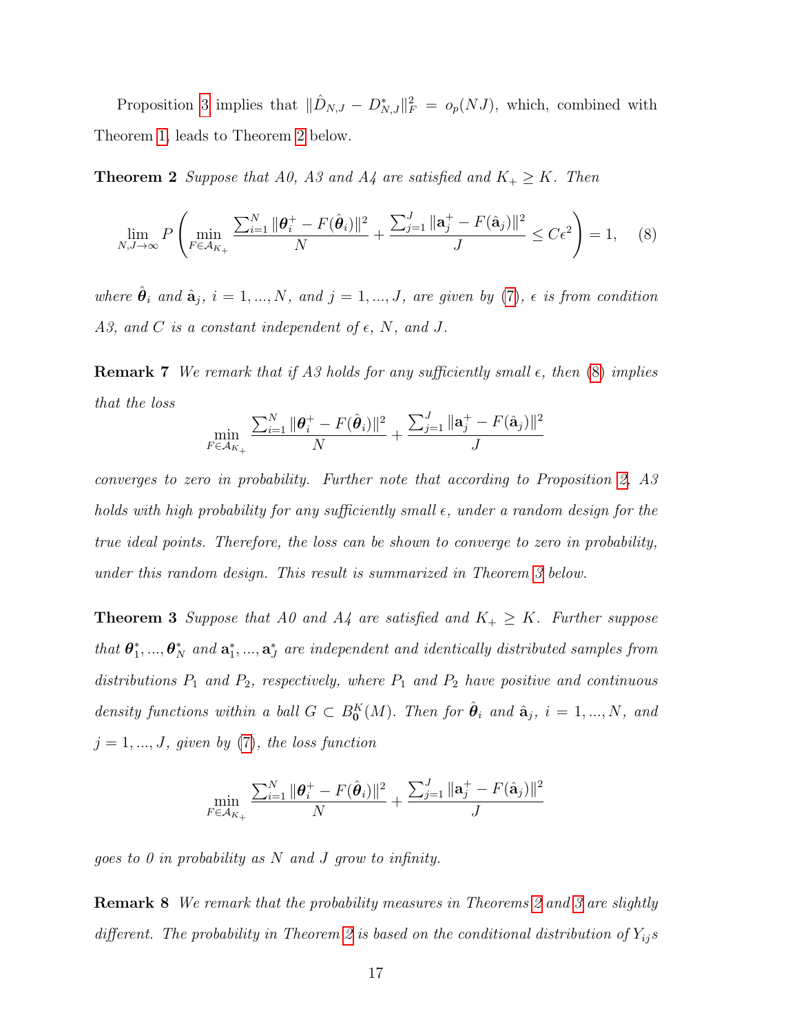Proposition 3 implies that $\|\hat{D}_{N,J} - D^*_{N,J}\|_F^2 = o_p(NJ)$, which, combined with Theorem 1, leads to Theorem 2 below.

**Theorem 2** *Suppose that A0, A3 and A4 are satisfied and $K_+ \geq K$. Then*

$$\lim_{N,J\to\infty} P\left(\min_{F\in\mathcal{A}_{K_+}} \frac{\sum_{i=1}^N \|\boldsymbol{\theta}_i^+ - F(\hat{\boldsymbol{\theta}}_i)\|^2}{N} + \frac{\sum_{j=1}^J \|\mathbf{a}_j^+ - F(\hat{\mathbf{a}}_j)\|^2}{J} \leq C\epsilon^2\right) = 1, \quad (8)$$

*where $\hat{\boldsymbol{\theta}}_i$ and $\hat{\mathbf{a}}_j$, $i = 1, ..., N$, and $j = 1, ..., J$, are given by (7), $\epsilon$ is from condition A3, and $C$ is a constant independent of $\epsilon$, $N$, and $J$.*

**Remark 7** *We remark that if A3 holds for any sufficiently small $\epsilon$, then (8) implies that the loss*

$$\min_{F\in\mathcal{A}_{K_+}} \frac{\sum_{i=1}^N \|\boldsymbol{\theta}_i^+ - F(\hat{\boldsymbol{\theta}}_i)\|^2}{N} + \frac{\sum_{j=1}^J \|\mathbf{a}_j^+ - F(\hat{\mathbf{a}}_j)\|^2}{J}$$

*converges to zero in probability. Further note that according to Proposition 2, A3 holds with high probability for any sufficiently small $\epsilon$, under a random design for the true ideal points. Therefore, the loss can be shown to converge to zero in probability, under this random design. This result is summarized in Theorem 3 below.*

**Theorem 3** *Suppose that A0 and A4 are satisfied and $K_+ \geq K$. Further suppose that $\boldsymbol{\theta}_1^*, ..., \boldsymbol{\theta}_N^*$ and $\mathbf{a}_1^*, ..., \mathbf{a}_J^*$ are independent and identically distributed samples from distributions $P_1$ and $P_2$, respectively, where $P_1$ and $P_2$ have positive and continuous density functions within a ball $G \subset B_{\mathbf{0}}^K(M)$. Then for $\hat{\boldsymbol{\theta}}_i$ and $\hat{\mathbf{a}}_j$, $i = 1, ..., N$, and $j = 1, ..., J$, given by (7), the loss function*

$$\min_{F\in\mathcal{A}_{K_+}} \frac{\sum_{i=1}^N \|\boldsymbol{\theta}_i^+ - F(\hat{\boldsymbol{\theta}}_i)\|^2}{N} + \frac{\sum_{j=1}^J \|\mathbf{a}_j^+ - F(\hat{\mathbf{a}}_j)\|^2}{J}$$

*goes to 0 in probability as $N$ and $J$ grow to infinity.*

**Remark 8** *We remark that the probability measures in Theorems 2 and 3 are slightly different. The probability in Theorem 2 is based on the conditional distribution of $Y_{ij}$s*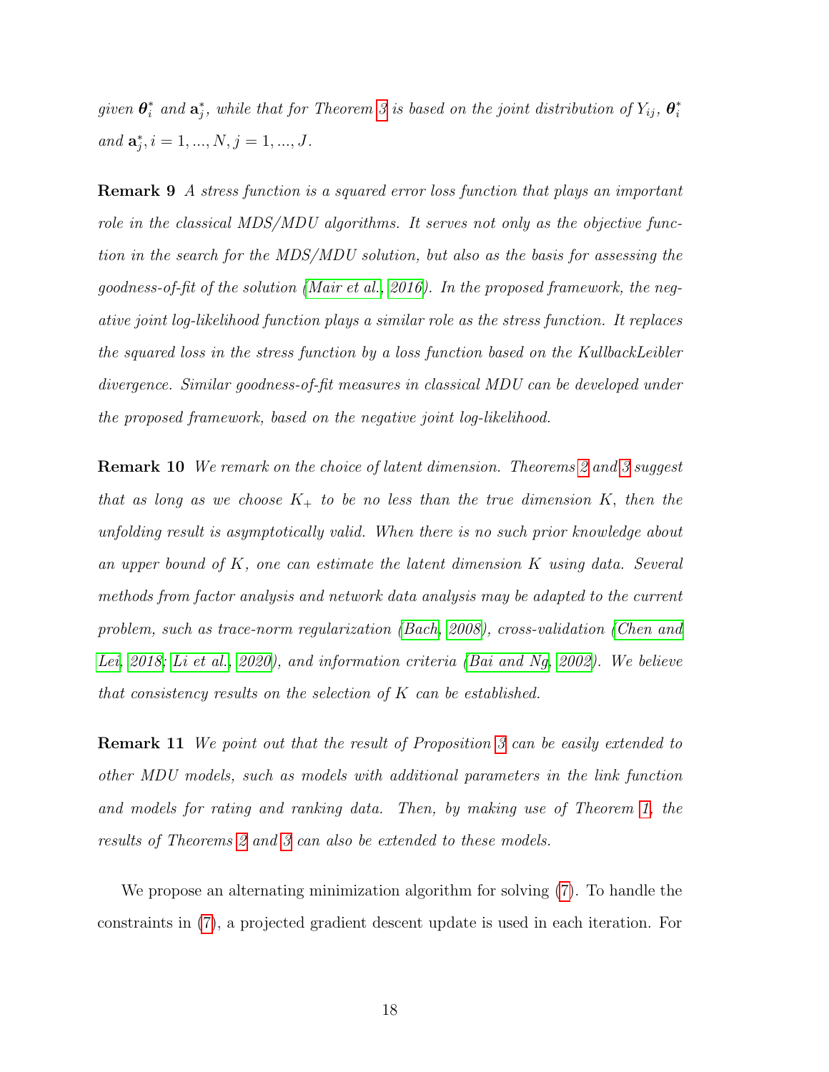*given $\boldsymbol{\theta}_i^*$ and $\mathbf{a}_j^*$, while that for Theorem 3 is based on the joint distribution of $Y_{ij}$, $\boldsymbol{\theta}_i^*$ and $\mathbf{a}_j^*, i = 1, ..., N, j = 1, ..., J$.*

**Remark 9** *A stress function is a squared error loss function that plays an important role in the classical MDS/MDU algorithms. It serves not only as the objective function in the search for the MDS/MDU solution, but also as the basis for assessing the goodness-of-fit of the solution (Mair et al., 2016). In the proposed framework, the negative joint log-likelihood function plays a similar role as the stress function. It replaces the squared loss in the stress function by a loss function based on the KullbackLeibler divergence. Similar goodness-of-fit measures in classical MDU can be developed under the proposed framework, based on the negative joint log-likelihood.*

**Remark 10** *We remark on the choice of latent dimension. Theorems 2 and 3 suggest that as long as we choose $K_+$ to be no less than the true dimension $K$, then the unfolding result is asymptotically valid. When there is no such prior knowledge about an upper bound of $K$, one can estimate the latent dimension $K$ using data. Several methods from factor analysis and network data analysis may be adapted to the current problem, such as trace-norm regularization (Bach, 2008), cross-validation (Chen and Lei, 2018; Li et al., 2020), and information criteria (Bai and Ng, 2002). We believe that consistency results on the selection of $K$ can be established.*

**Remark 11** *We point out that the result of Proposition 3 can be easily extended to other MDU models, such as models with additional parameters in the link function and models for rating and ranking data. Then, by making use of Theorem 1, the results of Theorems 2 and 3 can also be extended to these models.*

We propose an alternating minimization algorithm for solving (7). To handle the constraints in (7), a projected gradient descent update is used in each iteration. For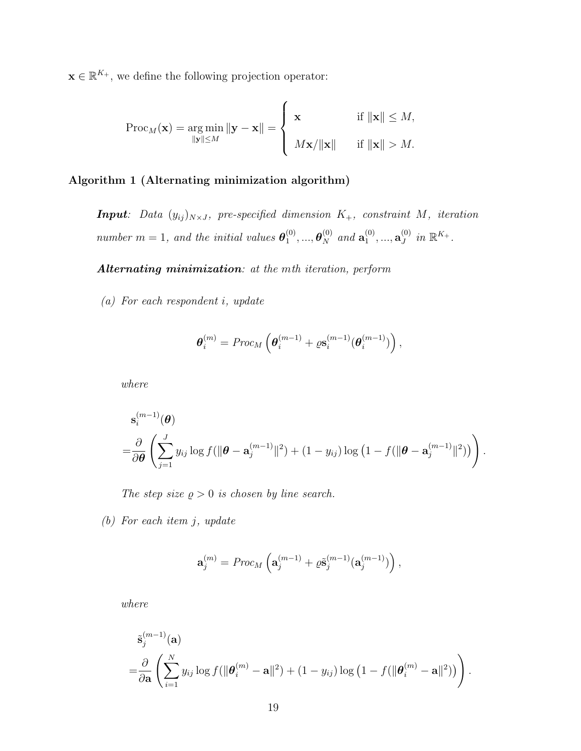$\mathbf{x} \in \mathbb{R}^{K_+}$, we define the following projection operator:

$$\text{Proc}_M(\mathbf{x}) = \underset{\|\mathbf{y}\| \leq M}{\arg\min} \|\mathbf{y} - \mathbf{x}\| = \begin{cases} \mathbf{x} & \text{if } \|\mathbf{x}\| \leq M, \\ M\mathbf{x}/\|\mathbf{x}\| & \text{if } \|\mathbf{x}\| > M. \end{cases}$$

**Algorithm 1 (Alternating minimization algorithm)**

***Input***: *Data $(y_{ij})_{N \times J}$, pre-specified dimension $K_+$, constraint $M$, iteration number $m = 1$, and the initial values $\boldsymbol{\theta}_1^{(0)}, ..., \boldsymbol{\theta}_N^{(0)}$ and $\mathbf{a}_1^{(0)}, ..., \mathbf{a}_J^{(0)}$ in $\mathbb{R}^{K_+}$.*

***Alternating minimization***: *at the $m$th iteration, perform*

*(a) For each respondent $i$, update*

$$\boldsymbol{\theta}_i^{(m)} = Proc_M\left(\boldsymbol{\theta}_i^{(m-1)} + \varrho \mathbf{s}_i^{(m-1)}(\boldsymbol{\theta}_i^{(m-1)})\right),$$

*where*

$$\begin{aligned} & \mathbf{s}_i^{(m-1)}(\boldsymbol{\theta}) \\ =& \frac{\partial}{\partial \boldsymbol{\theta}} \left( \sum_{j=1}^{J} y_{ij} \log f(\|\boldsymbol{\theta} - \mathbf{a}_j^{(m-1)}\|^2) + (1 - y_{ij}) \log\left(1 - f(\|\boldsymbol{\theta} - \mathbf{a}_j^{(m-1)}\|^2)\right) \right). \end{aligned}$$

*The step size $\varrho > 0$ is chosen by line search.*

*(b) For each item $j$, update*

$$\mathbf{a}_j^{(m)} = Proc_M\left(\mathbf{a}_j^{(m-1)} + \varrho \tilde{\mathbf{s}}_j^{(m-1)}(\mathbf{a}_j^{(m-1)})\right),$$

*where*

$$\begin{aligned} & \tilde{\mathbf{s}}_j^{(m-1)}(\mathbf{a}) \\ =& \frac{\partial}{\partial \mathbf{a}} \left( \sum_{i=1}^{N} y_{ij} \log f(\|\boldsymbol{\theta}_i^{(m)} - \mathbf{a}\|^2) + (1 - y_{ij}) \log\left(1 - f(\|\boldsymbol{\theta}_i^{(m)} - \mathbf{a}\|^2)\right) \right). \end{aligned}$$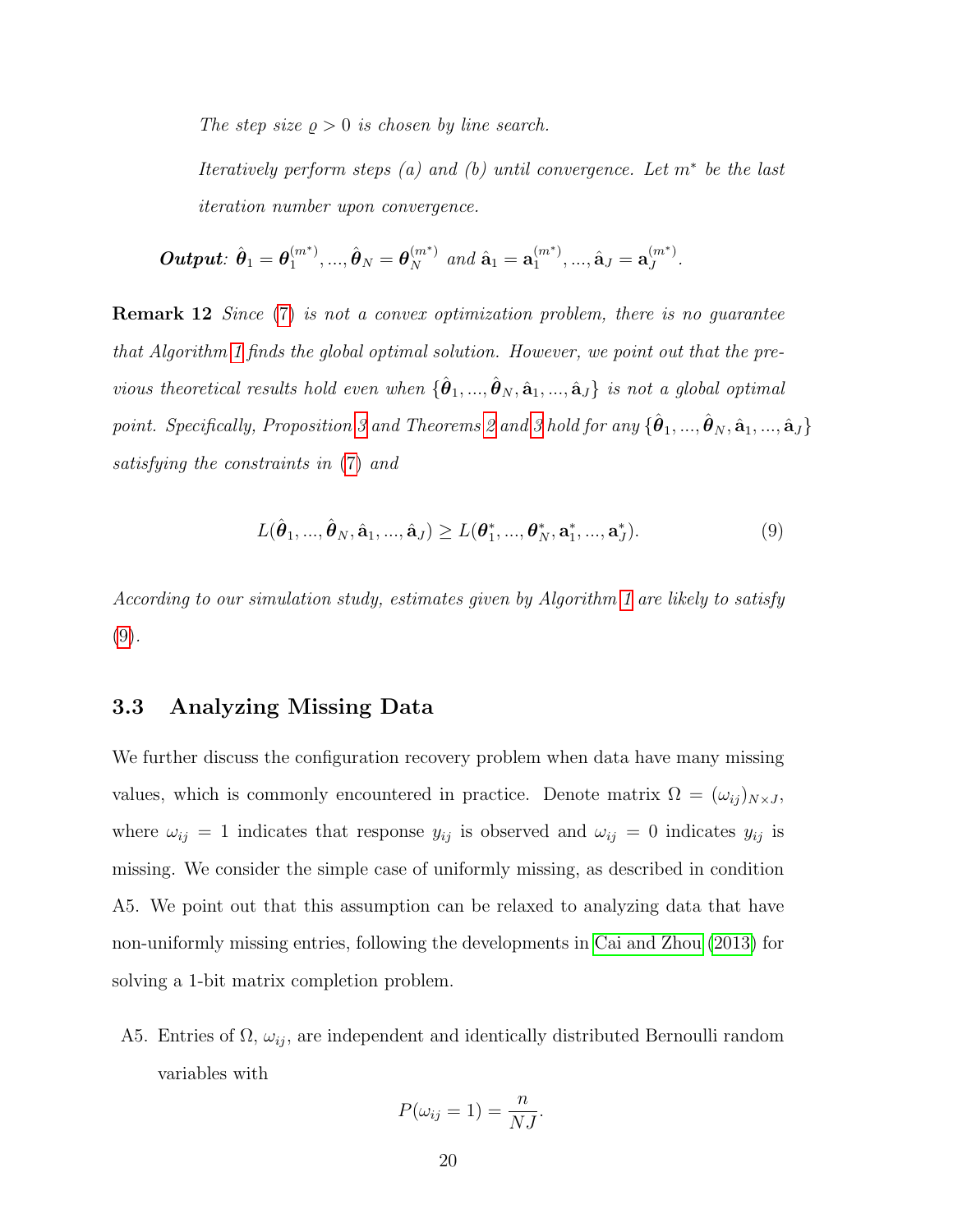*The step size $\varrho > 0$ is chosen by line search.*

*Iteratively perform steps (a) and (b) until convergence. Let $m^*$ be the last iteration number upon convergence.*

***Output***: $\hat{\boldsymbol{\theta}}_1 = \boldsymbol{\theta}_1^{(m^*)}, ..., \hat{\boldsymbol{\theta}}_N = \boldsymbol{\theta}_N^{(m^*)}$ *and* $\hat{\mathbf{a}}_1 = \mathbf{a}_1^{(m^*)}, ..., \hat{\mathbf{a}}_J = \mathbf{a}_J^{(m^*)}$.

**Remark 12** *Since (7) is not a convex optimization problem, there is no guarantee that Algorithm 1 finds the global optimal solution. However, we point out that the previous theoretical results hold even when $\{\hat{\boldsymbol{\theta}}_1, ..., \hat{\boldsymbol{\theta}}_N, \hat{\mathbf{a}}_1, ..., \hat{\mathbf{a}}_J\}$ is not a global optimal point. Specifically, Proposition 3 and Theorems 2 and 3 hold for any $\{\hat{\boldsymbol{\theta}}_1, ..., \hat{\boldsymbol{\theta}}_N, \hat{\mathbf{a}}_1, ..., \hat{\mathbf{a}}_J\}$ satisfying the constraints in (7) and*

$$L(\hat{\boldsymbol{\theta}}_1, ..., \hat{\boldsymbol{\theta}}_N, \hat{\mathbf{a}}_1, ..., \hat{\mathbf{a}}_J) \geq L(\boldsymbol{\theta}_1^*, ..., \boldsymbol{\theta}_N^*, \mathbf{a}_1^*, ..., \mathbf{a}_J^*). \tag{9}$$

*According to our simulation study, estimates given by Algorithm 1 are likely to satisfy (9).*

### 3.3 Analyzing Missing Data

We further discuss the configuration recovery problem when data have many missing values, which is commonly encountered in practice. Denote matrix $\Omega = (\omega_{ij})_{N \times J}$, where $\omega_{ij} = 1$ indicates that response $y_{ij}$ is observed and $\omega_{ij} = 0$ indicates $y_{ij}$ is missing. We consider the simple case of uniformly missing, as described in condition A5. We point out that this assumption can be relaxed to analyzing data that have non-uniformly missing entries, following the developments in Cai and Zhou (2013) for solving a 1-bit matrix completion problem.

A5. Entries of $\Omega$, $\omega_{ij}$, are independent and identically distributed Bernoulli random variables with

$$P(\omega_{ij} = 1) = \frac{n}{NJ}.$$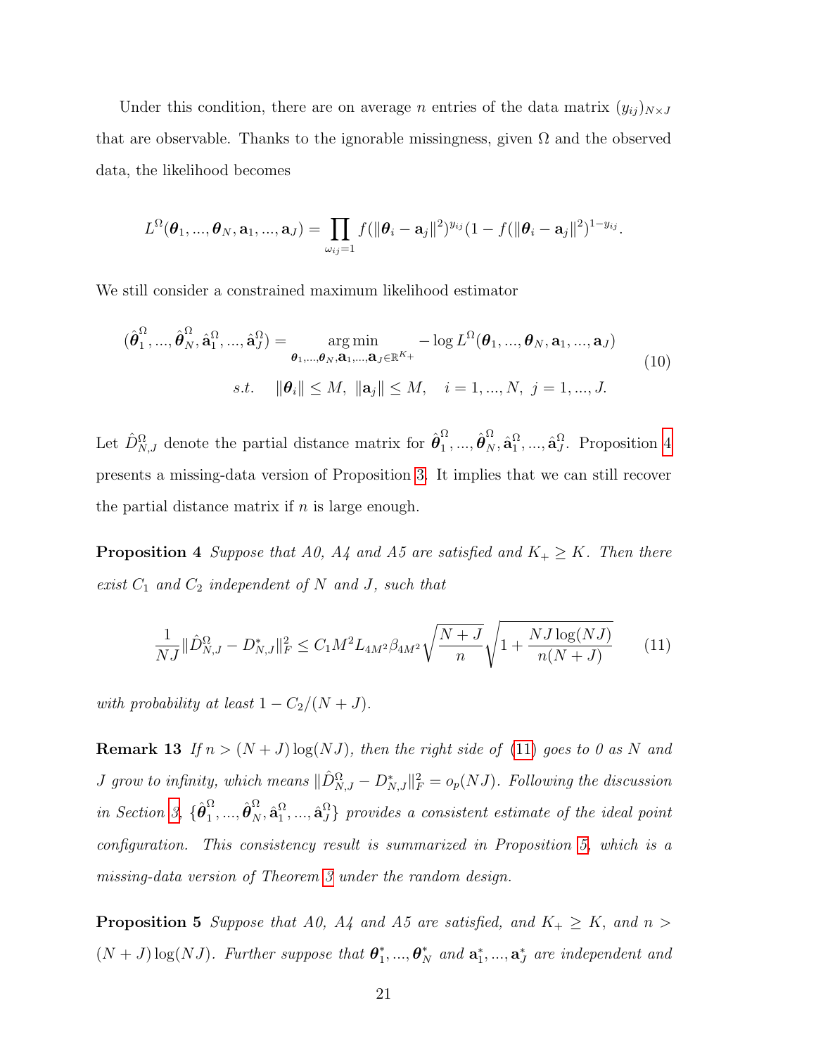Under this condition, there are on average $n$ entries of the data matrix $(y_{ij})_{N\times J}$ that are observable. Thanks to the ignorable missingness, given $\Omega$ and the observed data, the likelihood becomes

$$
L^{\Omega}(\boldsymbol{\theta}_1, ..., \boldsymbol{\theta}_N, \mathbf{a}_1, ..., \mathbf{a}_J) = \prod_{\omega_{ij}=1} f(\|\boldsymbol{\theta}_i - \mathbf{a}_j\|^2)^{y_{ij}} (1 - f(\|\boldsymbol{\theta}_i - \mathbf{a}_j\|^2)^{1-y_{ij}}.
$$

We still consider a constrained maximum likelihood estimator

$$
\begin{aligned}
(\hat{\boldsymbol{\theta}}_1^{\Omega}, ..., \hat{\boldsymbol{\theta}}_N^{\Omega}, \hat{\mathbf{a}}_1^{\Omega}, ..., \hat{\mathbf{a}}_J^{\Omega}) = &\underset{\boldsymbol{\theta}_1,...,\boldsymbol{\theta}_N, \mathbf{a}_1,...,\mathbf{a}_J \in \mathbb{R}^{K+}}{\arg\min} \; -\log L^{\Omega}(\boldsymbol{\theta}_1, ..., \boldsymbol{\theta}_N, \mathbf{a}_1, ..., \mathbf{a}_J) \\
&s.t. \quad \|\boldsymbol{\theta}_i\| \leq M, \; \|\mathbf{a}_j\| \leq M, \quad i = 1, ..., N, \; j = 1, ..., J.
\end{aligned} \tag{10}
$$

Let $\hat{D}_{N,J}^{\Omega}$ denote the partial distance matrix for $\hat{\boldsymbol{\theta}}_1^{\Omega}, ..., \hat{\boldsymbol{\theta}}_N^{\Omega}, \hat{\mathbf{a}}_1^{\Omega}, ..., \hat{\mathbf{a}}_J^{\Omega}$. Proposition 4 presents a missing-data version of Proposition 3. It implies that we can still recover the partial distance matrix if $n$ is large enough.

**Proposition 4** *Suppose that A0, A4 and A5 are satisfied and $K_+ \geq K$. Then there exist $C_1$ and $C_2$ independent of $N$ and $J$, such that*

$$
\frac{1}{NJ} \|\hat{D}_{N,J}^{\Omega} - D_{N,J}^*\|_F^2 \leq C_1 M^2 L_{4M^2} \beta_{4M^2} \sqrt{\frac{N+J}{n}} \sqrt{1 + \frac{NJ \log(NJ)}{n(N+J)}} \tag{11}
$$

*with probability at least $1 - C_2/(N+J)$.*

**Remark 13** *If $n > (N+J)\log(NJ)$, then the right side of (11) goes to 0 as $N$ and $J$ grow to infinity, which means $\|\hat{D}_{N,J}^{\Omega} - D_{N,J}^*\|_F^2 = o_p(NJ)$. Following the discussion in Section 3, $\{\hat{\boldsymbol{\theta}}_1^{\Omega}, ..., \hat{\boldsymbol{\theta}}_N^{\Omega}, \hat{\mathbf{a}}_1^{\Omega}, ..., \hat{\mathbf{a}}_J^{\Omega}\}$ provides a consistent estimate of the ideal point configuration. This consistency result is summarized in Proposition 5, which is a missing-data version of Theorem 3 under the random design.*

**Proposition 5** *Suppose that A0, A4 and A5 are satisfied, and $K_+ \geq K$, and $n > (N+J)\log(NJ)$. Further suppose that $\boldsymbol{\theta}_1^*, ..., \boldsymbol{\theta}_N^*$ and $\mathbf{a}_1^*, ..., \mathbf{a}_J^*$ are independent and*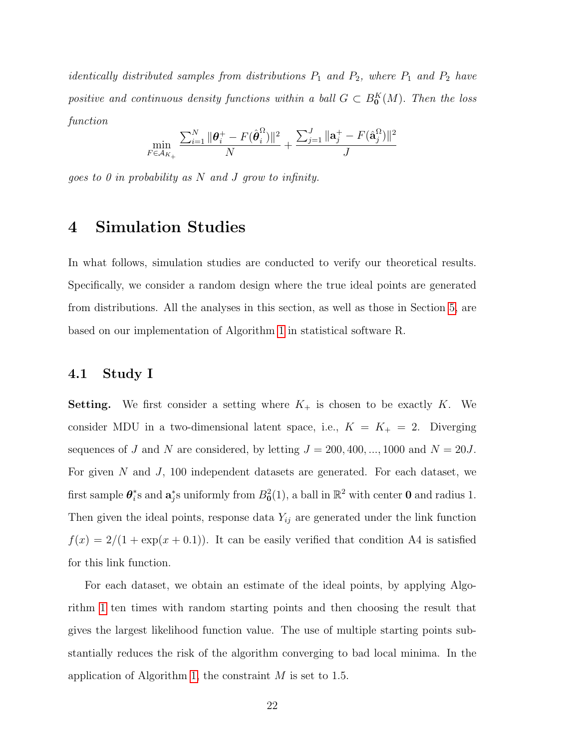*identically distributed samples from distributions $P_1$ and $P_2$, where $P_1$ and $P_2$ have positive and continuous density functions within a ball $G \subset B^K_{\mathbf{0}}(M)$. Then the loss function*

$$\min_{F \in \mathcal{A}_{K_+}} \frac{\sum_{i=1}^N \|\boldsymbol{\theta}_i^+ - F(\hat{\boldsymbol{\theta}}_i^\Omega)\|^2}{N} + \frac{\sum_{j=1}^J \|\mathbf{a}_j^+ - F(\hat{\mathbf{a}}_j^\Omega)\|^2}{J}$$

*goes to 0 in probability as $N$ and $J$ grow to infinity.*

# 4 Simulation Studies

In what follows, simulation studies are conducted to verify our theoretical results. Specifically, we consider a random design where the true ideal points are generated from distributions. All the analyses in this section, as well as those in Section 5, are based on our implementation of Algorithm 1 in statistical software R.

## 4.1 Study I

**Setting.** We first consider a setting where $K_+$ is chosen to be exactly $K$. We consider MDU in a two-dimensional latent space, i.e., $K = K_+ = 2$. Diverging sequences of $J$ and $N$ are considered, by letting $J = 200, 400, ..., 1000$ and $N = 20J$. For given $N$ and $J$, 100 independent datasets are generated. For each dataset, we first sample $\boldsymbol{\theta}_i^*$s and $\mathbf{a}_j^*$s uniformly from $B^2_{\mathbf{0}}(1)$, a ball in $\mathbb{R}^2$ with center $\mathbf{0}$ and radius 1. Then given the ideal points, response data $Y_{ij}$ are generated under the link function $f(x) = 2/(1 + \exp(x + 0.1))$. It can be easily verified that condition A4 is satisfied for this link function.

For each dataset, we obtain an estimate of the ideal points, by applying Algorithm 1 ten times with random starting points and then choosing the result that gives the largest likelihood function value. The use of multiple starting points substantially reduces the risk of the algorithm converging to bad local minima. In the application of Algorithm 1, the constraint $M$ is set to 1.5.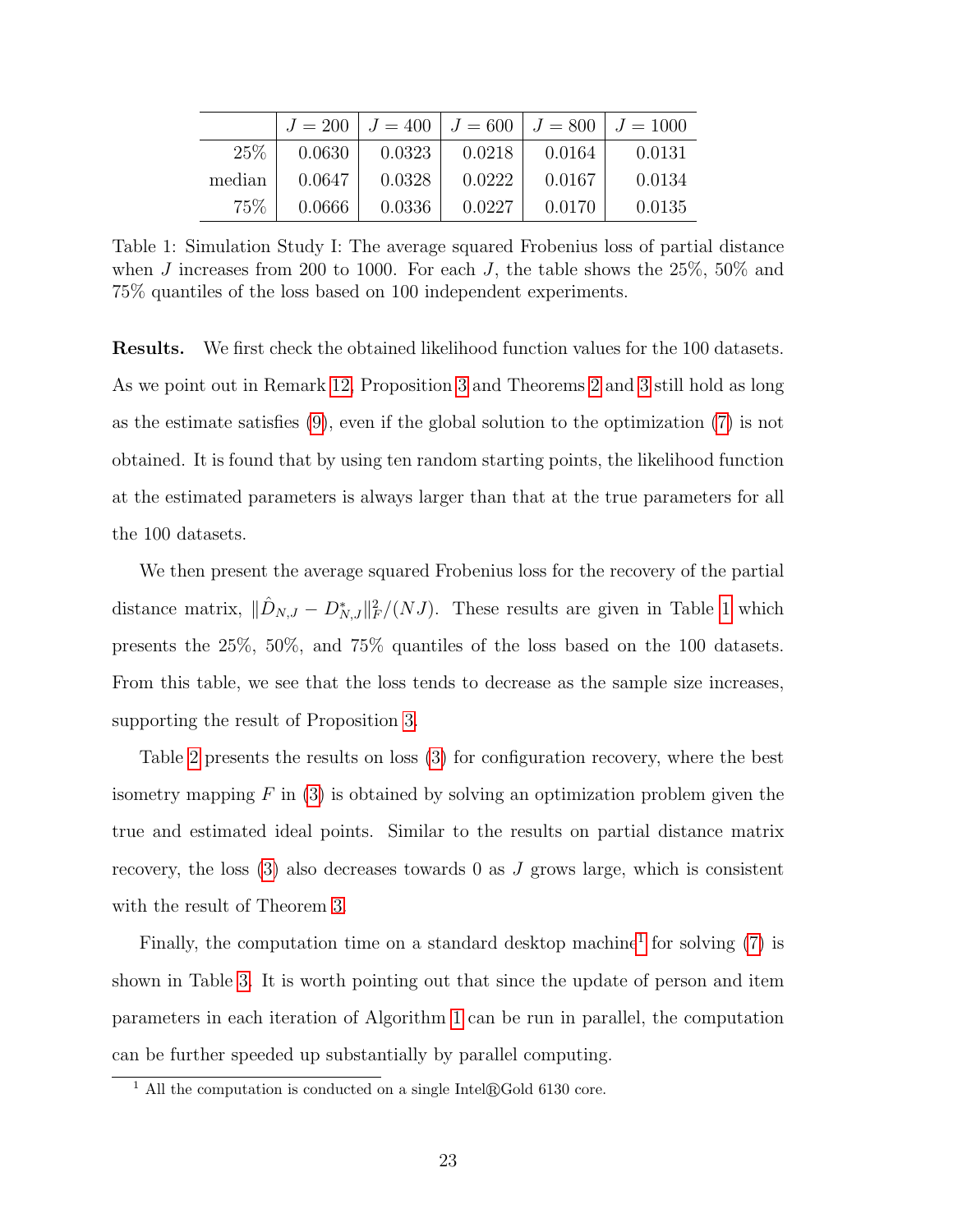|  | $J = 200$ | $J = 400$ | $J = 600$ | $J = 800$ | $J = 1000$ |
|---|---|---|---|---|---|
| 25% | 0.0630 | 0.0323 | 0.0218 | 0.0164 | 0.0131 |
| median | 0.0647 | 0.0328 | 0.0222 | 0.0167 | 0.0134 |
| 75% | 0.0666 | 0.0336 | 0.0227 | 0.0170 | 0.0135 |

Table 1: Simulation Study I: The average squared Frobenius loss of partial distance when $J$ increases from 200 to 1000. For each $J$, the table shows the 25%, 50% and 75% quantiles of the loss based on 100 independent experiments.

**Results.** We first check the obtained likelihood function values for the 100 datasets. As we point out in Remark 12, Proposition 3 and Theorems 2 and 3 still hold as long as the estimate satisfies (9), even if the global solution to the optimization (7) is not obtained. It is found that by using ten random starting points, the likelihood function at the estimated parameters is always larger than that at the true parameters for all the 100 datasets.

We then present the average squared Frobenius loss for the recovery of the partial distance matrix, $\|\hat{D}_{N,J} - D^*_{N,J}\|_F^2/(NJ)$. These results are given in Table 1 which presents the 25%, 50%, and 75% quantiles of the loss based on the 100 datasets. From this table, we see that the loss tends to decrease as the sample size increases, supporting the result of Proposition 3.

Table 2 presents the results on loss (3) for configuration recovery, where the best isometry mapping $F$ in (3) is obtained by solving an optimization problem given the true and estimated ideal points. Similar to the results on partial distance matrix recovery, the loss (3) also decreases towards 0 as $J$ grows large, which is consistent with the result of Theorem 3.

Finally, the computation time on a standard desktop machine[1] for solving (7) is shown in Table 3. It is worth pointing out that since the update of person and item parameters in each iteration of Algorithm 1 can be run in parallel, the computation can be further speeded up substantially by parallel computing.

[1] All the computation is conducted on a single Intel®Gold 6130 core.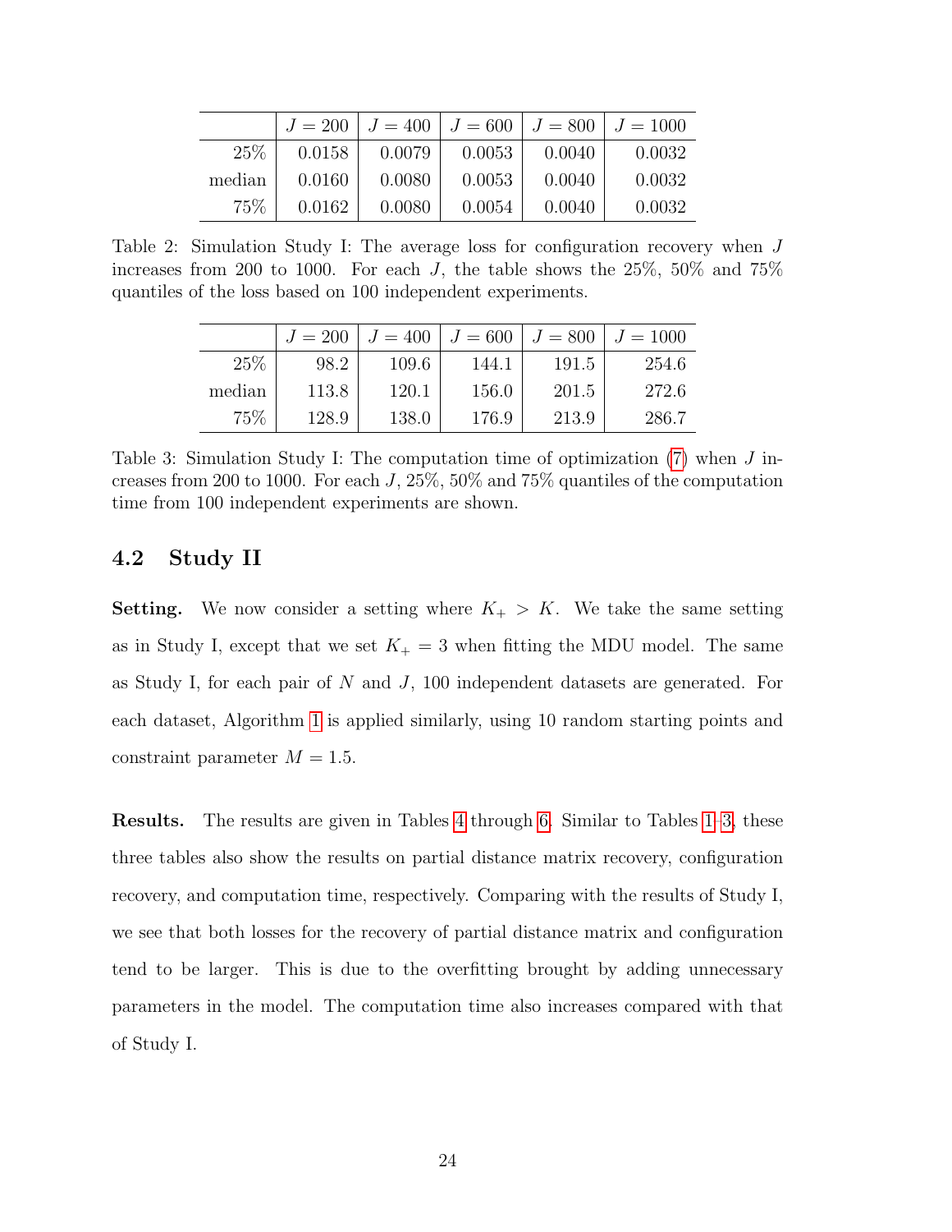|  | $J = 200$ | $J = 400$ | $J = 600$ | $J = 800$ | $J = 1000$ |
|---|---|---|---|---|---|
| 25% | 0.0158 | 0.0079 | 0.0053 | 0.0040 | 0.0032 |
| median | 0.0160 | 0.0080 | 0.0053 | 0.0040 | 0.0032 |
| 75% | 0.0162 | 0.0080 | 0.0054 | 0.0040 | 0.0032 |

Table 2: Simulation Study I: The average loss for configuration recovery when $J$ increases from 200 to 1000. For each $J$, the table shows the 25%, 50% and 75% quantiles of the loss based on 100 independent experiments.

|  | $J = 200$ | $J = 400$ | $J = 600$ | $J = 800$ | $J = 1000$ |
|---|---|---|---|---|---|
| 25% | 98.2 | 109.6 | 144.1 | 191.5 | 254.6 |
| median | 113.8 | 120.1 | 156.0 | 201.5 | 272.6 |
| 75% | 128.9 | 138.0 | 176.9 | 213.9 | 286.7 |

Table 3: Simulation Study I: The computation time of optimization (7) when $J$ increases from 200 to 1000. For each $J$, 25%, 50% and 75% quantiles of the computation time from 100 independent experiments are shown.

## 4.2 Study II

**Setting.** We now consider a setting where $K_+ > K$. We take the same setting as in Study I, except that we set $K_+ = 3$ when fitting the MDU model. The same as Study I, for each pair of $N$ and $J$, 100 independent datasets are generated. For each dataset, Algorithm 1 is applied similarly, using 10 random starting points and constraint parameter $M = 1.5$.

**Results.** The results are given in Tables 4 through 6. Similar to Tables 1–3, these three tables also show the results on partial distance matrix recovery, configuration recovery, and computation time, respectively. Comparing with the results of Study I, we see that both losses for the recovery of partial distance matrix and configuration tend to be larger. This is due to the overfitting brought by adding unnecessary parameters in the model. The computation time also increases compared with that of Study I.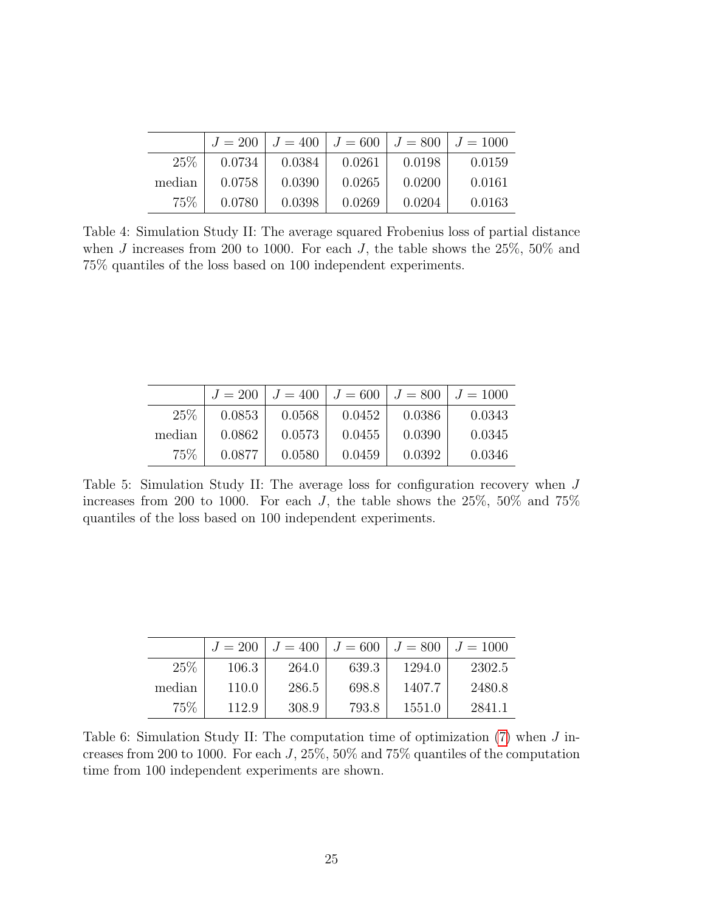| | $J = 200$ | $J = 400$ | $J = 600$ | $J = 800$ | $J = 1000$ |
|---|---|---|---|---|---|
| 25% | 0.0734 | 0.0384 | 0.0261 | 0.0198 | 0.0159 |
| median | 0.0758 | 0.0390 | 0.0265 | 0.0200 | 0.0161 |
| 75% | 0.0780 | 0.0398 | 0.0269 | 0.0204 | 0.0163 |

Table 4: Simulation Study II: The average squared Frobenius loss of partial distance when $J$ increases from 200 to 1000. For each $J$, the table shows the 25%, 50% and 75% quantiles of the loss based on 100 independent experiments.

| | $J = 200$ | $J = 400$ | $J = 600$ | $J = 800$ | $J = 1000$ |
|---|---|---|---|---|---|
| 25% | 0.0853 | 0.0568 | 0.0452 | 0.0386 | 0.0343 |
| median | 0.0862 | 0.0573 | 0.0455 | 0.0390 | 0.0345 |
| 75% | 0.0877 | 0.0580 | 0.0459 | 0.0392 | 0.0346 |

Table 5: Simulation Study II: The average loss for configuration recovery when $J$ increases from 200 to 1000. For each $J$, the table shows the 25%, 50% and 75% quantiles of the loss based on 100 independent experiments.

| | $J = 200$ | $J = 400$ | $J = 600$ | $J = 800$ | $J = 1000$ |
|---|---|---|---|---|---|
| 25% | 106.3 | 264.0 | 639.3 | 1294.0 | 2302.5 |
| median | 110.0 | 286.5 | 698.8 | 1407.7 | 2480.8 |
| 75% | 112.9 | 308.9 | 793.8 | 1551.0 | 2841.1 |

Table 6: Simulation Study II: The computation time of optimization (7) when $J$ increases from 200 to 1000. For each $J$, 25%, 50% and 75% quantiles of the computation time from 100 independent experiments are shown.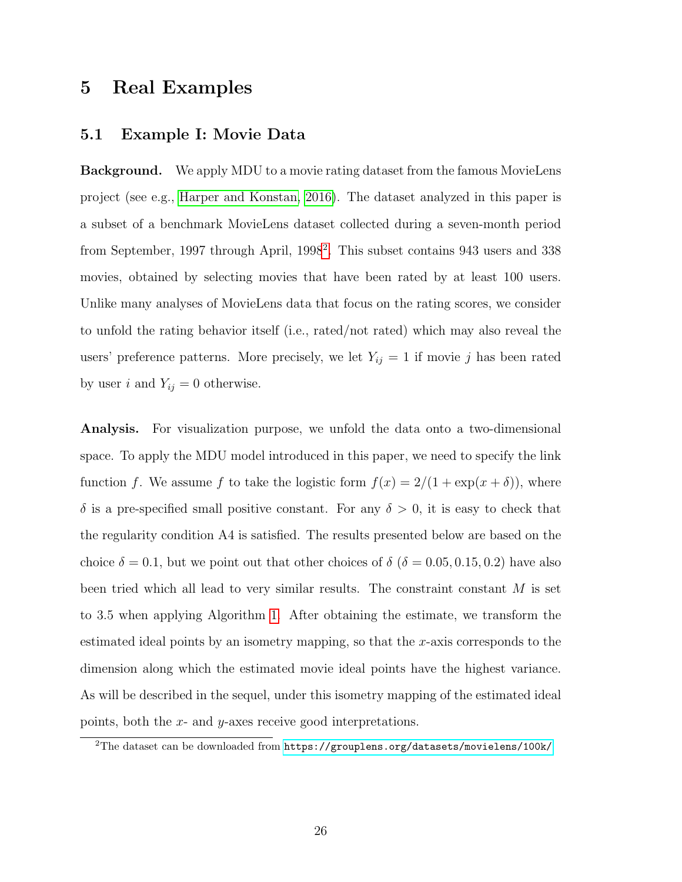# 5 Real Examples

## 5.1 Example I: Movie Data

**Background.** We apply MDU to a movie rating dataset from the famous MovieLens project (see e.g., Harper and Konstan, 2016). The dataset analyzed in this paper is a subset of a benchmark MovieLens dataset collected during a seven-month period from September, 1997 through April, 1998[2]. This subset contains 943 users and 338 movies, obtained by selecting movies that have been rated by at least 100 users. Unlike many analyses of MovieLens data that focus on the rating scores, we consider to unfold the rating behavior itself (i.e., rated/not rated) which may also reveal the users' preference patterns. More precisely, we let $Y_{ij} = 1$ if movie $j$ has been rated by user $i$ and $Y_{ij} = 0$ otherwise.

**Analysis.** For visualization purpose, we unfold the data onto a two-dimensional space. To apply the MDU model introduced in this paper, we need to specify the link function $f$. We assume $f$ to take the logistic form $f(x) = 2/(1 + \exp(x + \delta))$, where $\delta$ is a pre-specified small positive constant. For any $\delta > 0$, it is easy to check that the regularity condition A4 is satisfied. The results presented below are based on the choice $\delta = 0.1$, but we point out that other choices of $\delta$ ($\delta = 0.05, 0.15, 0.2$) have also been tried which all lead to very similar results. The constraint constant $M$ is set to 3.5 when applying Algorithm 1. After obtaining the estimate, we transform the estimated ideal points by an isometry mapping, so that the $x$-axis corresponds to the dimension along which the estimated movie ideal points have the highest variance. As will be described in the sequel, under this isometry mapping of the estimated ideal points, both the $x$- and $y$-axes receive good interpretations.

[2]The dataset can be downloaded from `https://grouplens.org/datasets/movielens/100k/`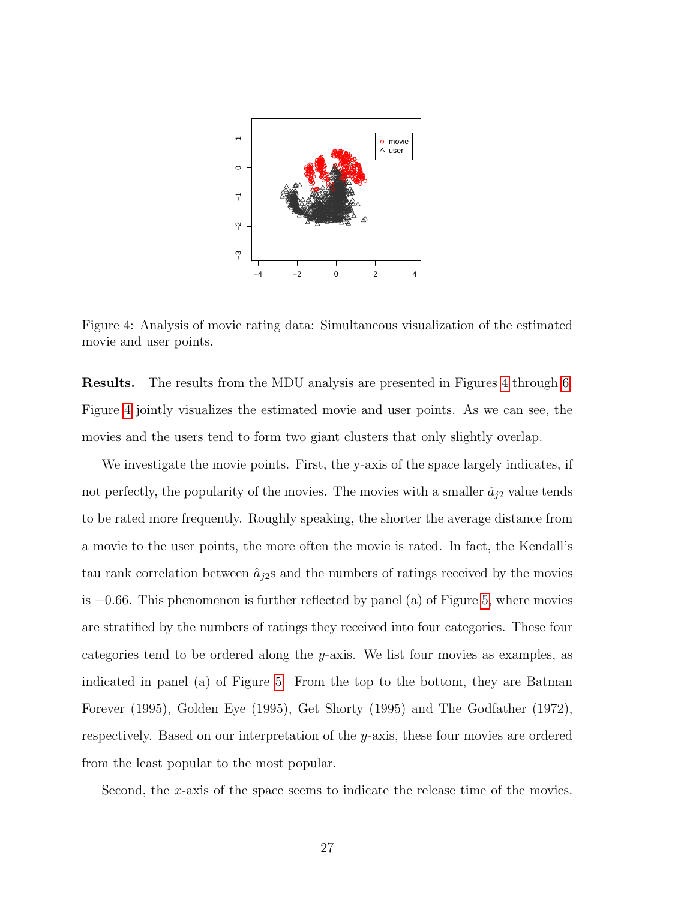Figure 4: Analysis of movie rating data: Simultaneous visualization of the estimated movie and user points.

**Results.** The results from the MDU analysis are presented in Figures 4 through 6. Figure 4 jointly visualizes the estimated movie and user points. As we can see, the movies and the users tend to form two giant clusters that only slightly overlap.

We investigate the movie points. First, the y-axis of the space largely indicates, if not perfectly, the popularity of the movies. The movies with a smaller $\hat{a}_{j2}$ value tends to be rated more frequently. Roughly speaking, the shorter the average distance from a movie to the user points, the more often the movie is rated. In fact, the Kendall's tau rank correlation between $\hat{a}_{j2}$s and the numbers of ratings received by the movies is $-0.66$. This phenomenon is further reflected by panel (a) of Figure 5, where movies are stratified by the numbers of ratings they received into four categories. These four categories tend to be ordered along the $y$-axis. We list four movies as examples, as indicated in panel (a) of Figure 5. From the top to the bottom, they are Batman Forever (1995), Golden Eye (1995), Get Shorty (1995) and The Godfather (1972), respectively. Based on our interpretation of the $y$-axis, these four movies are ordered from the least popular to the most popular.

Second, the $x$-axis of the space seems to indicate the release time of the movies.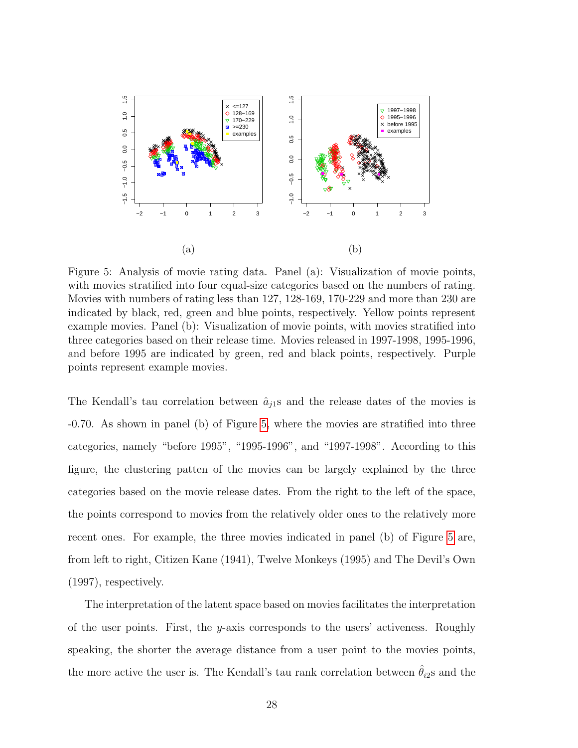(a)

(b)

Figure 5: Analysis of movie rating data. Panel (a): Visualization of movie points, with movies stratified into four equal-size categories based on the numbers of rating. Movies with numbers of rating less than 127, 128-169, 170-229 and more than 230 are indicated by black, red, green and blue points, respectively. Yellow points represent example movies. Panel (b): Visualization of movie points, with movies stratified into three categories based on their release time. Movies released in 1997-1998, 1995-1996, and before 1995 are indicated by green, red and black points, respectively. Purple points represent example movies.

The Kendall's tau correlation between $\hat{a}_{j1}$s and the release dates of the movies is -0.70. As shown in panel (b) of Figure 5, where the movies are stratified into three categories, namely "before 1995", "1995-1996", and "1997-1998". According to this figure, the clustering patten of the movies can be largely explained by the three categories based on the movie release dates. From the right to the left of the space, the points correspond to movies from the relatively older ones to the relatively more recent ones. For example, the three movies indicated in panel (b) of Figure 5 are, from left to right, Citizen Kane (1941), Twelve Monkeys (1995) and The Devil's Own (1997), respectively.

The interpretation of the latent space based on movies facilitates the interpretation of the user points. First, the $y$-axis corresponds to the users' activeness. Roughly speaking, the shorter the average distance from a user point to the movies points, the more active the user is. The Kendall's tau rank correlation between $\hat{\theta}_{i2}$s and the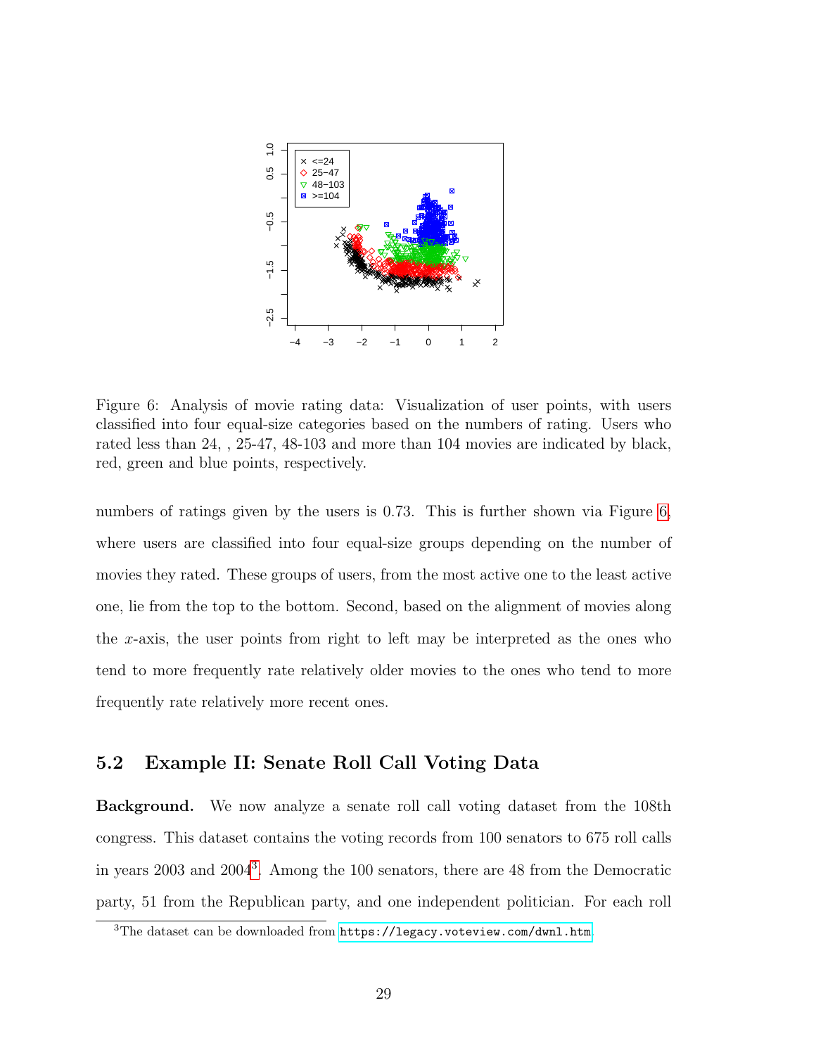Figure 6: Analysis of movie rating data: Visualization of user points, with users classified into four equal-size categories based on the numbers of rating. Users who rated less than 24, , 25-47, 48-103 and more than 104 movies are indicated by black, red, green and blue points, respectively.

numbers of ratings given by the users is 0.73. This is further shown via Figure 6, where users are classified into four equal-size groups depending on the number of movies they rated. These groups of users, from the most active one to the least active one, lie from the top to the bottom. Second, based on the alignment of movies along the $x$-axis, the user points from right to left may be interpreted as the ones who tend to more frequently rate relatively older movies to the ones who tend to more frequently rate relatively more recent ones.

### 5.2 Example II: Senate Roll Call Voting Data

**Background.** We now analyze a senate roll call voting dataset from the 108th congress. This dataset contains the voting records from 100 senators to 675 roll calls in years 2003 and 2004[3]. Among the 100 senators, there are 48 from the Democratic party, 51 from the Republican party, and one independent politician. For each roll

[3] The dataset can be downloaded from `https://legacy.voteview.com/dwnl.htm`.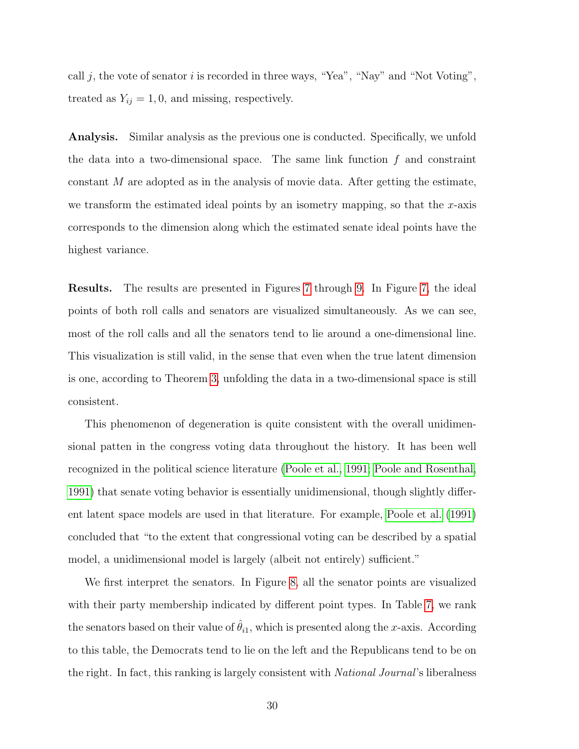call $j$, the vote of senator $i$ is recorded in three ways, "Yea", "Nay" and "Not Voting", treated as $Y_{ij} = 1, 0$, and missing, respectively.

**Analysis.** Similar analysis as the previous one is conducted. Specifically, we unfold the data into a two-dimensional space. The same link function $f$ and constraint constant $M$ are adopted as in the analysis of movie data. After getting the estimate, we transform the estimated ideal points by an isometry mapping, so that the $x$-axis corresponds to the dimension along which the estimated senate ideal points have the highest variance.

**Results.** The results are presented in Figures 7 through 9. In Figure 7, the ideal points of both roll calls and senators are visualized simultaneously. As we can see, most of the roll calls and all the senators tend to lie around a one-dimensional line. This visualization is still valid, in the sense that even when the true latent dimension is one, according to Theorem 3, unfolding the data in a two-dimensional space is still consistent.

This phenomenon of degeneration is quite consistent with the overall unidimensional patten in the congress voting data throughout the history. It has been well recognized in the political science literature (Poole et al., 1991; Poole and Rosenthal, 1991) that senate voting behavior is essentially unidimensional, though slightly different latent space models are used in that literature. For example, Poole et al. (1991) concluded that "to the extent that congressional voting can be described by a spatial model, a unidimensional model is largely (albeit not entirely) sufficient."

We first interpret the senators. In Figure 8, all the senator points are visualized with their party membership indicated by different point types. In Table 7, we rank the senators based on their value of $\hat{\theta}_{i1}$, which is presented along the $x$-axis. According to this table, the Democrats tend to lie on the left and the Republicans tend to be on the right. In fact, this ranking is largely consistent with *National Journal*'s liberalness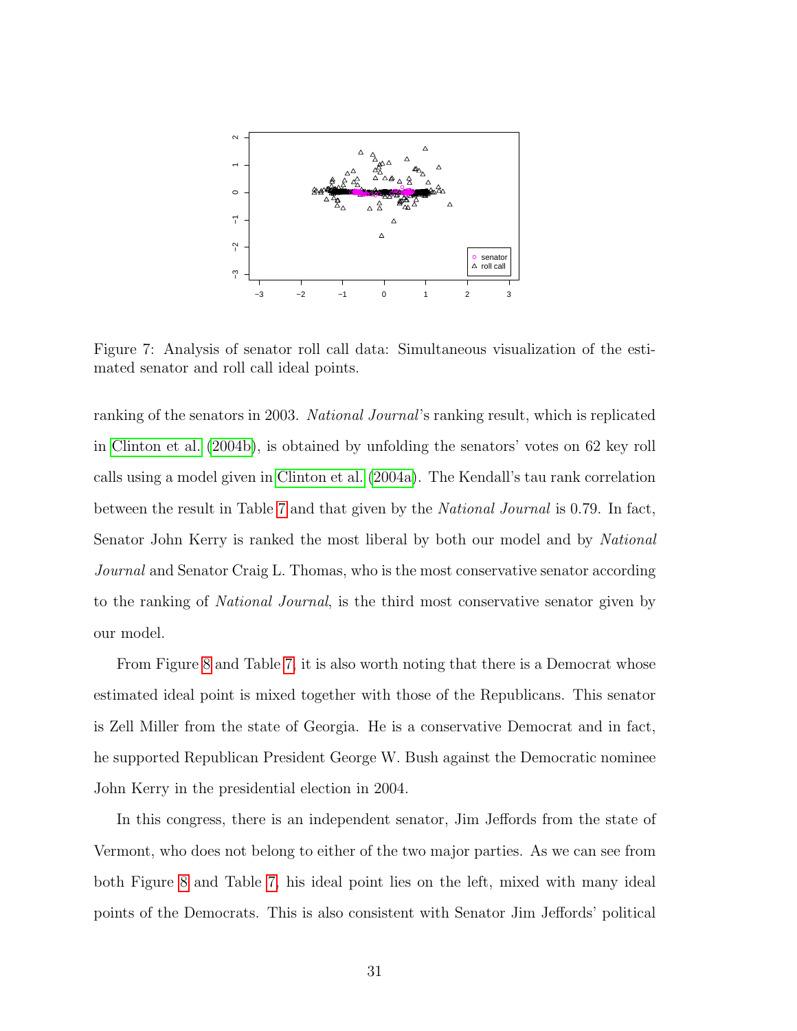Figure 7: Analysis of senator roll call data: Simultaneous visualization of the estimated senator and roll call ideal points.

ranking of the senators in 2003. *National Journal*'s ranking result, which is replicated in Clinton et al. (2004b), is obtained by unfolding the senators' votes on 62 key roll calls using a model given in Clinton et al. (2004a). The Kendall's tau rank correlation between the result in Table 7 and that given by the *National Journal* is 0.79. In fact, Senator John Kerry is ranked the most liberal by both our model and by *National Journal* and Senator Craig L. Thomas, who is the most conservative senator according to the ranking of *National Journal*, is the third most conservative senator given by our model.

From Figure 8 and Table 7, it is also worth noting that there is a Democrat whose estimated ideal point is mixed together with those of the Republicans. This senator is Zell Miller from the state of Georgia. He is a conservative Democrat and in fact, he supported Republican President George W. Bush against the Democratic nominee John Kerry in the presidential election in 2004.

In this congress, there is an independent senator, Jim Jeffords from the state of Vermont, who does not belong to either of the two major parties. As we can see from both Figure 8 and Table 7, his ideal point lies on the left, mixed with many ideal points of the Democrats. This is also consistent with Senator Jim Jeffords' political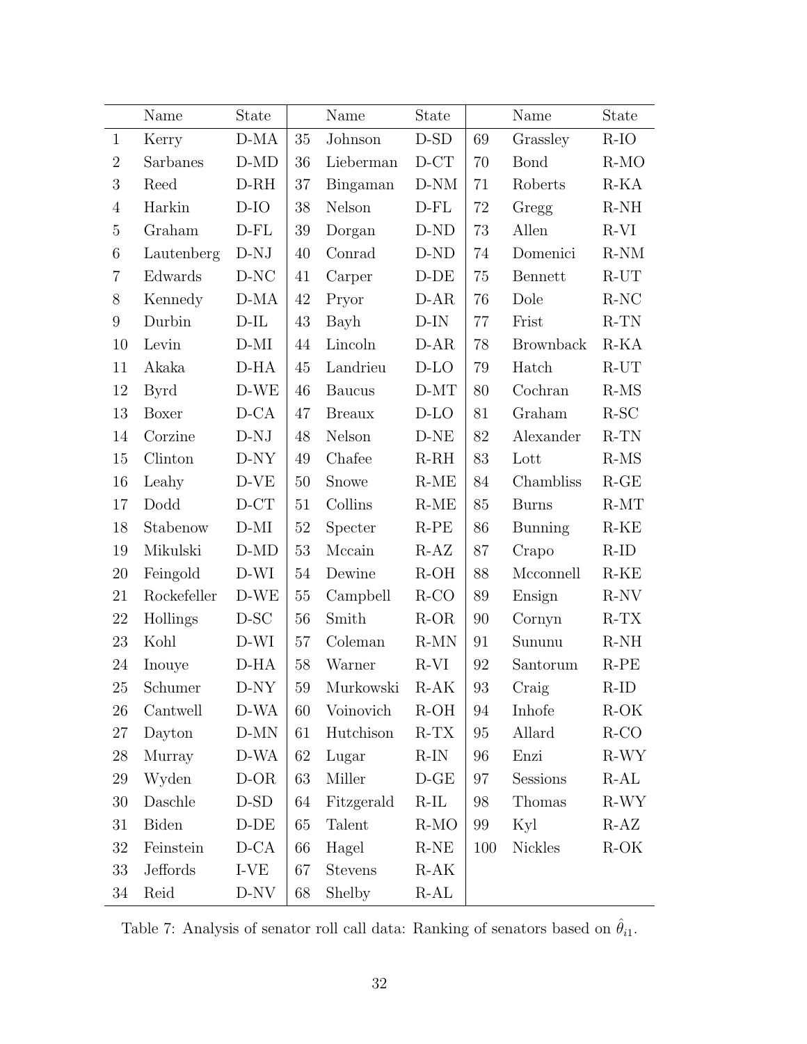| | Name | State | | Name | State | | Name | State |
|---|---|---|---|---|---|---|---|---|
| 1 | Kerry | D-MA | 35 | Johnson | D-SD | 69 | Grassley | R-IO |
| 2 | Sarbanes | D-MD | 36 | Lieberman | D-CT | 70 | Bond | R-MO |
| 3 | Reed | D-RH | 37 | Bingaman | D-NM | 71 | Roberts | R-KA |
| 4 | Harkin | D-IO | 38 | Nelson | D-FL | 72 | Gregg | R-NH |
| 5 | Graham | D-FL | 39 | Dorgan | D-ND | 73 | Allen | R-VI |
| 6 | Lautenberg | D-NJ | 40 | Conrad | D-ND | 74 | Domenici | R-NM |
| 7 | Edwards | D-NC | 41 | Carper | D-DE | 75 | Bennett | R-UT |
| 8 | Kennedy | D-MA | 42 | Pryor | D-AR | 76 | Dole | R-NC |
| 9 | Durbin | D-IL | 43 | Bayh | D-IN | 77 | Frist | R-TN |
| 10 | Levin | D-MI | 44 | Lincoln | D-AR | 78 | Brownback | R-KA |
| 11 | Akaka | D-HA | 45 | Landrieu | D-LO | 79 | Hatch | R-UT |
| 12 | Byrd | D-WE | 46 | Baucus | D-MT | 80 | Cochran | R-MS |
| 13 | Boxer | D-CA | 47 | Breaux | D-LO | 81 | Graham | R-SC |
| 14 | Corzine | D-NJ | 48 | Nelson | D-NE | 82 | Alexander | R-TN |
| 15 | Clinton | D-NY | 49 | Chafee | R-RH | 83 | Lott | R-MS |
| 16 | Leahy | D-VE | 50 | Snowe | R-ME | 84 | Chambliss | R-GE |
| 17 | Dodd | D-CT | 51 | Collins | R-ME | 85 | Burns | R-MT |
| 18 | Stabenow | D-MI | 52 | Specter | R-PE | 86 | Bunning | R-KE |
| 19 | Mikulski | D-MD | 53 | Mccain | R-AZ | 87 | Crapo | R-ID |
| 20 | Feingold | D-WI | 54 | Dewine | R-OH | 88 | Mcconnell | R-KE |
| 21 | Rockefeller | D-WE | 55 | Campbell | R-CO | 89 | Ensign | R-NV |
| 22 | Hollings | D-SC | 56 | Smith | R-OR | 90 | Cornyn | R-TX |
| 23 | Kohl | D-WI | 57 | Coleman | R-MN | 91 | Sununu | R-NH |
| 24 | Inouye | D-HA | 58 | Warner | R-VI | 92 | Santorum | R-PE |
| 25 | Schumer | D-NY | 59 | Murkowski | R-AK | 93 | Craig | R-ID |
| 26 | Cantwell | D-WA | 60 | Voinovich | R-OH | 94 | Inhofe | R-OK |
| 27 | Dayton | D-MN | 61 | Hutchison | R-TX | 95 | Allard | R-CO |
| 28 | Murray | D-WA | 62 | Lugar | R-IN | 96 | Enzi | R-WY |
| 29 | Wyden | D-OR | 63 | Miller | D-GE | 97 | Sessions | R-AL |
| 30 | Daschle | D-SD | 64 | Fitzgerald | R-IL | 98 | Thomas | R-WY |
| 31 | Biden | D-DE | 65 | Talent | R-MO | 99 | Kyl | R-AZ |
| 32 | Feinstein | D-CA | 66 | Hagel | R-NE | 100 | Nickles | R-OK |
| 33 | Jeffords | I-VE | 67 | Stevens | R-AK | | | |
| 34 | Reid | D-NV | 68 | Shelby | R-AL | | | |

Table 7: Analysis of senator roll call data: Ranking of senators based on $\hat{\theta}_{i1}$.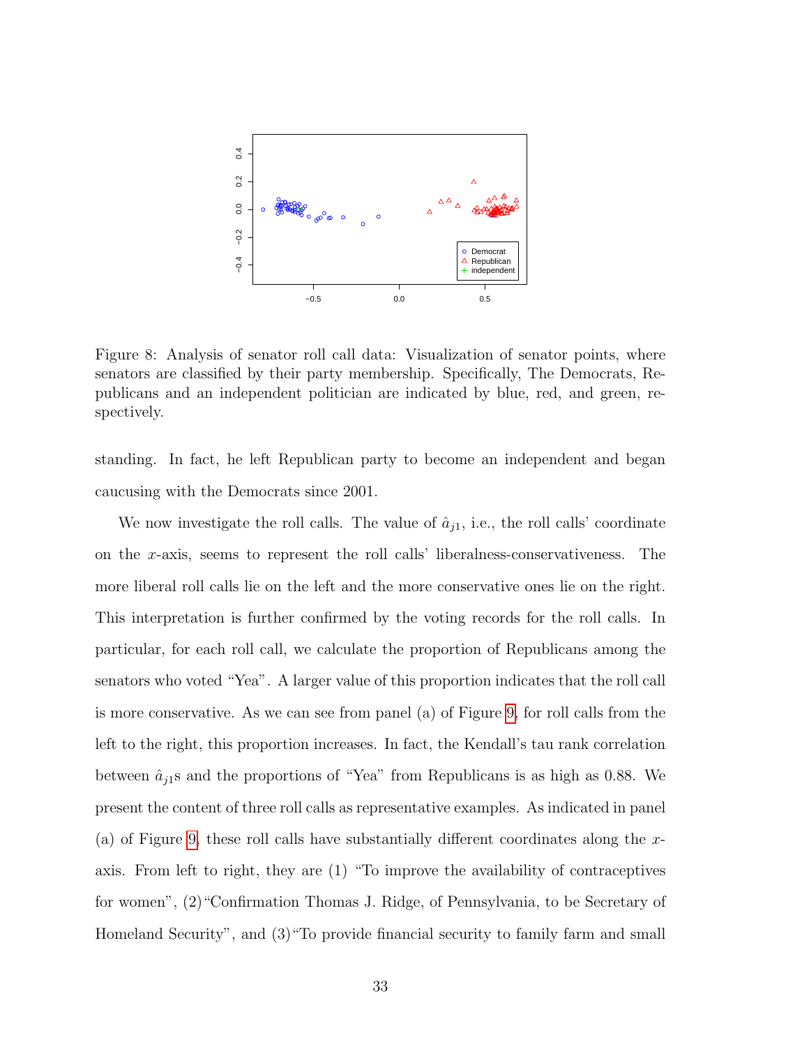Figure 8: Analysis of senator roll call data: Visualization of senator points, where senators are classified by their party membership. Specifically, The Democrats, Republicans and an independent politician are indicated by blue, red, and green, respectively.

standing. In fact, he left Republican party to become an independent and began caucusing with the Democrats since 2001.

We now investigate the roll calls. The value of $\hat{a}_{j1}$, i.e., the roll calls' coordinate on the $x$-axis, seems to represent the roll calls' liberalness-conservativeness. The more liberal roll calls lie on the left and the more conservative ones lie on the right. This interpretation is further confirmed by the voting records for the roll calls. In particular, for each roll call, we calculate the proportion of Republicans among the senators who voted "Yea". A larger value of this proportion indicates that the roll call is more conservative. As we can see from panel (a) of Figure 9, for roll calls from the left to the right, this proportion increases. In fact, the Kendall's tau rank correlation between $\hat{a}_{j1}$s and the proportions of "Yea" from Republicans is as high as 0.88. We present the content of three roll calls as representative examples. As indicated in panel (a) of Figure 9, these roll calls have substantially different coordinates along the $x$-axis. From left to right, they are (1) "To improve the availability of contraceptives for women", (2) "Confirmation Thomas J. Ridge, of Pennsylvania, to be Secretary of Homeland Security", and (3) "To provide financial security to family farm and small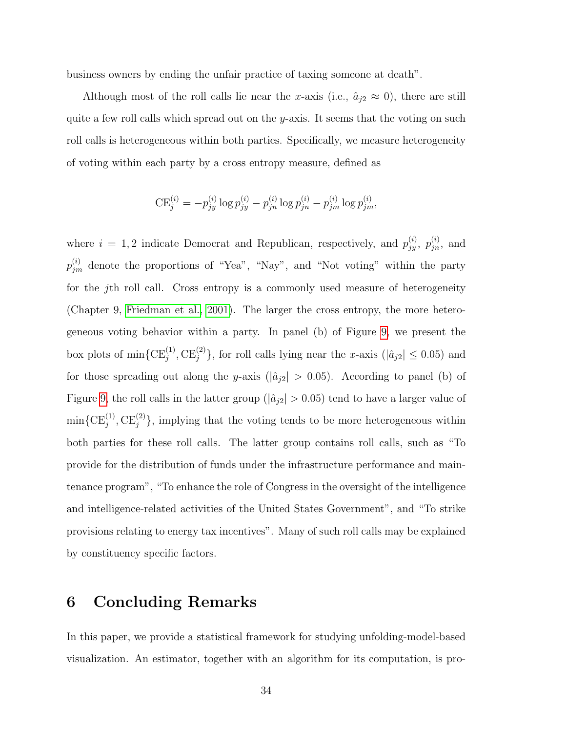business owners by ending the unfair practice of taxing someone at death".

Although most of the roll calls lie near the $x$-axis (i.e., $\hat{a}_{j2} \approx 0$), there are still quite a few roll calls which spread out on the $y$-axis. It seems that the voting on such roll calls is heterogeneous within both parties. Specifically, we measure heterogeneity of voting within each party by a cross entropy measure, defined as

$$\mathrm{CE}_j^{(i)} = -p_{jy}^{(i)} \log p_{jy}^{(i)} - p_{jn}^{(i)} \log p_{jn}^{(i)} - p_{jm}^{(i)} \log p_{jm}^{(i)},$$

where $i = 1, 2$ indicate Democrat and Republican, respectively, and $p_{jy}^{(i)}$, $p_{jn}^{(i)}$, and $p_{jm}^{(i)}$ denote the proportions of "Yea", "Nay", and "Not voting" within the party for the $j$th roll call. Cross entropy is a commonly used measure of heterogeneity (Chapter 9, Friedman et al., 2001). The larger the cross entropy, the more heterogeneous voting behavior within a party. In panel (b) of Figure 9, we present the box plots of $\min\{\mathrm{CE}_j^{(1)}, \mathrm{CE}_j^{(2)}\}$, for roll calls lying near the $x$-axis ($|\hat{a}_{j2}| \leq 0.05$) and for those spreading out along the $y$-axis ($|\hat{a}_{j2}| > 0.05$). According to panel (b) of Figure 9, the roll calls in the latter group ($|\hat{a}_{j2}| > 0.05$) tend to have a larger value of $\min\{\mathrm{CE}_j^{(1)}, \mathrm{CE}_j^{(2)}\}$, implying that the voting tends to be more heterogeneous within both parties for these roll calls. The latter group contains roll calls, such as "To provide for the distribution of funds under the infrastructure performance and maintenance program", "To enhance the role of Congress in the oversight of the intelligence and intelligence-related activities of the United States Government", and "To strike provisions relating to energy tax incentives". Many of such roll calls may be explained by constituency specific factors.

# 6 Concluding Remarks

In this paper, we provide a statistical framework for studying unfolding-model-based visualization. An estimator, together with an algorithm for its computation, is pro-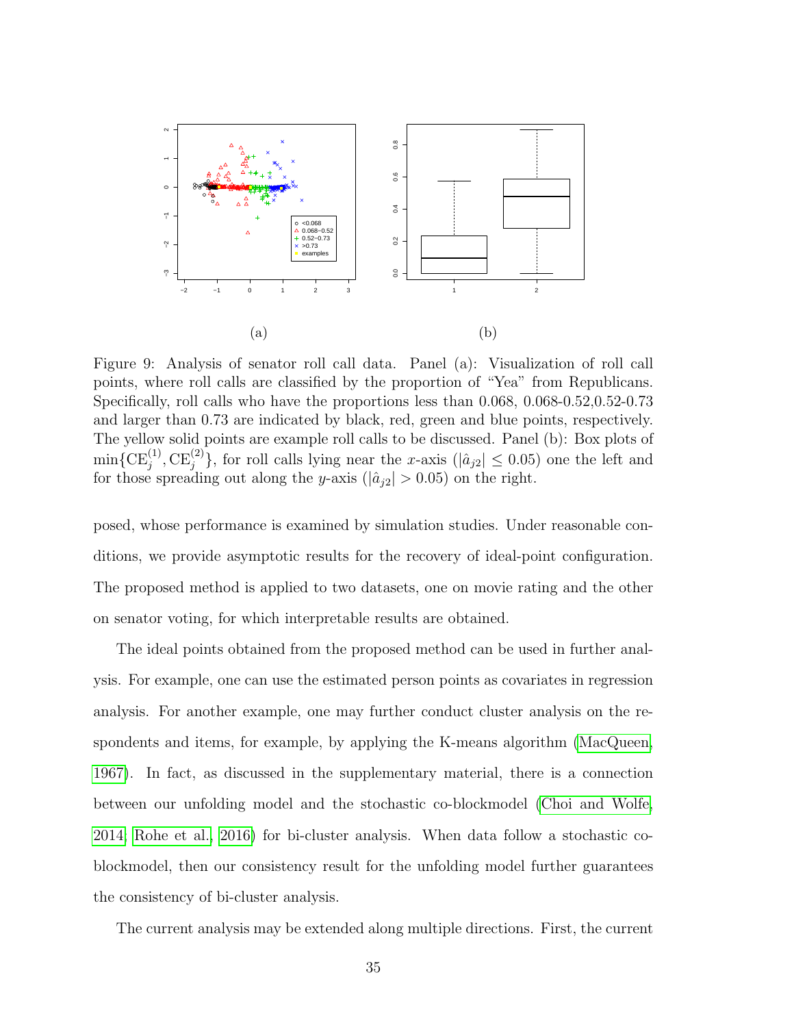(a) (b)

Figure 9: Analysis of senator roll call data. Panel (a): Visualization of roll call points, where roll calls are classified by the proportion of "Yea" from Republicans. Specifically, roll calls who have the proportions less than 0.068, 0.068-0.52,0.52-0.73 and larger than 0.73 are indicated by black, red, green and blue points, respectively. The yellow solid points are example roll calls to be discussed. Panel (b): Box plots of $\min\{\mathrm{CE}_j^{(1)}, \mathrm{CE}_j^{(2)}\}$, for roll calls lying near the $x$-axis ($|\hat{a}_{j2}| \leq 0.05$) one the left and for those spreading out along the $y$-axis ($|\hat{a}_{j2}| > 0.05$) on the right.

posed, whose performance is examined by simulation studies. Under reasonable conditions, we provide asymptotic results for the recovery of ideal-point configuration. The proposed method is applied to two datasets, one on movie rating and the other on senator voting, for which interpretable results are obtained.

The ideal points obtained from the proposed method can be used in further analysis. For example, one can use the estimated person points as covariates in regression analysis. For another example, one may further conduct cluster analysis on the respondents and items, for example, by applying the K-means algorithm (MacQueen, 1967). In fact, as discussed in the supplementary material, there is a connection between our unfolding model and the stochastic co-blockmodel (Choi and Wolfe, 2014; Rohe et al., 2016) for bi-cluster analysis. When data follow a stochastic co-blockmodel, then our consistency result for the unfolding model further guarantees the consistency of bi-cluster analysis.

The current analysis may be extended along multiple directions. First, the current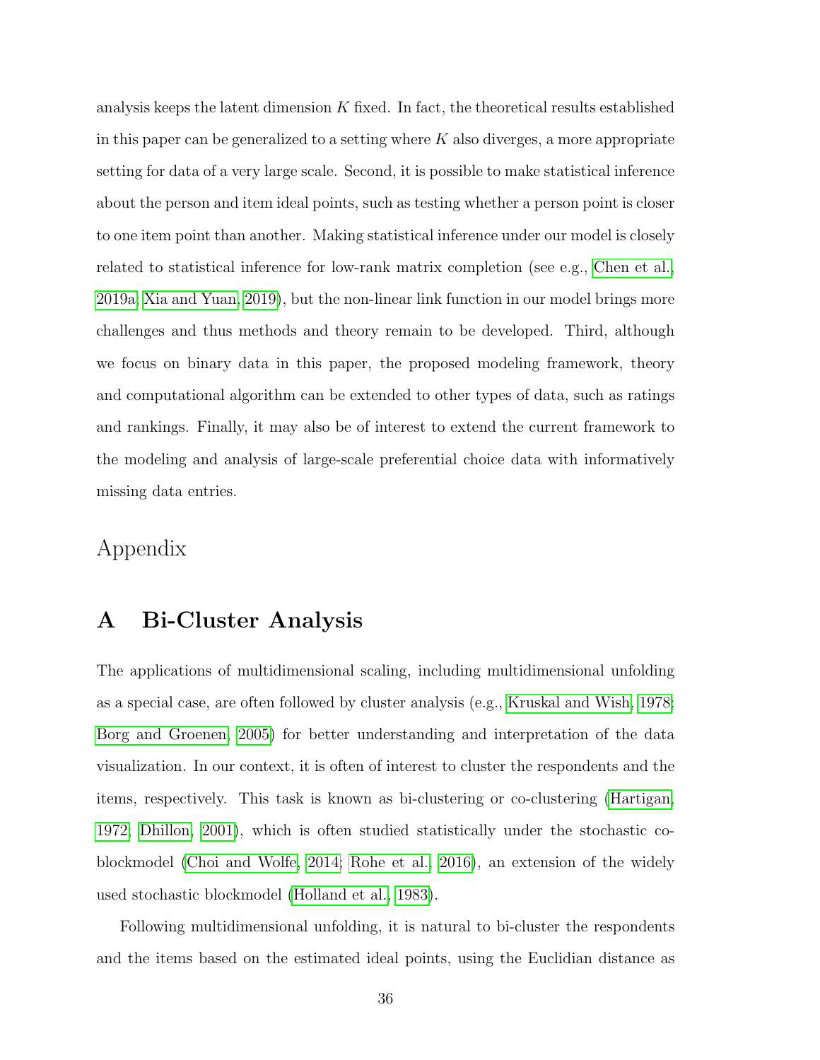analysis keeps the latent dimension $K$ fixed. In fact, the theoretical results established in this paper can be generalized to a setting where $K$ also diverges, a more appropriate setting for data of a very large scale. Second, it is possible to make statistical inference about the person and item ideal points, such as testing whether a person point is closer to one item point than another. Making statistical inference under our model is closely related to statistical inference for low-rank matrix completion (see e.g., Chen et al., 2019a; Xia and Yuan, 2019), but the non-linear link function in our model brings more challenges and thus methods and theory remain to be developed. Third, although we focus on binary data in this paper, the proposed modeling framework, theory and computational algorithm can be extended to other types of data, such as ratings and rankings. Finally, it may also be of interest to extend the current framework to the modeling and analysis of large-scale preferential choice data with informatively missing data entries.

# Appendix

## A Bi-Cluster Analysis

The applications of multidimensional scaling, including multidimensional unfolding as a special case, are often followed by cluster analysis (e.g., Kruskal and Wish, 1978; Borg and Groenen, 2005) for better understanding and interpretation of the data visualization. In our context, it is often of interest to cluster the respondents and the items, respectively. This task is known as bi-clustering or co-clustering (Hartigan, 1972; Dhillon, 2001), which is often studied statistically under the stochastic co-blockmodel (Choi and Wolfe, 2014; Rohe et al., 2016), an extension of the widely used stochastic blockmodel (Holland et al., 1983).

Following multidimensional unfolding, it is natural to bi-cluster the respondents and the items based on the estimated ideal points, using the Euclidian distance as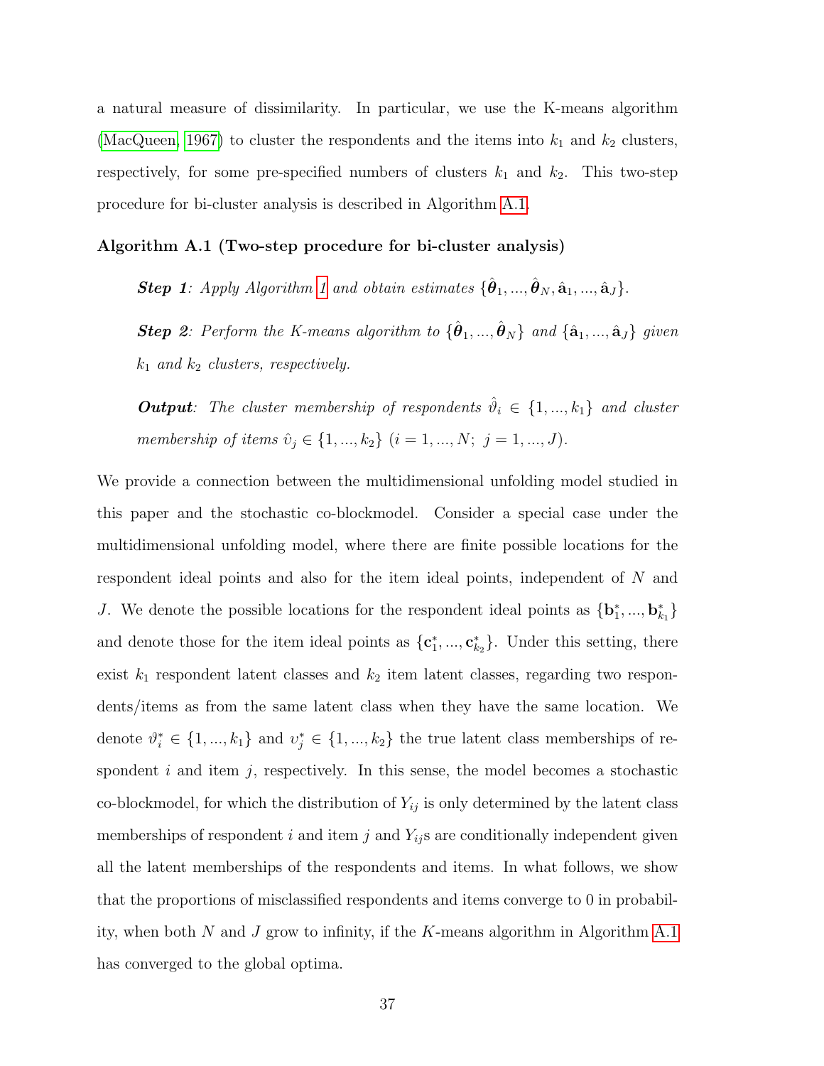a natural measure of dissimilarity. In particular, we use the K-means algorithm (MacQueen, 1967) to cluster the respondents and the items into $k_1$ and $k_2$ clusters, respectively, for some pre-specified numbers of clusters $k_1$ and $k_2$. This two-step procedure for bi-cluster analysis is described in Algorithm A.1.

**Algorithm A.1 (Two-step procedure for bi-cluster analysis)**

> ***Step 1***: *Apply Algorithm 1 and obtain estimates* $\{\hat{\boldsymbol{\theta}}_1, ..., \hat{\boldsymbol{\theta}}_N, \hat{\mathbf{a}}_1, ..., \hat{\mathbf{a}}_J\}$.
>
> ***Step 2***: *Perform the K-means algorithm to* $\{\hat{\boldsymbol{\theta}}_1, ..., \hat{\boldsymbol{\theta}}_N\}$ *and* $\{\hat{\mathbf{a}}_1, ..., \hat{\mathbf{a}}_J\}$ *given* $k_1$ *and* $k_2$ *clusters, respectively.*
>
> ***Output***: *The cluster membership of respondents* $\hat{\vartheta}_i \in \{1, ..., k_1\}$ *and cluster membership of items* $\hat{\upsilon}_j \in \{1, ..., k_2\}$ $(i = 1, ..., N;\ j = 1, ..., J)$.

We provide a connection between the multidimensional unfolding model studied in this paper and the stochastic co-blockmodel. Consider a special case under the multidimensional unfolding model, where there are finite possible locations for the respondent ideal points and also for the item ideal points, independent of $N$ and $J$. We denote the possible locations for the respondent ideal points as $\{\mathbf{b}_1^*, ..., \mathbf{b}_{k_1}^*\}$ and denote those for the item ideal points as $\{\mathbf{c}_1^*, ..., \mathbf{c}_{k_2}^*\}$. Under this setting, there exist $k_1$ respondent latent classes and $k_2$ item latent classes, regarding two respondents/items as from the same latent class when they have the same location. We denote $\vartheta_i^* \in \{1, ..., k_1\}$ and $\upsilon_j^* \in \{1, ..., k_2\}$ the true latent class memberships of respondent $i$ and item $j$, respectively. In this sense, the model becomes a stochastic co-blockmodel, for which the distribution of $Y_{ij}$ is only determined by the latent class memberships of respondent $i$ and item $j$ and $Y_{ij}$s are conditionally independent given all the latent memberships of the respondents and items. In what follows, we show that the proportions of misclassified respondents and items converge to 0 in probability, when both $N$ and $J$ grow to infinity, if the $K$-means algorithm in Algorithm A.1 has converged to the global optima.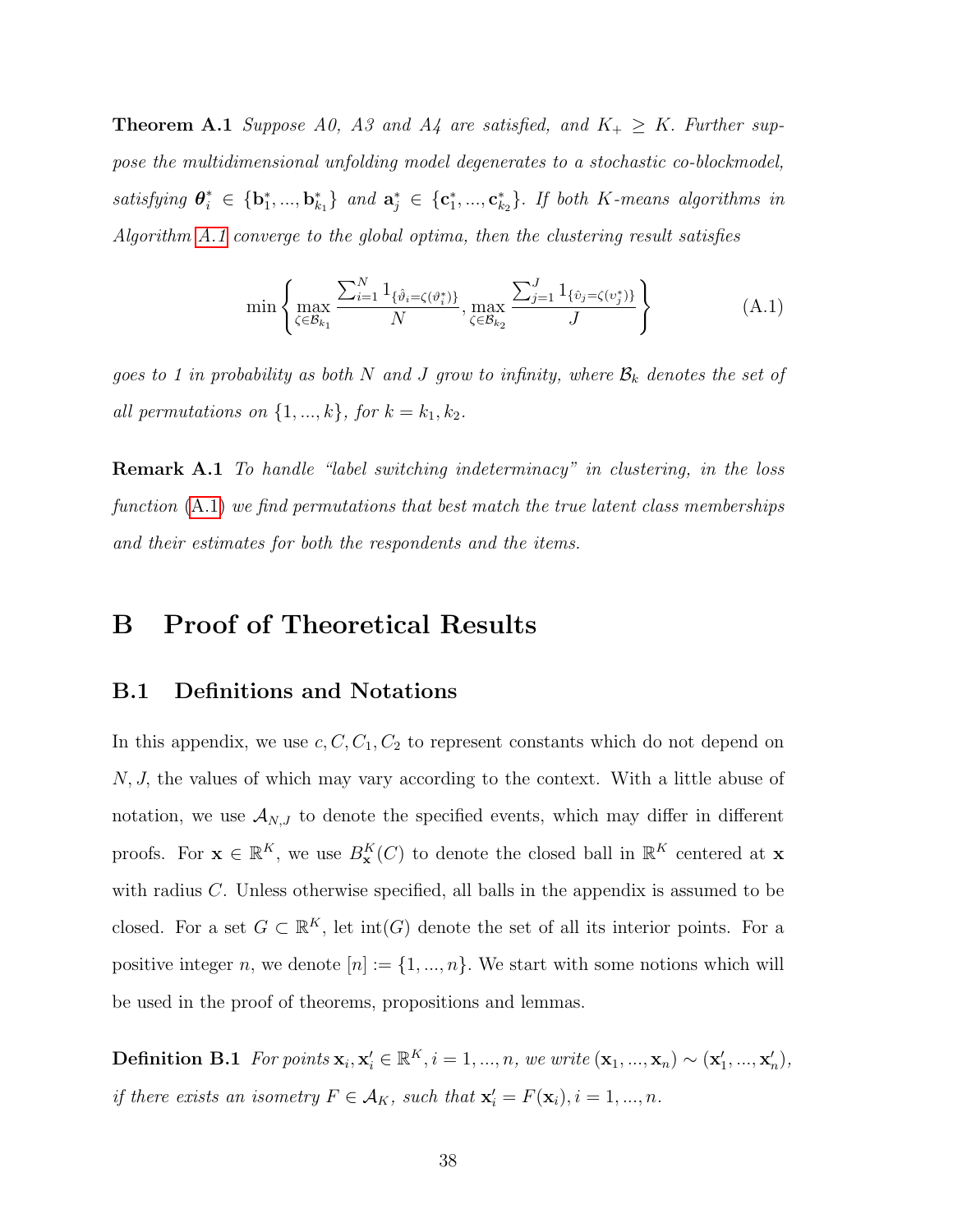**Theorem A.1** *Suppose A0, A3 and A4 are satisfied, and $K_+ \geq K$. Further suppose the multidimensional unfolding model degenerates to a stochastic co-blockmodel, satisfying $\boldsymbol{\theta}_i^* \in \{\mathbf{b}_1^*, ..., \mathbf{b}_{k_1}^*\}$ and $\mathbf{a}_j^* \in \{\mathbf{c}_1^*, ..., \mathbf{c}_{k_2}^*\}$. If both K-means algorithms in Algorithm A.1 converge to the global optima, then the clustering result satisfies*

$$\min\left\{\max_{\zeta\in\mathcal{B}_{k_1}} \frac{\sum_{i=1}^N 1_{\{\hat{\vartheta}_i=\zeta(\vartheta_i^*)\}}}{N}, \max_{\zeta\in\mathcal{B}_{k_2}} \frac{\sum_{j=1}^J 1_{\{\hat{\upsilon}_j=\zeta(\upsilon_j^*)\}}}{J}\right\} \tag{A.1}$$

*goes to 1 in probability as both $N$ and $J$ grow to infinity, where $\mathcal{B}_k$ denotes the set of all permutations on $\{1, ..., k\}$, for $k = k_1, k_2$.*

**Remark A.1** *To handle "label switching indeterminacy" in clustering, in the loss function (A.1) we find permutations that best match the true latent class memberships and their estimates for both the respondents and the items.*

# B Proof of Theoretical Results

## B.1 Definitions and Notations

In this appendix, we use $c, C, C_1, C_2$ to represent constants which do not depend on $N, J$, the values of which may vary according to the context. With a little abuse of notation, we use $\mathcal{A}_{N,J}$ to denote the specified events, which may differ in different proofs. For $\mathbf{x} \in \mathbb{R}^K$, we use $B_{\mathbf{x}}^K(C)$ to denote the closed ball in $\mathbb{R}^K$ centered at $\mathbf{x}$ with radius $C$. Unless otherwise specified, all balls in the appendix is assumed to be closed. For a set $G \subset \mathbb{R}^K$, let $\text{int}(G)$ denote the set of all its interior points. For a positive integer $n$, we denote $[n] := \{1, ..., n\}$. We start with some notions which will be used in the proof of theorems, propositions and lemmas.

**Definition B.1** *For points $\mathbf{x}_i, \mathbf{x}_i' \in \mathbb{R}^K, i = 1, ..., n$, we write $(\mathbf{x}_1, ..., \mathbf{x}_n) \sim (\mathbf{x}_1', ..., \mathbf{x}_n')$, if there exists an isometry $F \in \mathcal{A}_K$, such that $\mathbf{x}_i' = F(\mathbf{x}_i), i = 1, ..., n$.*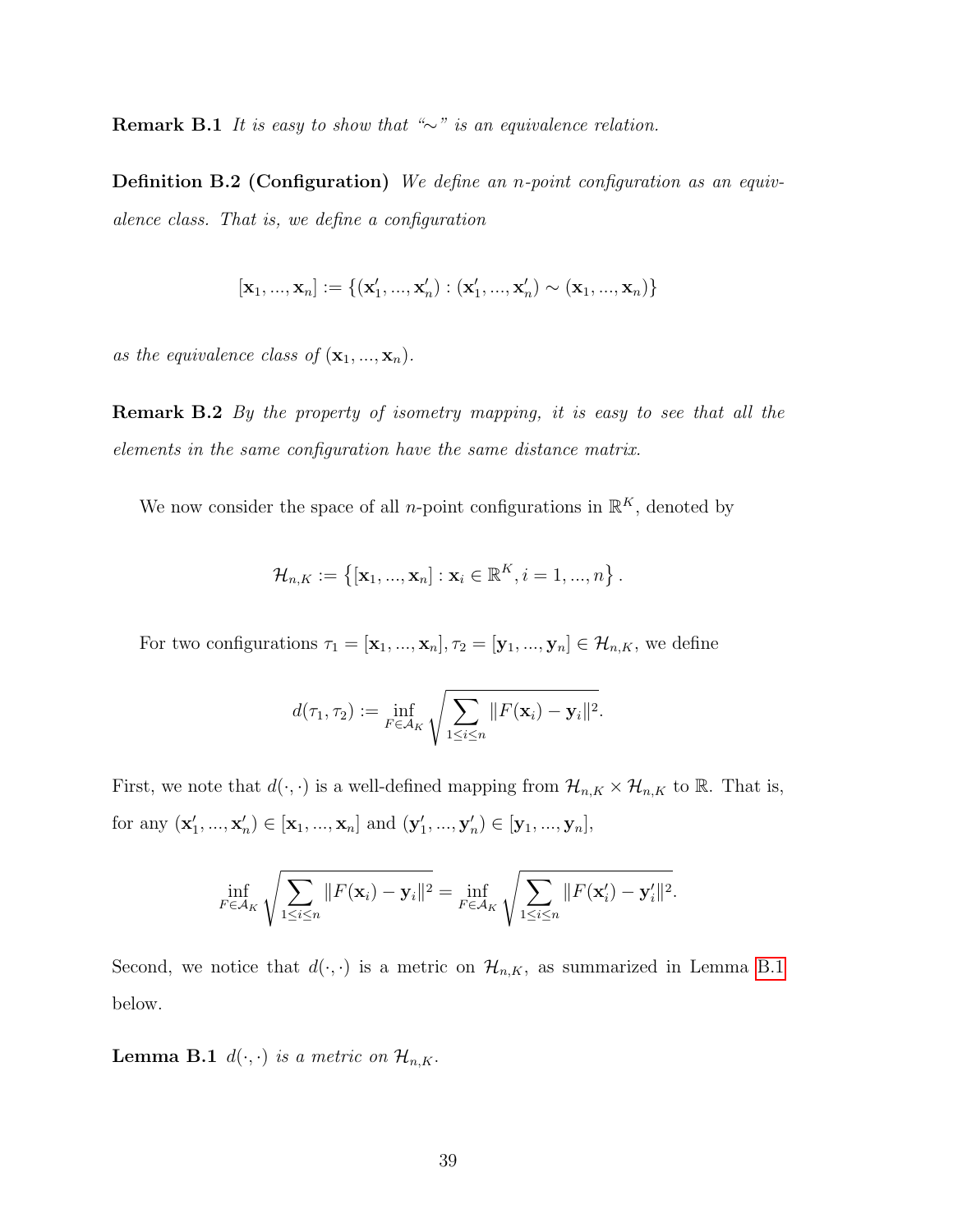**Remark B.1** *It is easy to show that "$\sim$" is an equivalence relation.*

**Definition B.2 (Configuration)** *We define an $n$-point configuration as an equivalence class. That is, we define a configuration*

$$[\mathbf{x}_1, ..., \mathbf{x}_n] := \{(\mathbf{x}_1', ..., \mathbf{x}_n') : (\mathbf{x}_1', ..., \mathbf{x}_n') \sim (\mathbf{x}_1, ..., \mathbf{x}_n)\}$$

*as the equivalence class of $(\mathbf{x}_1, ..., \mathbf{x}_n)$.*

**Remark B.2** *By the property of isometry mapping, it is easy to see that all the elements in the same configuration have the same distance matrix.*

We now consider the space of all $n$-point configurations in $\mathbb{R}^K$, denoted by

$$\mathcal{H}_{n,K} := \left\{[\mathbf{x}_1, ..., \mathbf{x}_n] : \mathbf{x}_i \in \mathbb{R}^K, i = 1, ..., n\right\}.$$

For two configurations $\tau_1 = [\mathbf{x}_1, ..., \mathbf{x}_n], \tau_2 = [\mathbf{y}_1, ..., \mathbf{y}_n] \in \mathcal{H}_{n,K}$, we define

$$d(\tau_1, \tau_2) := \inf_{F \in \mathcal{A}_K} \sqrt{\sum_{1 \leq i \leq n} \|F(\mathbf{x}_i) - \mathbf{y}_i\|^2}.$$

First, we note that $d(\cdot, \cdot)$ is a well-defined mapping from $\mathcal{H}_{n,K} \times \mathcal{H}_{n,K}$ to $\mathbb{R}$. That is, for any $(\mathbf{x}_1', ..., \mathbf{x}_n') \in [\mathbf{x}_1, ..., \mathbf{x}_n]$ and $(\mathbf{y}_1', ..., \mathbf{y}_n') \in [\mathbf{y}_1, ..., \mathbf{y}_n]$,

$$\inf_{F \in \mathcal{A}_K} \sqrt{\sum_{1 \leq i \leq n} \|F(\mathbf{x}_i) - \mathbf{y}_i\|^2} = \inf_{F \in \mathcal{A}_K} \sqrt{\sum_{1 \leq i \leq n} \|F(\mathbf{x}_i') - \mathbf{y}_i'\|^2}.$$

Second, we notice that $d(\cdot, \cdot)$ is a metric on $\mathcal{H}_{n,K}$, as summarized in Lemma B.1 below.

**Lemma B.1** *$d(\cdot, \cdot)$ is a metric on $\mathcal{H}_{n,K}$.*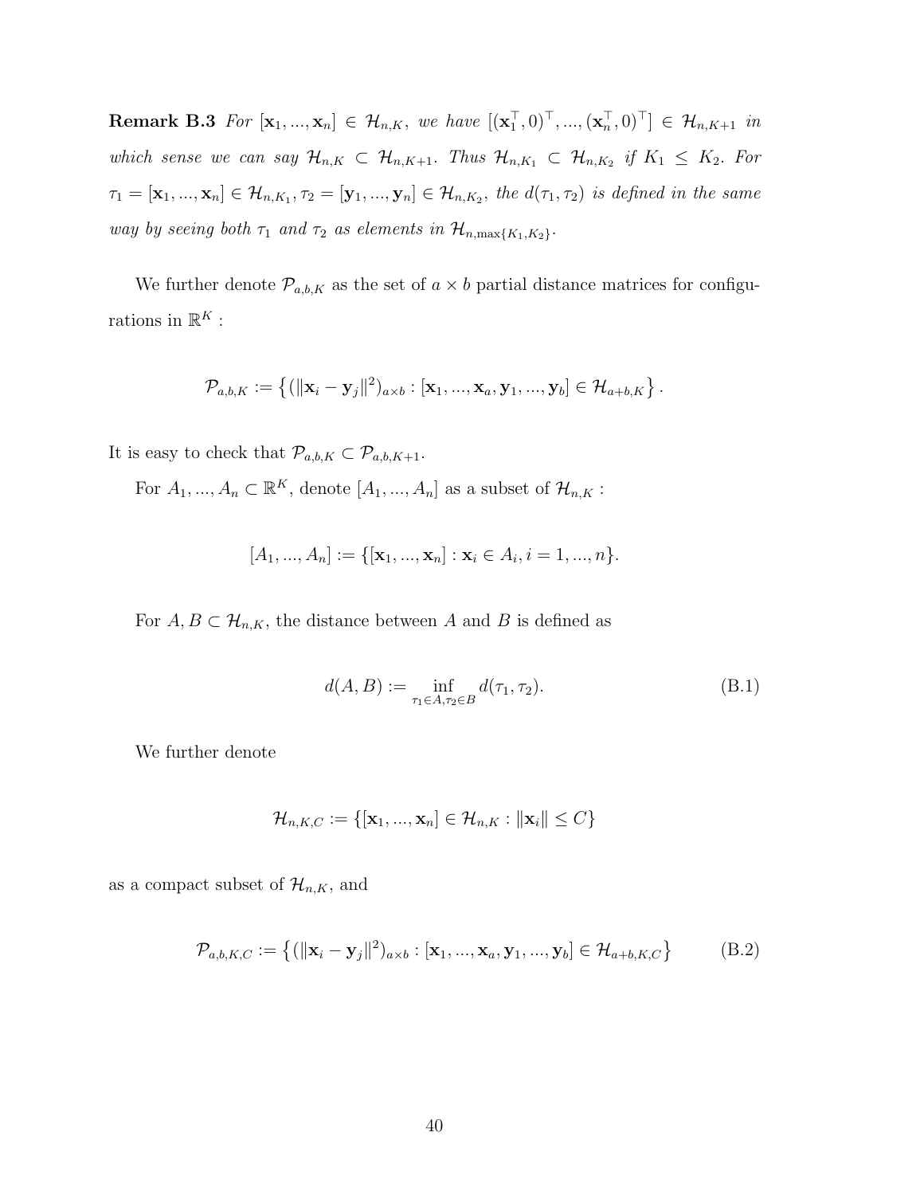**Remark B.3** *For $[\mathbf{x}_1, ..., \mathbf{x}_n] \in \mathcal{H}_{n,K}$, we have $[(\mathbf{x}_1^\top, 0)^\top, ..., (\mathbf{x}_n^\top, 0)^\top] \in \mathcal{H}_{n,K+1}$ in which sense we can say $\mathcal{H}_{n,K} \subset \mathcal{H}_{n,K+1}$. Thus $\mathcal{H}_{n,K_1} \subset \mathcal{H}_{n,K_2}$ if $K_1 \leq K_2$. For $\tau_1 = [\mathbf{x}_1, ..., \mathbf{x}_n] \in \mathcal{H}_{n,K_1}, \tau_2 = [\mathbf{y}_1, ..., \mathbf{y}_n] \in \mathcal{H}_{n,K_2}$, the $d(\tau_1, \tau_2)$ is defined in the same way by seeing both $\tau_1$ and $\tau_2$ as elements in $\mathcal{H}_{n,\max\{K_1,K_2\}}$.*

We further denote $\mathcal{P}_{a,b,K}$ as the set of $a \times b$ partial distance matrices for configurations in $\mathbb{R}^K$ :

$$\mathcal{P}_{a,b,K} := \left\{ (\|\mathbf{x}_i - \mathbf{y}_j\|^2)_{a\times b} : [\mathbf{x}_1, ..., \mathbf{x}_a, \mathbf{y}_1, ..., \mathbf{y}_b] \in \mathcal{H}_{a+b,K} \right\}.$$

It is easy to check that $\mathcal{P}_{a,b,K} \subset \mathcal{P}_{a,b,K+1}$.

For $A_1, ..., A_n \subset \mathbb{R}^K$, denote $[A_1, ..., A_n]$ as a subset of $\mathcal{H}_{n,K}$ :

$$[A_1, ..., A_n] := \{[\mathbf{x}_1, ..., \mathbf{x}_n] : \mathbf{x}_i \in A_i, i = 1, ..., n\}.$$

For $A, B \subset \mathcal{H}_{n,K}$, the distance between $A$ and $B$ is defined as

$$d(A, B) := \inf_{\tau_1\in A,\tau_2\in B} d(\tau_1, \tau_2). \tag{B.1}$$

We further denote

$$\mathcal{H}_{n,K,C} := \{[\mathbf{x}_1, ..., \mathbf{x}_n] \in \mathcal{H}_{n,K} : \|\mathbf{x}_i\| \leq C\}$$

as a compact subset of $\mathcal{H}_{n,K}$, and

$$\mathcal{P}_{a,b,K,C} := \left\{ (\|\mathbf{x}_i - \mathbf{y}_j\|^2)_{a\times b} : [\mathbf{x}_1, ..., \mathbf{x}_a, \mathbf{y}_1, ..., \mathbf{y}_b] \in \mathcal{H}_{a+b,K,C} \right\} \tag{B.2}$$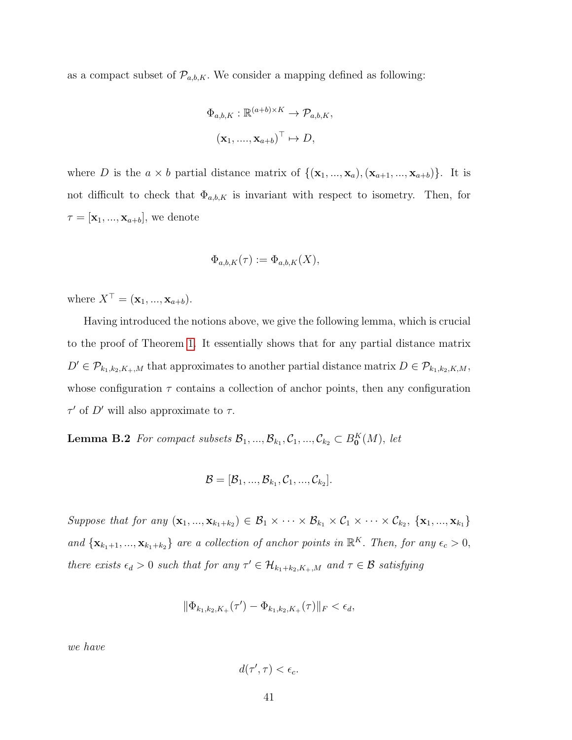as a compact subset of $\mathcal{P}_{a,b,K}$. We consider a mapping defined as following:

$$\Phi_{a,b,K} : \mathbb{R}^{(a+b)\times K} \to \mathcal{P}_{a,b,K},$$
$$(\mathbf{x}_1, ...., \mathbf{x}_{a+b})^\top \mapsto D,$$

where $D$ is the $a \times b$ partial distance matrix of $\{(\mathbf{x}_1, ..., \mathbf{x}_a), (\mathbf{x}_{a+1}, ..., \mathbf{x}_{a+b})\}$. It is not difficult to check that $\Phi_{a,b,K}$ is invariant with respect to isometry. Then, for $\tau = [\mathbf{x}_1, ..., \mathbf{x}_{a+b}]$, we denote

$$\Phi_{a,b,K}(\tau) := \Phi_{a,b,K}(X),$$

where $X^\top = (\mathbf{x}_1, ..., \mathbf{x}_{a+b})$.

Having introduced the notions above, we give the following lemma, which is crucial to the proof of Theorem 1. It essentially shows that for any partial distance matrix $D' \in \mathcal{P}_{k_1,k_2,K_+,M}$ that approximates to another partial distance matrix $D \in \mathcal{P}_{k_1,k_2,K,M}$, whose configuration $\tau$ contains a collection of anchor points, then any configuration $\tau'$ of $D'$ will also approximate to $\tau$.

**Lemma B.2** *For compact subsets $\mathcal{B}_1, ..., \mathcal{B}_{k_1}, \mathcal{C}_1, ..., \mathcal{C}_{k_2} \subset B^K_{\mathbf{0}}(M)$, let*

$$\mathcal{B} = [\mathcal{B}_1, ..., \mathcal{B}_{k_1}, \mathcal{C}_1, ..., \mathcal{C}_{k_2}].$$

*Suppose that for any $(\mathbf{x}_1, ..., \mathbf{x}_{k_1+k_2}) \in \mathcal{B}_1 \times \cdots \times \mathcal{B}_{k_1} \times \mathcal{C}_1 \times \cdots \times \mathcal{C}_{k_2}$, $\{\mathbf{x}_1, ..., \mathbf{x}_{k_1}\}$ and $\{\mathbf{x}_{k_1+1}, ..., \mathbf{x}_{k_1+k_2}\}$ are a collection of anchor points in $\mathbb{R}^K$. Then, for any $\epsilon_c > 0$, there exists $\epsilon_d > 0$ such that for any $\tau' \in \mathcal{H}_{k_1+k_2,K_+,M}$ and $\tau \in \mathcal{B}$ satisfying*

$$\|\Phi_{k_1,k_2,K_+}(\tau') - \Phi_{k_1,k_2,K_+}(\tau)\|_F < \epsilon_d,$$

*we have*

$$d(\tau', \tau) < \epsilon_c.$$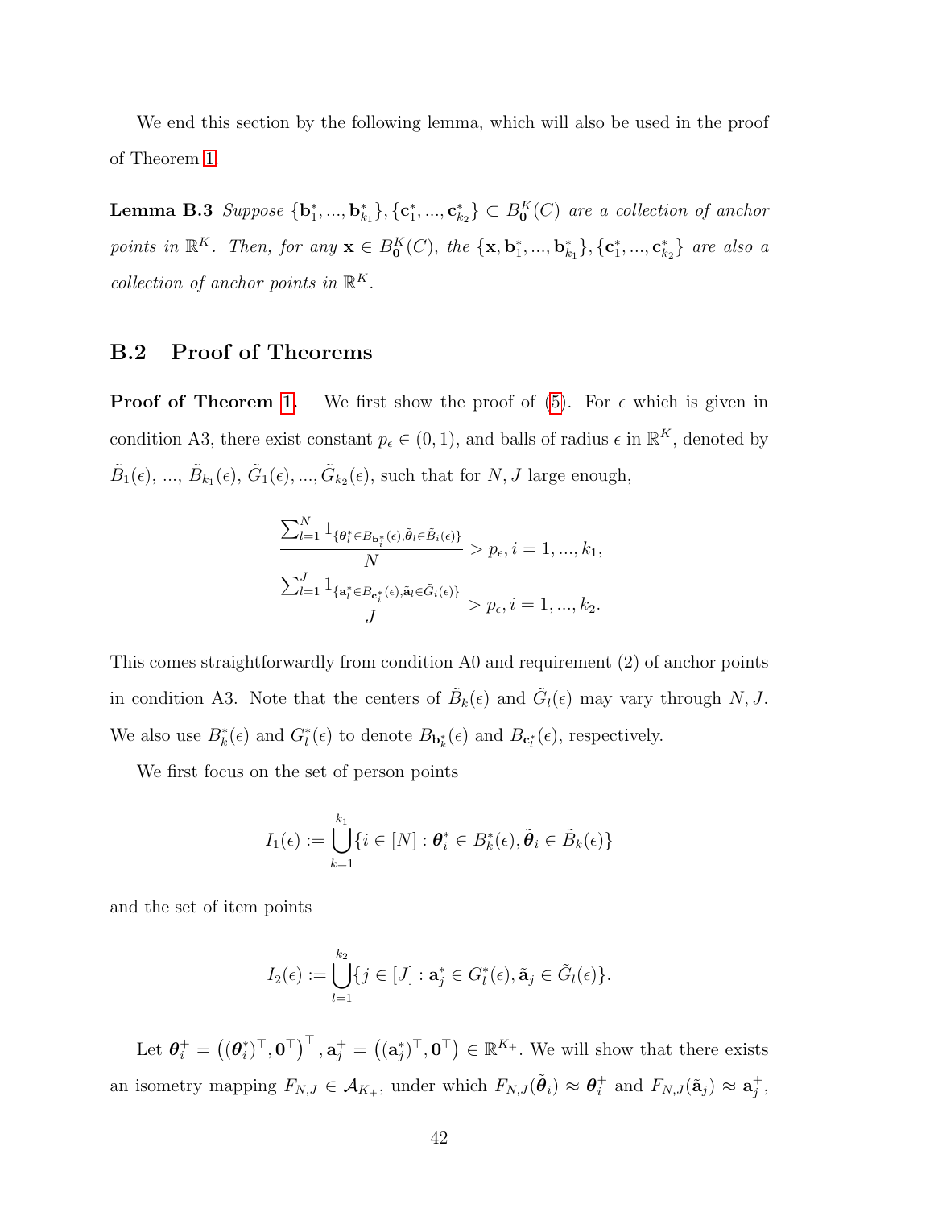We end this section by the following lemma, which will also be used in the proof of Theorem 1.

**Lemma B.3** *Suppose* $\{\mathbf{b}_1^*, ..., \mathbf{b}_{k_1}^*\}, \{\mathbf{c}_1^*, ..., \mathbf{c}_{k_2}^*\} \subset B_{\mathbf{0}}^K(C)$ *are a collection of anchor points in* $\mathbb{R}^K$*. Then, for any* $\mathbf{x} \in B_{\mathbf{0}}^K(C)$*, the* $\{\mathbf{x}, \mathbf{b}_1^*, ..., \mathbf{b}_{k_1}^*\}, \{\mathbf{c}_1^*, ..., \mathbf{c}_{k_2}^*\}$ *are also a collection of anchor points in* $\mathbb{R}^K$*.*

## B.2 Proof of Theorems

**Proof of Theorem 1.** We first show the proof of (5). For $\epsilon$ which is given in condition A3, there exist constant $p_\epsilon \in (0,1)$, and balls of radius $\epsilon$ in $\mathbb{R}^K$, denoted by $\tilde{B}_1(\epsilon)$, ..., $\tilde{B}_{k_1}(\epsilon)$, $\tilde{G}_1(\epsilon), ..., \tilde{G}_{k_2}(\epsilon)$, such that for $N, J$ large enough,

$$
\frac{\sum_{l=1}^N 1_{\{\boldsymbol{\theta}_l^* \in B_{\mathbf{b}_i^*}(\epsilon), \tilde{\boldsymbol{\theta}}_l \in \tilde{B}_i(\epsilon)\}}}{N} > p_\epsilon, i = 1, ..., k_1,
$$

$$
\frac{\sum_{l=1}^J 1_{\{\mathbf{a}_l^* \in B_{\mathbf{c}_i^*}(\epsilon), \tilde{\mathbf{a}}_l \in \tilde{G}_i(\epsilon)\}}}{J} > p_\epsilon, i = 1, ..., k_2.
$$

This comes straightforwardly from condition A0 and requirement (2) of anchor points in condition A3. Note that the centers of $\tilde{B}_k(\epsilon)$ and $\tilde{G}_l(\epsilon)$ may vary through $N, J$. We also use $B_k^*(\epsilon)$ and $G_l^*(\epsilon)$ to denote $B_{\mathbf{b}_k^*}(\epsilon)$ and $B_{\mathbf{c}_l^*}(\epsilon)$, respectively.

We first focus on the set of person points

$$
I_1(\epsilon) := \bigcup_{k=1}^{k_1} \{i \in [N] : \boldsymbol{\theta}_i^* \in B_k^*(\epsilon), \tilde{\boldsymbol{\theta}}_i \in \tilde{B}_k(\epsilon)\}
$$

and the set of item points

$$
I_2(\epsilon) := \bigcup_{l=1}^{k_2} \{j \in [J] : \mathbf{a}_j^* \in G_l^*(\epsilon), \tilde{\mathbf{a}}_j \in \tilde{G}_l(\epsilon)\}.
$$

Let $\boldsymbol{\theta}_i^+ = \left((\boldsymbol{\theta}_i^*)^\top, \mathbf{0}^\top\right)^\top, \mathbf{a}_j^+ = \left((\mathbf{a}_j^*)^\top, \mathbf{0}^\top\right) \in \mathbb{R}^{K_+}$. We will show that there exists an isometry mapping $F_{N,J} \in \mathcal{A}_{K_+}$, under which $F_{N,J}(\tilde{\boldsymbol{\theta}}_i) \approx \boldsymbol{\theta}_i^+$ and $F_{N,J}(\tilde{\mathbf{a}}_j) \approx \mathbf{a}_j^+$,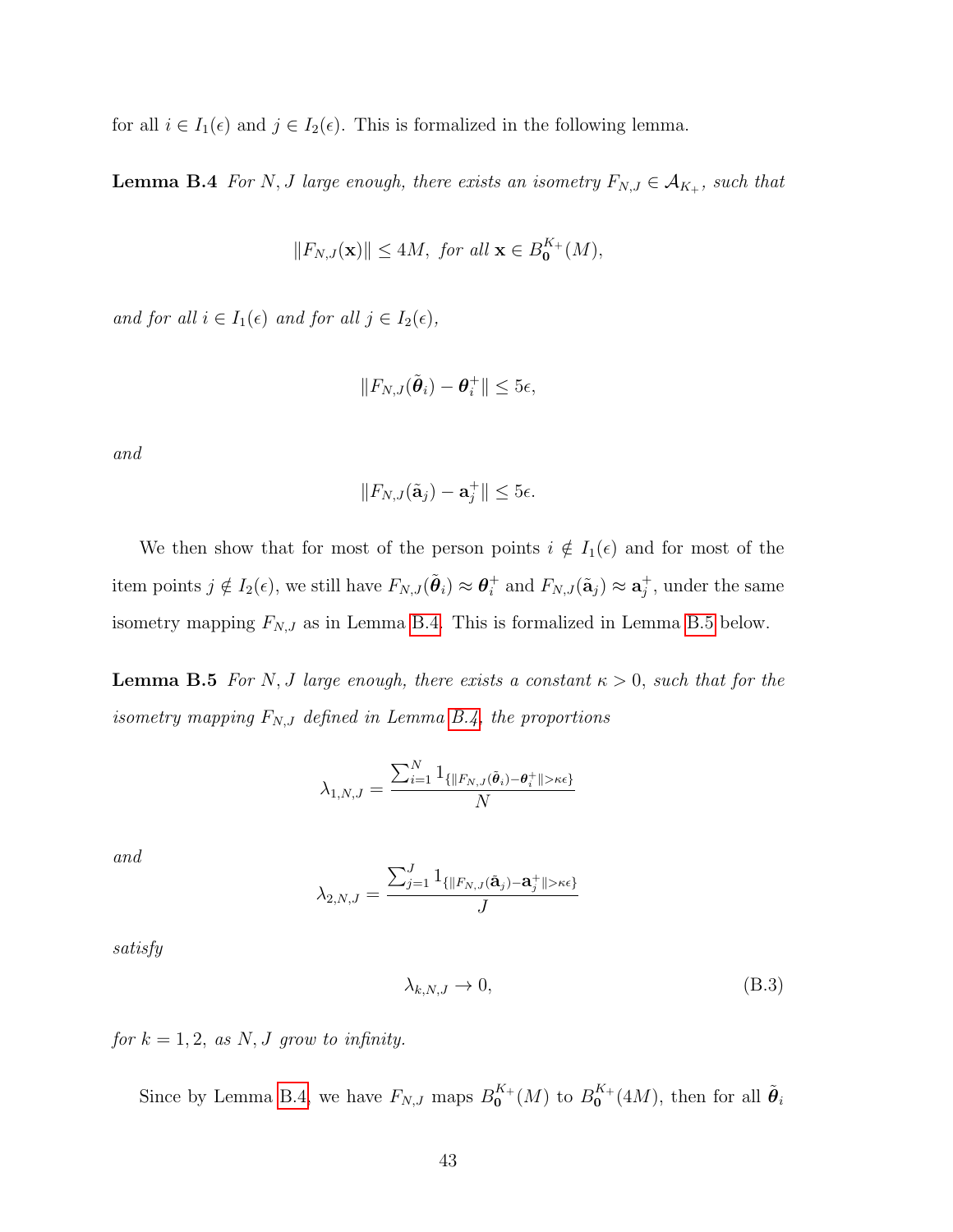for all $i \in I_1(\epsilon)$ and $j \in I_2(\epsilon)$. This is formalized in the following lemma.

**Lemma B.4** *For $N, J$ large enough, there exists an isometry $F_{N,J} \in \mathcal{A}_{K_+}$, such that*

$$\|F_{N,J}(\mathbf{x})\| \leq 4M, \text{ for all } \mathbf{x} \in B_{\mathbf{0}}^{K_+}(M),$$

*and for all $i \in I_1(\epsilon)$ and for all $j \in I_2(\epsilon)$,*

$$\|F_{N,J}(\tilde{\boldsymbol{\theta}}_i) - \boldsymbol{\theta}_i^+\| \leq 5\epsilon,$$

*and*

$$\|F_{N,J}(\tilde{\mathbf{a}}_j) - \mathbf{a}_j^+\| \leq 5\epsilon.$$

We then show that for most of the person points $i \notin I_1(\epsilon)$ and for most of the item points $j \notin I_2(\epsilon)$, we still have $F_{N,J}(\tilde{\boldsymbol{\theta}}_i) \approx \boldsymbol{\theta}_i^+$ and $F_{N,J}(\tilde{\mathbf{a}}_j) \approx \mathbf{a}_j^+$, under the same isometry mapping $F_{N,J}$ as in Lemma B.4. This is formalized in Lemma B.5 below.

**Lemma B.5** *For $N, J$ large enough, there exists a constant $\kappa > 0$, such that for the isometry mapping $F_{N,J}$ defined in Lemma B.4, the proportions*

$$\lambda_{1,N,J} = \frac{\sum_{i=1}^N 1_{\{\|F_{N,J}(\tilde{\boldsymbol{\theta}}_i) - \boldsymbol{\theta}_i^+\| > \kappa\epsilon\}}}{N}$$

*and*

$$\lambda_{2,N,J} = \frac{\sum_{j=1}^J 1_{\{\|F_{N,J}(\tilde{\mathbf{a}}_j) - \mathbf{a}_j^+\| > \kappa\epsilon\}}}{J}$$

*satisfy*

$$\lambda_{k,N,J} \to 0, \tag{B.3}$$

*for $k = 1, 2$, as $N, J$ grow to infinity.*

Since by Lemma B.4, we have $F_{N,J}$ maps $B_{\mathbf{0}}^{K_+}(M)$ to $B_{\mathbf{0}}^{K_+}(4M)$, then for all $\tilde{\boldsymbol{\theta}}_i$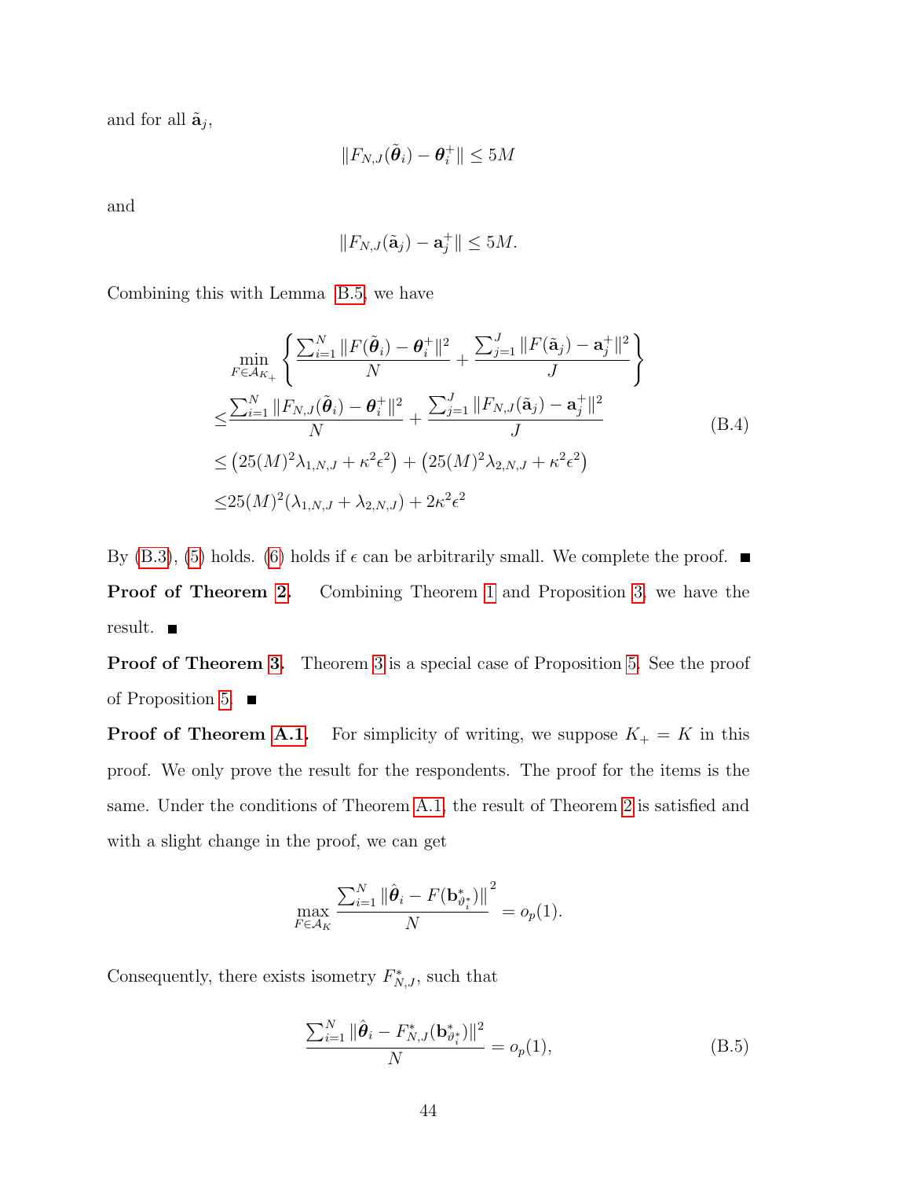and for all $\tilde{\mathbf{a}}_j$,

$$\|F_{N,J}(\tilde{\boldsymbol{\theta}}_i) - \boldsymbol{\theta}_i^+\| \leq 5M$$

and

$$\|F_{N,J}(\tilde{\mathbf{a}}_j) - \mathbf{a}_j^+\| \leq 5M.$$

Combining this with Lemma B.5, we have

$$\begin{aligned}
&\min_{F \in \mathcal{A}_{K_+}} \left\{ \frac{\sum_{i=1}^N \|F(\tilde{\boldsymbol{\theta}}_i) - \boldsymbol{\theta}_i^+\|^2}{N} + \frac{\sum_{j=1}^J \|F(\tilde{\mathbf{a}}_j) - \mathbf{a}_j^+\|^2}{J} \right\} \\
\leq & \frac{\sum_{i=1}^N \|F_{N,J}(\tilde{\boldsymbol{\theta}}_i) - \boldsymbol{\theta}_i^+\|^2}{N} + \frac{\sum_{j=1}^J \|F_{N,J}(\tilde{\mathbf{a}}_j) - \mathbf{a}_j^+\|^2}{J} \\
\leq & \left(25(M)^2 \lambda_{1,N,J} + \kappa^2 \epsilon^2\right) + \left(25(M)^2 \lambda_{2,N,J} + \kappa^2 \epsilon^2\right) \\
\leq & 25(M)^2 (\lambda_{1,N,J} + \lambda_{2,N,J}) + 2\kappa^2 \epsilon^2
\end{aligned} \tag{B.4}$$

By (B.3), (5) holds. (6) holds if $\epsilon$ can be arbitrarily small. We complete the proof. ■

**Proof of Theorem 2.** Combining Theorem 1 and Proposition 3, we have the result. ■

**Proof of Theorem 3.** Theorem 3 is a special case of Proposition 5. See the proof of Proposition 5. ■

**Proof of Theorem A.1.** For simplicity of writing, we suppose $K_+ = K$ in this proof. We only prove the result for the respondents. The proof for the items is the same. Under the conditions of Theorem A.1, the result of Theorem 2 is satisfied and with a slight change in the proof, we can get

$$\max_{F \in \mathcal{A}_K} \frac{\sum_{i=1}^N \|\hat{\boldsymbol{\theta}}_i - F(\mathbf{b}^*_{\vartheta_i^*})\|^2}{N} = o_p(1).$$

Consequently, there exists isometry $F^*_{N,J}$, such that

$$\frac{\sum_{i=1}^N \|\hat{\boldsymbol{\theta}}_i - F^*_{N,J}(\mathbf{b}^*_{\vartheta_i^*})\|^2}{N} = o_p(1), \tag{B.5}$$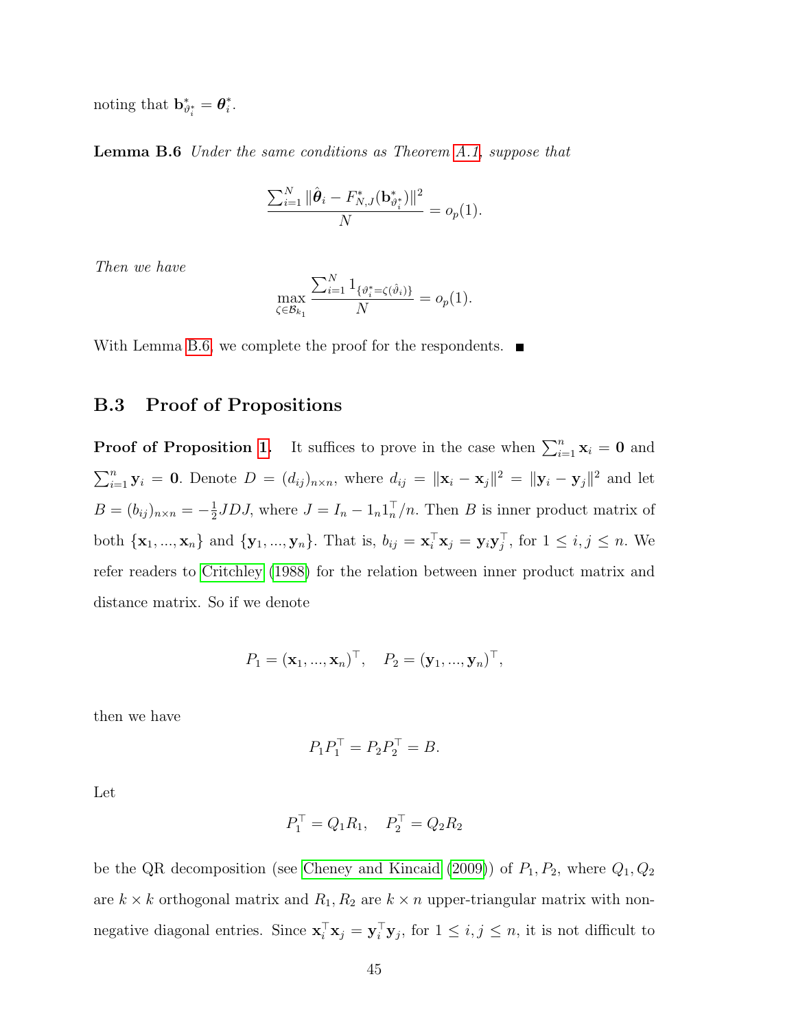noting that $\mathbf{b}^*_{\vartheta^*_i} = \boldsymbol{\theta}^*_i$.

**Lemma B.6** *Under the same conditions as Theorem A.1, suppose that*

$$\frac{\sum_{i=1}^N \|\hat{\boldsymbol{\theta}}_i - F^*_{N,J}(\mathbf{b}^*_{\vartheta^*_i})\|^2}{N} = o_p(1).$$

*Then we have*

$$\max_{\zeta \in \mathcal{B}_{k_1}} \frac{\sum_{i=1}^N 1_{\{\vartheta^*_i = \zeta(\hat{\vartheta}_i)\}}}{N} = o_p(1).$$

With Lemma B.6, we complete the proof for the respondents. ■

## B.3 Proof of Propositions

**Proof of Proposition 1.** It suffices to prove in the case when $\sum_{i=1}^n \mathbf{x}_i = \mathbf{0}$ and $\sum_{i=1}^n \mathbf{y}_i = \mathbf{0}$. Denote $D = (d_{ij})_{n\times n}$, where $d_{ij} = \|\mathbf{x}_i - \mathbf{x}_j\|^2 = \|\mathbf{y}_i - \mathbf{y}_j\|^2$ and let $B = (b_{ij})_{n\times n} = -\frac{1}{2}JDJ$, where $J = I_n - 1_n 1_n^\top/n$. Then $B$ is inner product matrix of both $\{\mathbf{x}_1, ..., \mathbf{x}_n\}$ and $\{\mathbf{y}_1, ..., \mathbf{y}_n\}$. That is, $b_{ij} = \mathbf{x}_i^\top \mathbf{x}_j = \mathbf{y}_i \mathbf{y}_j^\top$, for $1 \le i, j \le n$. We refer readers to Critchley (1988) for the relation between inner product matrix and distance matrix. So if we denote

$$P_1 = (\mathbf{x}_1, ..., \mathbf{x}_n)^\top, \quad P_2 = (\mathbf{y}_1, ..., \mathbf{y}_n)^\top,$$

then we have

$$P_1 P_1^\top = P_2 P_2^\top = B.$$

Let

$$P_1^\top = Q_1 R_1, \quad P_2^\top = Q_2 R_2$$

be the QR decomposition (see Cheney and Kincaid (2009)) of $P_1, P_2$, where $Q_1, Q_2$ are $k \times k$ orthogonal matrix and $R_1, R_2$ are $k \times n$ upper-triangular matrix with non-negative diagonal entries. Since $\mathbf{x}_i^\top \mathbf{x}_j = \mathbf{y}_i^\top \mathbf{y}_j$, for $1 \le i, j \le n$, it is not difficult to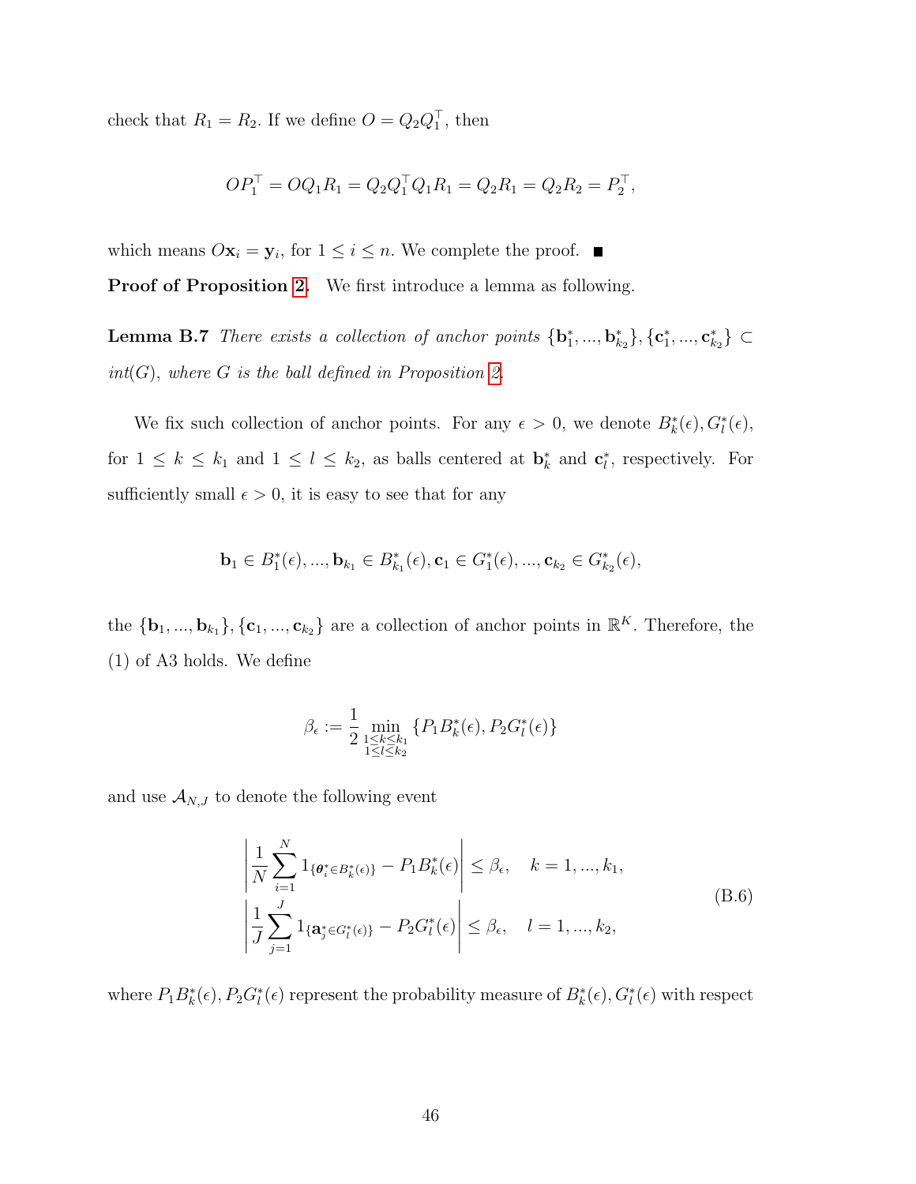check that $R_1 = R_2$. If we define $O = Q_2 Q_1^\top$, then

$$OP_1^\top = OQ_1R_1 = Q_2Q_1^\top Q_1R_1 = Q_2R_1 = Q_2R_2 = P_2^\top,$$

which means $O\mathbf{x}_i = \mathbf{y}_i$, for $1 \leq i \leq n$. We complete the proof. ■

**Proof of Proposition 2.** We first introduce a lemma as following.

**Lemma B.7** *There exists a collection of anchor points* $\{\mathbf{b}_1^*, ..., \mathbf{b}_{k_2}^*\}, \{\mathbf{c}_1^*, ..., \mathbf{c}_{k_2}^*\} \subset$ *int*$(G)$*, where* $G$ *is the ball defined in Proposition 2.*

We fix such collection of anchor points. For any $\epsilon > 0$, we denote $B_k^*(\epsilon), G_l^*(\epsilon)$, for $1 \leq k \leq k_1$ and $1 \leq l \leq k_2$, as balls centered at $\mathbf{b}_k^*$ and $\mathbf{c}_l^*$, respectively. For sufficiently small $\epsilon > 0$, it is easy to see that for any

$$\mathbf{b}_1 \in B_1^*(\epsilon), ..., \mathbf{b}_{k_1} \in B_{k_1}^*(\epsilon), \mathbf{c}_1 \in G_1^*(\epsilon), ..., \mathbf{c}_{k_2} \in G_{k_2}^*(\epsilon),$$

the $\{\mathbf{b}_1, ..., \mathbf{b}_{k_1}\}, \{\mathbf{c}_1, ..., \mathbf{c}_{k_2}\}$ are a collection of anchor points in $\mathbb{R}^K$. Therefore, the (1) of A3 holds. We define

$$\beta_\epsilon := \frac{1}{2} \min_{\substack{1 \leq k \leq k_1 \\ 1 \leq l \leq k_2}} \{P_1 B_k^*(\epsilon), P_2 G_l^*(\epsilon)\}$$

and use $\mathcal{A}_{N,J}$ to denote the following event

$$\begin{aligned}
&\left| \frac{1}{N} \sum_{i=1}^{N} 1_{\{\boldsymbol{\theta}_i^* \in B_k^*(\epsilon)\}} - P_1 B_k^*(\epsilon) \right| \leq \beta_\epsilon, \quad k = 1, ..., k_1, \\
&\left| \frac{1}{J} \sum_{j=1}^{J} 1_{\{\mathbf{a}_j^* \in G_l^*(\epsilon)\}} - P_2 G_l^*(\epsilon) \right| \leq \beta_\epsilon, \quad l = 1, ..., k_2,
\end{aligned} \tag{B.6}$$

where $P_1 B_k^*(\epsilon), P_2 G_l^*(\epsilon)$ represent the probability measure of $B_k^*(\epsilon), G_l^*(\epsilon)$ with respect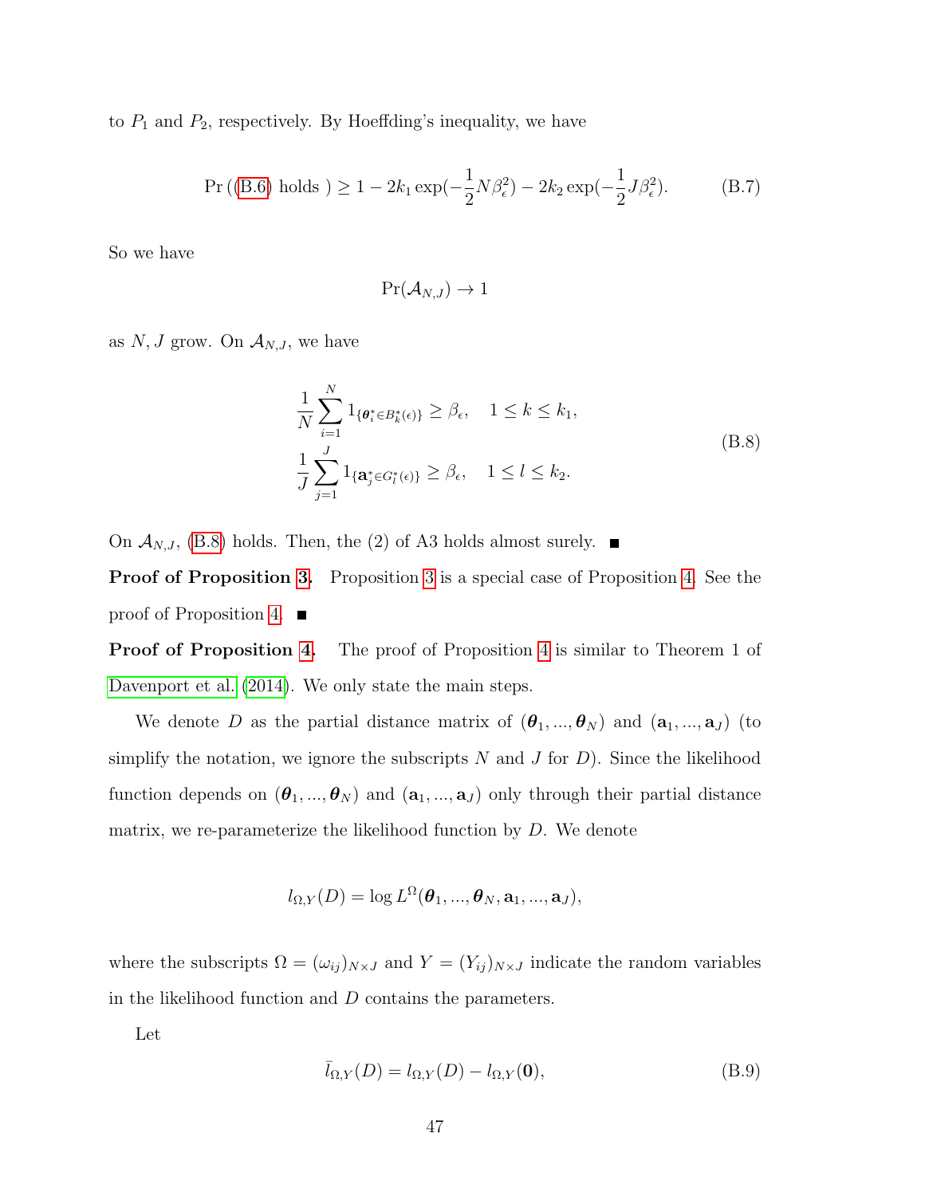to $P_1$ and $P_2$, respectively. By Hoeffding's inequality, we have

$$\Pr\left((\text{B.6}) \text{ holds }\right) \geq 1 - 2k_1 \exp(-\frac{1}{2}N\beta_\epsilon^2) - 2k_2 \exp(-\frac{1}{2}J\beta_\epsilon^2). \tag{B.7}$$

So we have

$$\Pr(\mathcal{A}_{N,J}) \to 1$$

as $N, J$ grow. On $\mathcal{A}_{N,J}$, we have

$$\begin{aligned} &\frac{1}{N}\sum_{i=1}^{N} 1_{\{\boldsymbol{\theta}_i^* \in B_k^*(\epsilon)\}} \geq \beta_\epsilon, \quad 1 \leq k \leq k_1, \\ &\frac{1}{J}\sum_{j=1}^{J} 1_{\{\mathbf{a}_j^* \in G_l^*(\epsilon)\}} \geq \beta_\epsilon, \quad 1 \leq l \leq k_2. \end{aligned} \tag{B.8}$$

On $\mathcal{A}_{N,J}$, (B.8) holds. Then, the (2) of A3 holds almost surely. ■

**Proof of Proposition 3.** Proposition 3 is a special case of Proposition 4. See the proof of Proposition 4. ■

**Proof of Proposition 4.** The proof of Proposition 4 is similar to Theorem 1 of Davenport et al. (2014). We only state the main steps.

We denote $D$ as the partial distance matrix of $(\boldsymbol{\theta}_1, ..., \boldsymbol{\theta}_N)$ and $(\mathbf{a}_1, ..., \mathbf{a}_J)$ (to simplify the notation, we ignore the subscripts $N$ and $J$ for $D$). Since the likelihood function depends on $(\boldsymbol{\theta}_1, ..., \boldsymbol{\theta}_N)$ and $(\mathbf{a}_1, ..., \mathbf{a}_J)$ only through their partial distance matrix, we re-parameterize the likelihood function by $D$. We denote

$$l_{\Omega,Y}(D) = \log L^{\Omega}(\boldsymbol{\theta}_1, ..., \boldsymbol{\theta}_N, \mathbf{a}_1, ..., \mathbf{a}_J),$$

where the subscripts $\Omega = (\omega_{ij})_{N\times J}$ and $Y = (Y_{ij})_{N\times J}$ indicate the random variables in the likelihood function and $D$ contains the parameters.

Let

$$\bar{l}_{\Omega,Y}(D) = l_{\Omega,Y}(D) - l_{\Omega,Y}(\mathbf{0}), \tag{B.9}$$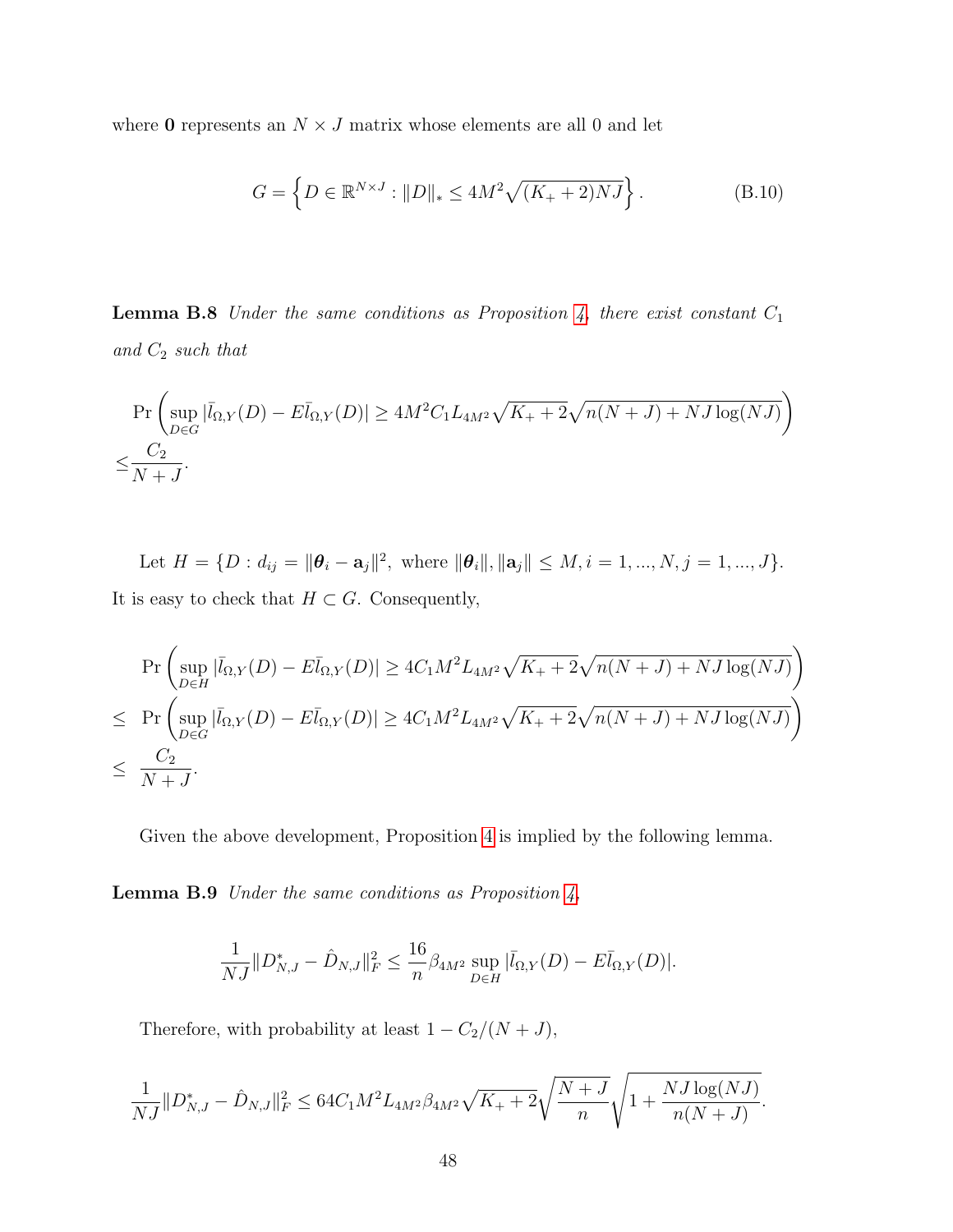where $\mathbf{0}$ represents an $N \times J$ matrix whose elements are all 0 and let

$$G = \left\{ D \in \mathbb{R}^{N \times J} : \|D\|_* \leq 4M^2\sqrt{(K_+ + 2)NJ} \right\}. \tag{B.10}$$

**Lemma B.8** *Under the same conditions as Proposition 4, there exist constant $C_1$ and $C_2$ such that*

$$\begin{aligned}
&\Pr\left(\sup_{D \in G} |\bar{l}_{\Omega,Y}(D) - E\bar{l}_{\Omega,Y}(D)| \geq 4M^2 C_1 L_{4M^2}\sqrt{K_+ + 2}\sqrt{n(N+J) + NJ\log(NJ)}\right) \\
\leq& \frac{C_2}{N+J}.
\end{aligned}$$

Let $H = \{D : d_{ij} = \|\boldsymbol{\theta}_i - \mathbf{a}_j\|^2, \text{ where } \|\boldsymbol{\theta}_i\|, \|\mathbf{a}_j\| \leq M, i = 1, ..., N, j = 1, ..., J\}$. It is easy to check that $H \subset G$. Consequently,

$$\begin{aligned}
& \Pr\left(\sup_{D \in H} |\bar{l}_{\Omega,Y}(D) - E\bar{l}_{\Omega,Y}(D)| \geq 4C_1 M^2 L_{4M^2}\sqrt{K_+ + 2}\sqrt{n(N+J) + NJ\log(NJ)}\right) \\
\leq & \Pr\left(\sup_{D \in G} |\bar{l}_{\Omega,Y}(D) - E\bar{l}_{\Omega,Y}(D)| \geq 4C_1 M^2 L_{4M^2}\sqrt{K_+ + 2}\sqrt{n(N+J) + NJ\log(NJ)}\right) \\
\leq & \frac{C_2}{N+J}.
\end{aligned}$$

Given the above development, Proposition 4 is implied by the following lemma.

**Lemma B.9** *Under the same conditions as Proposition 4,*

$$\frac{1}{NJ}\|D^*_{N,J} - \hat{D}_{N,J}\|_F^2 \leq \frac{16}{n}\beta_{4M^2}\sup_{D \in H}|\bar{l}_{\Omega,Y}(D) - E\bar{l}_{\Omega,Y}(D)|.$$

Therefore, with probability at least $1 - C_2/(N+J)$,

$$\frac{1}{NJ}\|D^*_{N,J} - \hat{D}_{N,J}\|_F^2 \leq 64C_1 M^2 L_{4M^2}\beta_{4M^2}\sqrt{K_+ + 2}\sqrt{\frac{N+J}{n}}\sqrt{1 + \frac{NJ\log(NJ)}{n(N+J)}}.$$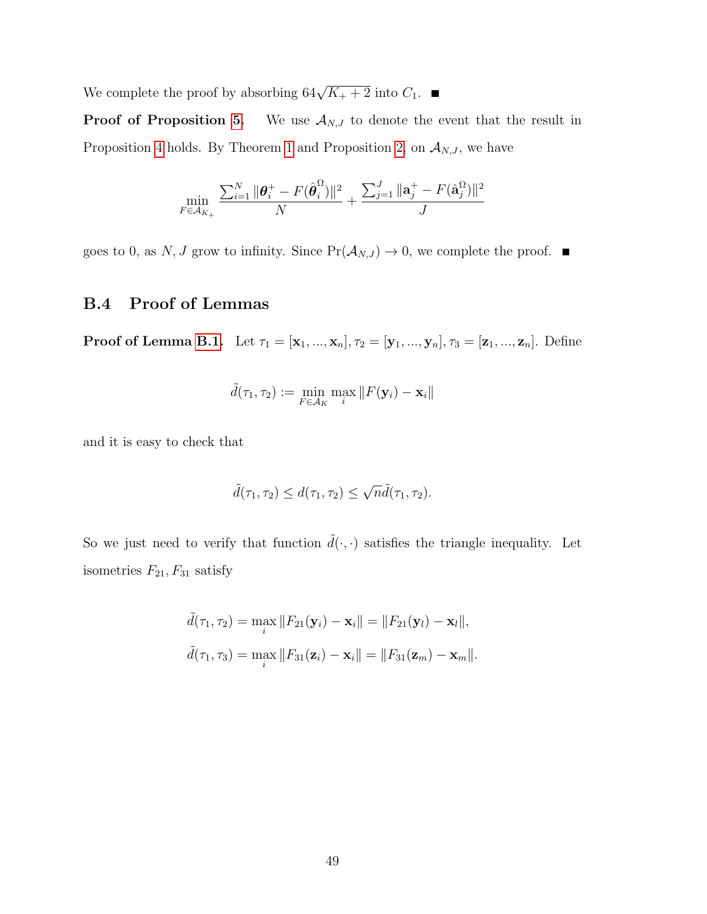We complete the proof by absorbing $64\sqrt{K_+ + 2}$ into $C_1$. ■

**Proof of Proposition 5.** We use $\mathcal{A}_{N,J}$ to denote the event that the result in Proposition 4 holds. By Theorem 1 and Proposition 2, on $\mathcal{A}_{N,J}$, we have

$$\min_{F \in \mathcal{A}_{K_+}} \frac{\sum_{i=1}^N \|\boldsymbol{\theta}_i^+ - F(\hat{\boldsymbol{\theta}}_i^\Omega)\|^2}{N} + \frac{\sum_{j=1}^J \|\mathbf{a}_j^+ - F(\hat{\mathbf{a}}_j^\Omega)\|^2}{J}$$

goes to 0, as $N, J$ grow to infinity. Since $\Pr(\mathcal{A}_{N,J}) \to 0$, we complete the proof. ■

## B.4 Proof of Lemmas

**Proof of Lemma B.1.** Let $\tau_1 = [\mathbf{x}_1, ..., \mathbf{x}_n], \tau_2 = [\mathbf{y}_1, ..., \mathbf{y}_n], \tau_3 = [\mathbf{z}_1, ..., \mathbf{z}_n]$. Define

$$\tilde{d}(\tau_1, \tau_2) := \min_{F \in \mathcal{A}_K} \max_i \|F(\mathbf{y}_i) - \mathbf{x}_i\|$$

and it is easy to check that

$$\tilde{d}(\tau_1, \tau_2) \leq d(\tau_1, \tau_2) \leq \sqrt{n}\tilde{d}(\tau_1, \tau_2).$$

So we just need to verify that function $\tilde{d}(\cdot, \cdot)$ satisfies the triangle inequality. Let isometries $F_{21}, F_{31}$ satisfy

$$\tilde{d}(\tau_1, \tau_2) = \max_i \|F_{21}(\mathbf{y}_i) - \mathbf{x}_i\| = \|F_{21}(\mathbf{y}_l) - \mathbf{x}_l\|,$$

$$\tilde{d}(\tau_1, \tau_3) = \max_i \|F_{31}(\mathbf{z}_i) - \mathbf{x}_i\| = \|F_{31}(\mathbf{z}_m) - \mathbf{x}_m\|.$$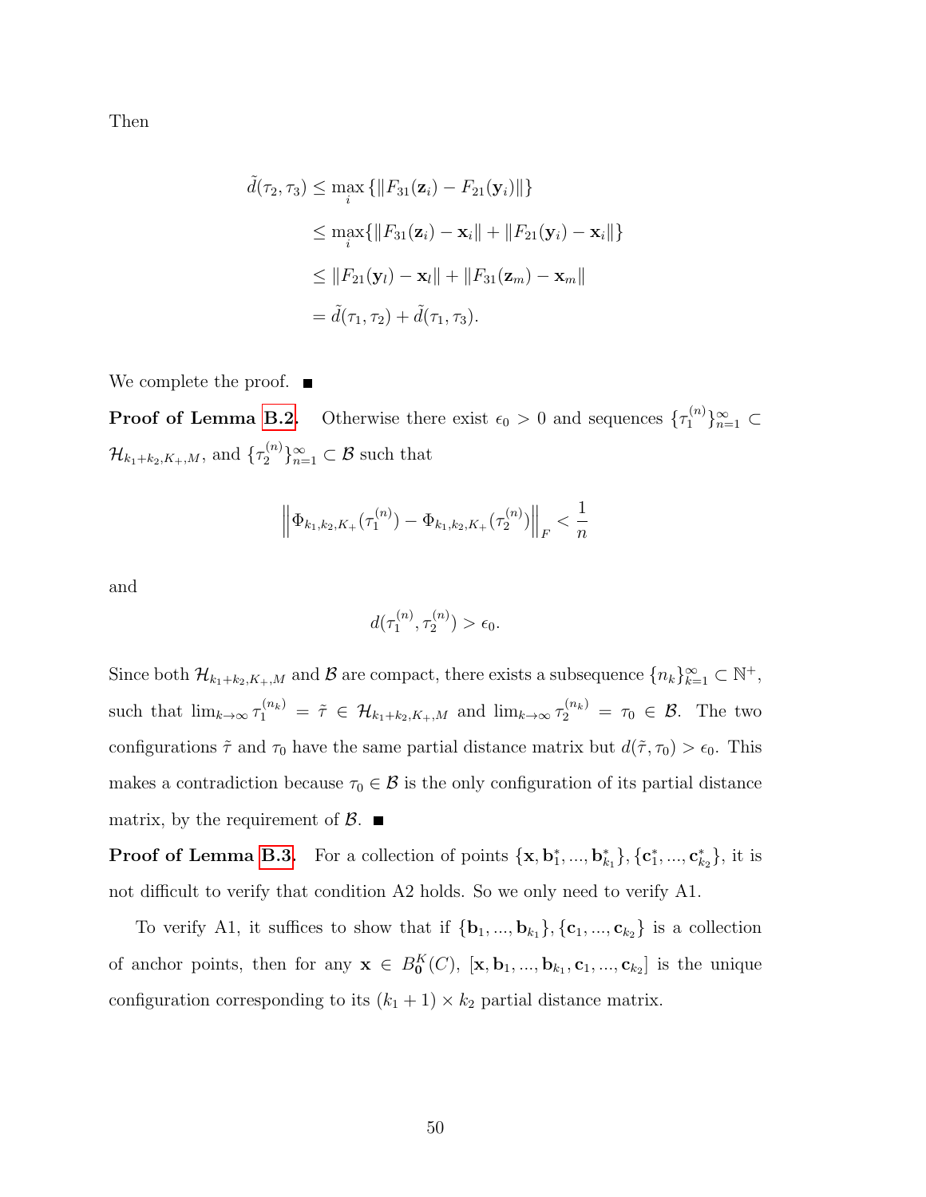Then

$$
\begin{aligned}
\tilde{d}(\tau_2, \tau_3) &\leq \max_i \{\|F_{31}(\mathbf{z}_i) - F_{21}(\mathbf{y}_i)\|\} \\
&\leq \max_i \{\|F_{31}(\mathbf{z}_i) - \mathbf{x}_i\| + \|F_{21}(\mathbf{y}_i) - \mathbf{x}_i\|\} \\
&\leq \|F_{21}(\mathbf{y}_l) - \mathbf{x}_l\| + \|F_{31}(\mathbf{z}_m) - \mathbf{x}_m\| \\
&= \tilde{d}(\tau_1, \tau_2) + \tilde{d}(\tau_1, \tau_3).
\end{aligned}
$$

We complete the proof. ∎

**Proof of Lemma B.2.** Otherwise there exist $\epsilon_0 > 0$ and sequences $\{\tau_1^{(n)}\}_{n=1}^{\infty} \subset \mathcal{H}_{k_1+k_2,K_+,M}$, and $\{\tau_2^{(n)}\}_{n=1}^{\infty} \subset \mathcal{B}$ such that

$$
\left\| \Phi_{k_1,k_2,K_+}(\tau_1^{(n)}) - \Phi_{k_1,k_2,K_+}(\tau_2^{(n)}) \right\|_F < \frac{1}{n}
$$

and

$$
d(\tau_1^{(n)}, \tau_2^{(n)}) > \epsilon_0.
$$

Since both $\mathcal{H}_{k_1+k_2,K_+,M}$ and $\mathcal{B}$ are compact, there exists a subsequence $\{n_k\}_{k=1}^{\infty} \subset \mathbb{N}^+$, such that $\lim_{k\to\infty} \tau_1^{(n_k)} = \tilde{\tau} \in \mathcal{H}_{k_1+k_2,K_+,M}$ and $\lim_{k\to\infty} \tau_2^{(n_k)} = \tau_0 \in \mathcal{B}$. The two configurations $\tilde{\tau}$ and $\tau_0$ have the same partial distance matrix but $d(\tilde{\tau}, \tau_0) > \epsilon_0$. This makes a contradiction because $\tau_0 \in \mathcal{B}$ is the only configuration of its partial distance matrix, by the requirement of $\mathcal{B}$. ∎

**Proof of Lemma B.3.** For a collection of points $\{\mathbf{x}, \mathbf{b}_1^*, ..., \mathbf{b}_{k_1}^*\}, \{\mathbf{c}_1^*, ..., \mathbf{c}_{k_2}^*\}$, it is not difficult to verify that condition A2 holds. So we only need to verify A1.

To verify A1, it suffices to show that if $\{\mathbf{b}_1, ..., \mathbf{b}_{k_1}\}, \{\mathbf{c}_1, ..., \mathbf{c}_{k_2}\}$ is a collection of anchor points, then for any $\mathbf{x} \in B_{\mathbf{0}}^K(C)$, $[\mathbf{x}, \mathbf{b}_1, ..., \mathbf{b}_{k_1}, \mathbf{c}_1, ..., \mathbf{c}_{k_2}]$ is the unique configuration corresponding to its $(k_1 + 1) \times k_2$ partial distance matrix.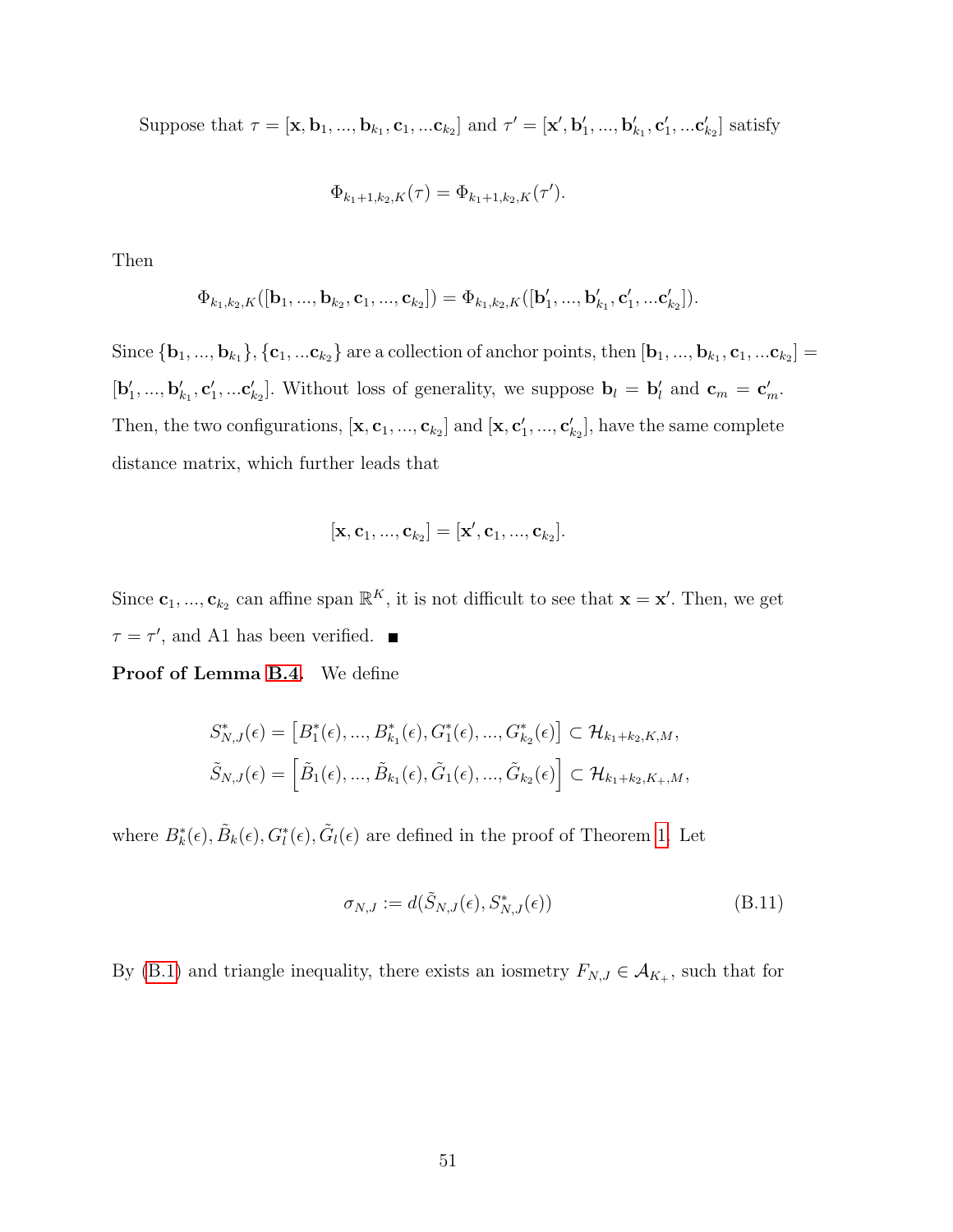Suppose that $\tau = [\mathbf{x}, \mathbf{b}_1, ..., \mathbf{b}_{k_1}, \mathbf{c}_1, ...\mathbf{c}_{k_2}]$ and $\tau' = [\mathbf{x}', \mathbf{b}'_1, ..., \mathbf{b}'_{k_1}, \mathbf{c}'_1, ...\mathbf{c}'_{k_2}]$ satisfy

$$\Phi_{k_1+1,k_2,K}(\tau) = \Phi_{k_1+1,k_2,K}(\tau').$$

Then

$$\Phi_{k_1,k_2,K}([\mathbf{b}_1, ..., \mathbf{b}_{k_2}, \mathbf{c}_1, ..., \mathbf{c}_{k_2}]) = \Phi_{k_1,k_2,K}([\mathbf{b}'_1, ..., \mathbf{b}'_{k_1}, \mathbf{c}'_1, ...\mathbf{c}'_{k_2}]).$$

Since $\{\mathbf{b}_1, ..., \mathbf{b}_{k_1}\}, \{\mathbf{c}_1, ...\mathbf{c}_{k_2}\}$ are a collection of anchor points, then $[\mathbf{b}_1, ..., \mathbf{b}_{k_1}, \mathbf{c}_1, ...\mathbf{c}_{k_2}] = [\mathbf{b}'_1, ..., \mathbf{b}'_{k_1}, \mathbf{c}'_1, ...\mathbf{c}'_{k_2}]$. Without loss of generality, we suppose $\mathbf{b}_l = \mathbf{b}'_l$ and $\mathbf{c}_m = \mathbf{c}'_m$. Then, the two configurations, $[\mathbf{x}, \mathbf{c}_1, ..., \mathbf{c}_{k_2}]$ and $[\mathbf{x}, \mathbf{c}'_1, ..., \mathbf{c}'_{k_2}]$, have the same complete distance matrix, which further leads that

$$[\mathbf{x}, \mathbf{c}_1, ..., \mathbf{c}_{k_2}] = [\mathbf{x}', \mathbf{c}_1, ..., \mathbf{c}_{k_2}].$$

Since $\mathbf{c}_1, ..., \mathbf{c}_{k_2}$ can affine span $\mathbb{R}^K$, it is not difficult to see that $\mathbf{x} = \mathbf{x}'$. Then, we get $\tau = \tau'$, and A1 has been verified. ∎

**Proof of Lemma B.4.** We define

$$S^*_{N,J}(\epsilon) = \left[B^*_1(\epsilon), ..., B^*_{k_1}(\epsilon), G^*_1(\epsilon), ..., G^*_{k_2}(\epsilon)\right] \subset \mathcal{H}_{k_1+k_2,K,M},$$
$$\tilde{S}_{N,J}(\epsilon) = \left[\tilde{B}_1(\epsilon), ..., \tilde{B}_{k_1}(\epsilon), \tilde{G}_1(\epsilon), ..., \tilde{G}_{k_2}(\epsilon)\right] \subset \mathcal{H}_{k_1+k_2,K_+,M},$$

where $B^*_k(\epsilon), \tilde{B}_k(\epsilon), G^*_l(\epsilon), \tilde{G}_l(\epsilon)$ are defined in the proof of Theorem 1. Let

$$\sigma_{N,J} := d(\tilde{S}_{N,J}(\epsilon), S^*_{N,J}(\epsilon)) \tag{B.11}$$

By (B.1) and triangle inequality, there exists an iosmetry $F_{N,J} \in \mathcal{A}_{K_+}$, such that for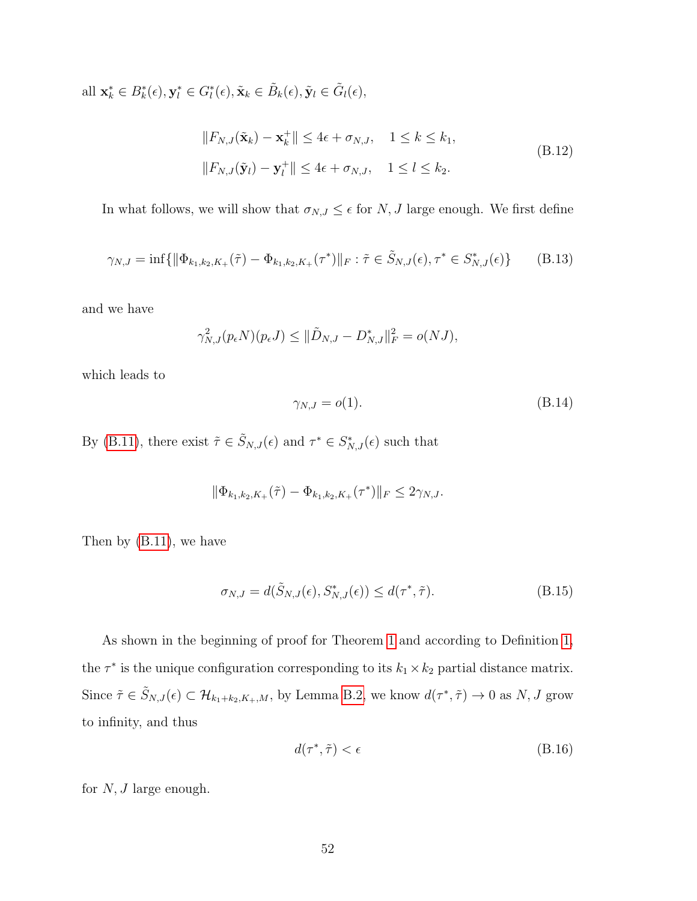all $\mathbf{x}_k^* \in B_k^*(\epsilon), \mathbf{y}_l^* \in G_l^*(\epsilon), \tilde{\mathbf{x}}_k \in \tilde{B}_k(\epsilon), \tilde{\mathbf{y}}_l \in \tilde{G}_l(\epsilon)$,

$$
\begin{aligned}
&\|F_{N,J}(\tilde{\mathbf{x}}_k) - \mathbf{x}_k^+\| \leq 4\epsilon + \sigma_{N,J}, \quad 1 \leq k \leq k_1, \\
&\|F_{N,J}(\tilde{\mathbf{y}}_l) - \mathbf{y}_l^+\| \leq 4\epsilon + \sigma_{N,J}, \quad 1 \leq l \leq k_2.
\end{aligned}
\tag{B.12}
$$

In what follows, we will show that $\sigma_{N,J} \leq \epsilon$ for $N, J$ large enough. We first define

$$
\gamma_{N,J} = \inf\{\|\Phi_{k_1,k_2,K_+}(\tilde{\tau}) - \Phi_{k_1,k_2,K_+}(\tau^*)\|_F : \tilde{\tau} \in \tilde{S}_{N,J}(\epsilon), \tau^* \in S^*_{N,J}(\epsilon)\} \tag{B.13}
$$

and we have

$$
\gamma_{N,J}^2 (p_\epsilon N)(p_\epsilon J) \leq \|\tilde{D}_{N,J} - D^*_{N,J}\|_F^2 = o(NJ),
$$

which leads to

$$
\gamma_{N,J} = o(1). \tag{B.14}
$$

By (B.11), there exist $\tilde{\tau} \in \tilde{S}_{N,J}(\epsilon)$ and $\tau^* \in S^*_{N,J}(\epsilon)$ such that

$$
\|\Phi_{k_1,k_2,K_+}(\tilde{\tau}) - \Phi_{k_1,k_2,K_+}(\tau^*)\|_F \leq 2\gamma_{N,J}.
$$

Then by (B.11), we have

$$
\sigma_{N,J} = d(\tilde{S}_{N,J}(\epsilon), S^*_{N,J}(\epsilon)) \leq d(\tau^*, \tilde{\tau}). \tag{B.15}
$$

As shown in the beginning of proof for Theorem 1 and according to Definition 1, the $\tau^*$ is the unique configuration corresponding to its $k_1 \times k_2$ partial distance matrix. Since $\tilde{\tau} \in \tilde{S}_{N,J}(\epsilon) \subset \mathcal{H}_{k_1+k_2,K_+,M}$, by Lemma B.2, we know $d(\tau^*, \tilde{\tau}) \to 0$ as $N, J$ grow to infinity, and thus

$$
d(\tau^*, \tilde{\tau}) < \epsilon \tag{B.16}
$$

for $N, J$ large enough.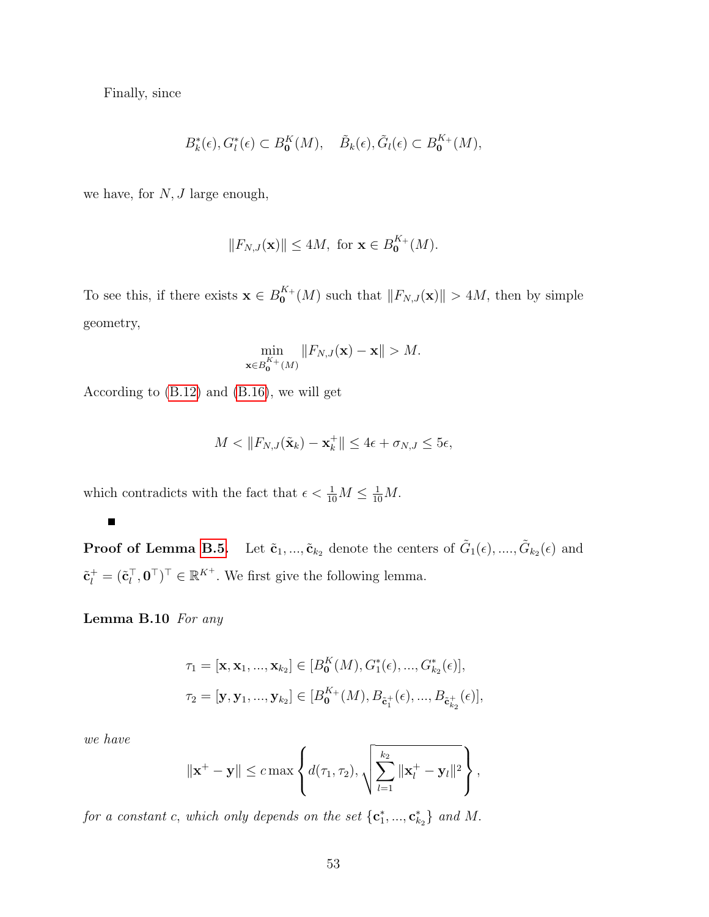Finally, since

$$B_k^*(\epsilon), G_l^*(\epsilon) \subset B_{\mathbf{0}}^K(M), \quad \tilde{B}_k(\epsilon), \tilde{G}_l(\epsilon) \subset B_{\mathbf{0}}^{K_+}(M),$$

we have, for $N, J$ large enough,

$$\|F_{N,J}(\mathbf{x})\| \leq 4M, \text{ for } \mathbf{x} \in B_{\mathbf{0}}^{K_+}(M).$$

To see this, if there exists $\mathbf{x} \in B_{\mathbf{0}}^{K_+}(M)$ such that $\|F_{N,J}(\mathbf{x})\| > 4M$, then by simple geometry,

$$\min_{\mathbf{x} \in B_{\mathbf{0}}^{K_+}(M)} \|F_{N,J}(\mathbf{x}) - \mathbf{x}\| > M.$$

According to (B.12) and (B.16), we will get

$$M < \|F_{N,J}(\tilde{\mathbf{x}}_k) - \mathbf{x}_k^+\| \leq 4\epsilon + \sigma_{N,J} \leq 5\epsilon,$$

which contradicts with the fact that $\epsilon < \frac{1}{10}M \leq \frac{1}{10}M$.

■

**Proof of Lemma B.5.** Let $\tilde{\mathbf{c}}_1, ..., \tilde{\mathbf{c}}_{k_2}$ denote the centers of $\tilde{G}_1(\epsilon), ...., \tilde{G}_{k_2}(\epsilon)$ and $\tilde{\mathbf{c}}_l^+ = (\tilde{\mathbf{c}}_l^\top, \mathbf{0}^\top)^\top \in \mathbb{R}^{K+}$. We first give the following lemma.

**Lemma B.10** *For any*

$$\tau_1 = [\mathbf{x}, \mathbf{x}_1, ..., \mathbf{x}_{k_2}] \in [B_{\mathbf{0}}^K(M), G_1^*(\epsilon), ..., G_{k_2}^*(\epsilon)],$$
$$\tau_2 = [\mathbf{y}, \mathbf{y}_1, ..., \mathbf{y}_{k_2}] \in [B_{\mathbf{0}}^{K_+}(M), B_{\tilde{\mathbf{c}}_1^+}(\epsilon), ..., B_{\tilde{\mathbf{c}}_{k_2}^+}(\epsilon)],$$

*we have*

$$\|\mathbf{x}^+ - \mathbf{y}\| \leq c \max\left\{ d(\tau_1, \tau_2), \sqrt{\sum_{l=1}^{k_2} \|\mathbf{x}_l^+ - \mathbf{y}_l\|^2} \right\},$$

*for a constant $c$, which only depends on the set $\{\mathbf{c}_1^*, ..., \mathbf{c}_{k_2}^*\}$ and $M$.*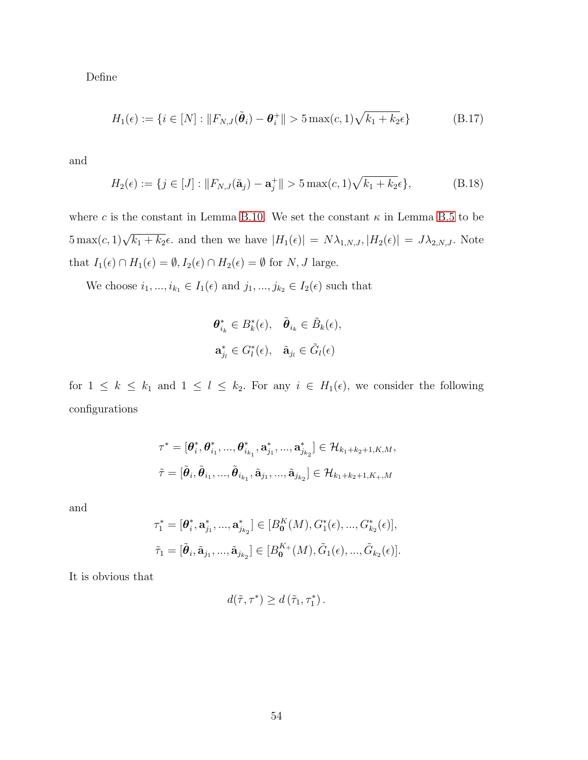Define

$$H_1(\epsilon) := \{i \in [N] : \|F_{N,J}(\tilde{\boldsymbol{\theta}}_i) - \boldsymbol{\theta}_i^+\| > 5\max(c,1)\sqrt{k_1+k_2}\epsilon\} \tag{B.17}$$

and

$$H_2(\epsilon) := \{j \in [J] : \|F_{N,J}(\tilde{\mathbf{a}}_j) - \mathbf{a}_j^+\| > 5\max(c,1)\sqrt{k_1+k_2}\epsilon\}, \tag{B.18}$$

where $c$ is the constant in Lemma B.10. We set the constant $\kappa$ in Lemma B.5 to be $5\max(c,1)\sqrt{k_1+k_2}\epsilon$. and then we have $|H_1(\epsilon)| = N\lambda_{1,N,J}, |H_2(\epsilon)| = J\lambda_{2,N,J}$. Note that $I_1(\epsilon) \cap H_1(\epsilon) = \emptyset, I_2(\epsilon) \cap H_2(\epsilon) = \emptyset$ for $N, J$ large.

We choose $i_1, ..., i_{k_1} \in I_1(\epsilon)$ and $j_1, ..., j_{k_2} \in I_2(\epsilon)$ such that

$$\boldsymbol{\theta}_{i_k}^* \in B_k^*(\epsilon), \quad \tilde{\boldsymbol{\theta}}_{i_k} \in \tilde{B}_k(\epsilon),$$
$$\mathbf{a}_{j_l}^* \in G_l^*(\epsilon), \quad \tilde{\mathbf{a}}_{j_l} \in \tilde{G}_l(\epsilon)$$

for $1 \le k \le k_1$ and $1 \le l \le k_2$. For any $i \in H_1(\epsilon)$, we consider the following configurations

$$\tau^* = [\boldsymbol{\theta}_i^*, \boldsymbol{\theta}_{i_1}^*, ..., \boldsymbol{\theta}_{i_{k_1}}^*, \mathbf{a}_{j_1}^*, ..., \mathbf{a}_{j_{k_2}}^*] \in \mathcal{H}_{k_1+k_2+1,K,M},$$
$$\tilde{\tau} = [\tilde{\boldsymbol{\theta}}_i, \tilde{\boldsymbol{\theta}}_{i_1}, ..., \tilde{\boldsymbol{\theta}}_{i_{k_1}}, \tilde{\mathbf{a}}_{j_1}, ..., \tilde{\mathbf{a}}_{j_{k_2}}] \in \mathcal{H}_{k_1+k_2+1,K_+,M}$$

and

$$\tau_1^* = [\boldsymbol{\theta}_i^*, \mathbf{a}_{j_1}^*, ..., \mathbf{a}_{j_{k_2}}^*] \in [B_{\mathbf{0}}^K(M), G_1^*(\epsilon), ..., G_{k_2}^*(\epsilon)],$$
$$\tilde{\tau}_1 = [\tilde{\boldsymbol{\theta}}_i, \tilde{\mathbf{a}}_{j_1}, ..., \tilde{\mathbf{a}}_{j_{k_2}}] \in [B_{\mathbf{0}}^{K_+}(M), \tilde{G}_1(\epsilon), ..., \tilde{G}_{k_2}(\epsilon)].$$

It is obvious that

$$d(\tilde{\tau}, \tau^*) \ge d(\tilde{\tau}_1, \tau_1^*).$$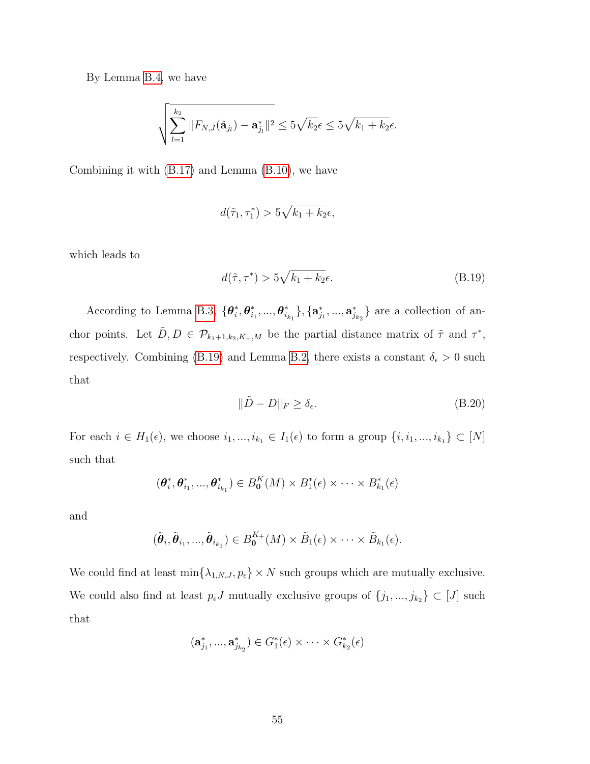By Lemma B.4, we have

$$\sqrt{\sum_{l=1}^{k_2} \|F_{N,J}(\tilde{\mathbf{a}}_{j_l}) - \mathbf{a}^*_{j_l}\|^2} \leq 5\sqrt{k_2}\epsilon \leq 5\sqrt{k_1+k_2}\epsilon.$$

Combining it with (B.17) and Lemma (B.10), we have

$$d(\tilde{\tau}_1, \tau^*_1) > 5\sqrt{k_1+k_2}\epsilon,$$

which leads to

$$d(\tilde{\tau}, \tau^*) > 5\sqrt{k_1+k_2}\epsilon. \tag{B.19}$$

According to Lemma B.3, $\{\boldsymbol{\theta}^*_i, \boldsymbol{\theta}^*_{i_1}, ..., \boldsymbol{\theta}^*_{i_{k_1}}\}, \{\mathbf{a}^*_{j_1}, ..., \mathbf{a}^*_{j_{k_2}}\}$ are a collection of anchor points. Let $\tilde{D}, D \in \mathcal{P}_{k_1+1,k_2,K_+,M}$ be the partial distance matrix of $\tilde{\tau}$ and $\tau^*$, respectively. Combining (B.19) and Lemma B.2, there exists a constant $\delta_\epsilon > 0$ such that

$$\|\tilde{D} - D\|_F \geq \delta_\epsilon. \tag{B.20}$$

For each $i \in H_1(\epsilon)$, we choose $i_1, ..., i_{k_1} \in I_1(\epsilon)$ to form a group $\{i, i_1, ..., i_{k_1}\} \subset [N]$ such that

$$(\boldsymbol{\theta}^*_i, \boldsymbol{\theta}^*_{i_1}, ..., \boldsymbol{\theta}^*_{i_{k_1}}) \in B^K_{\mathbf{0}}(M) \times B^*_1(\epsilon) \times \cdots \times B^*_{k_1}(\epsilon)$$

and

$$(\tilde{\boldsymbol{\theta}}_i, \tilde{\boldsymbol{\theta}}_{i_1}, ..., \tilde{\boldsymbol{\theta}}_{i_{k_1}}) \in B^{K_+}_{\mathbf{0}}(M) \times \tilde{B}_1(\epsilon) \times \cdots \times \tilde{B}_{k_1}(\epsilon).$$

We could find at least $\min\{\lambda_{1,N,J}, p_\epsilon\} \times N$ such groups which are mutually exclusive. We could also find at least $p_\epsilon J$ mutually exclusive groups of $\{j_1, ..., j_{k_2}\} \subset [J]$ such that

$$(\mathbf{a}^*_{j_1}, ..., \mathbf{a}^*_{j_{k_2}}) \in G^*_1(\epsilon) \times \cdots \times G^*_{k_2}(\epsilon)$$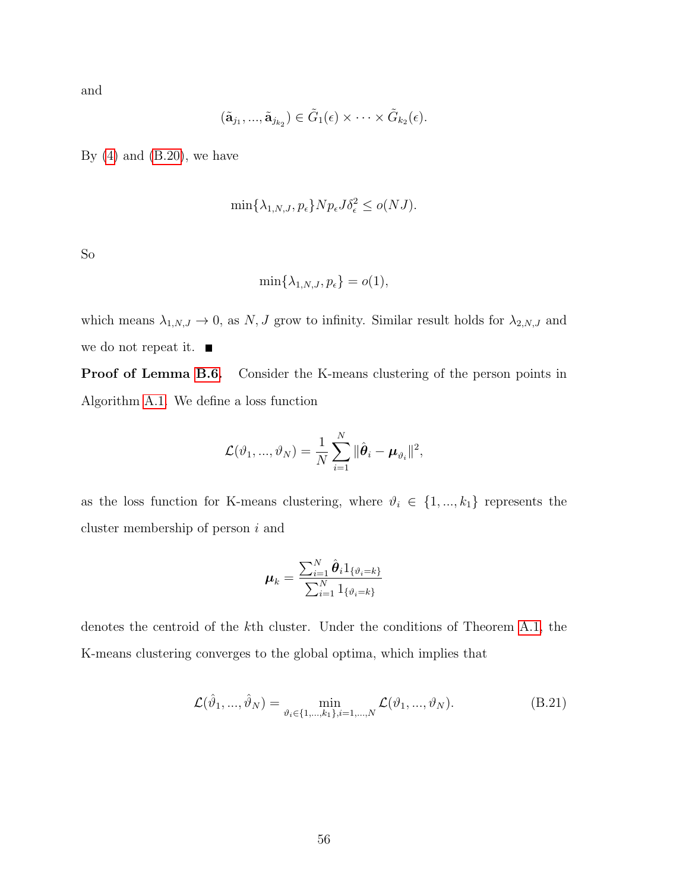and

$$(\tilde{\mathbf{a}}_{j_1}, ..., \tilde{\mathbf{a}}_{j_{k_2}}) \in \tilde{G}_1(\epsilon) \times \cdots \times \tilde{G}_{k_2}(\epsilon).$$

By (4) and (B.20), we have

$$\min\{\lambda_{1,N,J}, p_\epsilon\} N p_\epsilon J \delta_\epsilon^2 \leq o(NJ).$$

So

$$\min\{\lambda_{1,N,J}, p_\epsilon\} = o(1),$$

which means $\lambda_{1,N,J} \to 0$, as $N, J$ grow to infinity. Similar result holds for $\lambda_{2,N,J}$ and we do not repeat it. ∎

**Proof of Lemma B.6.** Consider the K-means clustering of the person points in Algorithm A.1. We define a loss function

$$\mathcal{L}(\vartheta_1, ..., \vartheta_N) = \frac{1}{N} \sum_{i=1}^{N} \|\hat{\boldsymbol{\theta}}_i - \boldsymbol{\mu}_{\vartheta_i}\|^2,$$

as the loss function for K-means clustering, where $\vartheta_i \in \{1, ..., k_1\}$ represents the cluster membership of person $i$ and

$$\boldsymbol{\mu}_k = \frac{\sum_{i=1}^{N} \hat{\boldsymbol{\theta}}_i 1_{\{\vartheta_i = k\}}}{\sum_{i=1}^{N} 1_{\{\vartheta_i = k\}}}$$

denotes the centroid of the $k$th cluster. Under the conditions of Theorem A.1, the K-means clustering converges to the global optima, which implies that

$$\mathcal{L}(\hat{\vartheta}_1, ..., \hat{\vartheta}_N) = \min_{\vartheta_i \in \{1,...,k_1\}, i=1,...,N} \mathcal{L}(\vartheta_1, ..., \vartheta_N). \tag{B.21}$$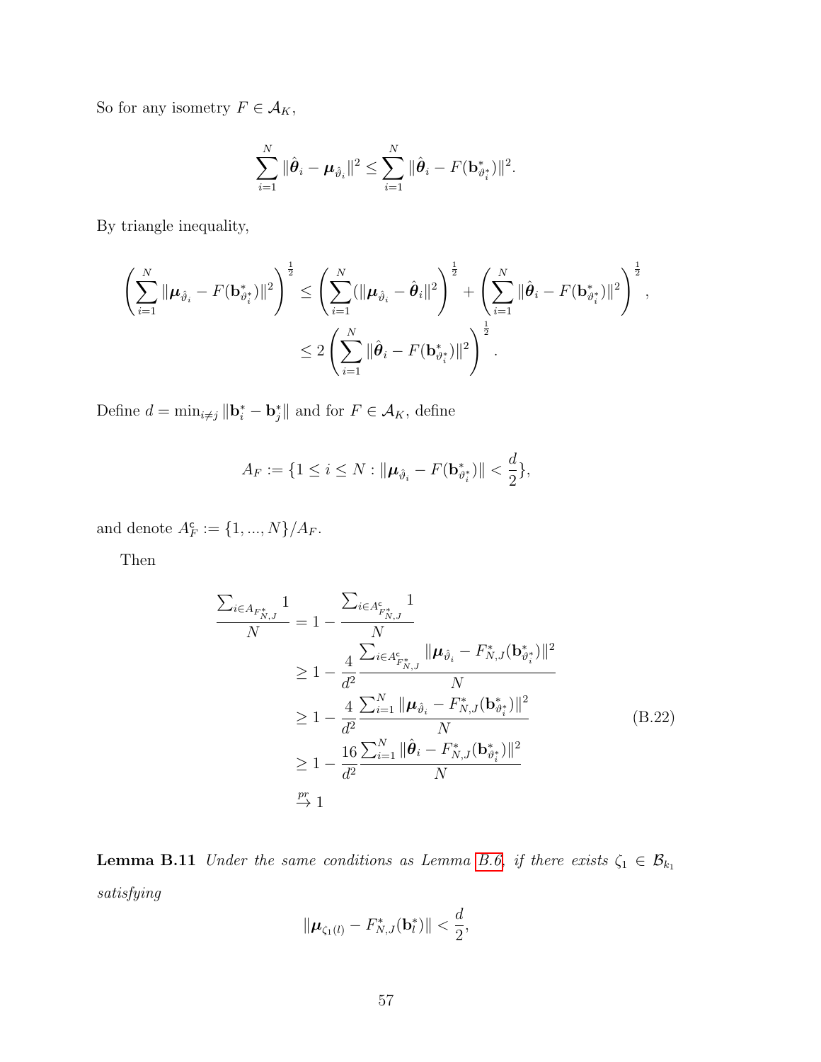So for any isometry $F \in \mathcal{A}_K$,

$$\sum_{i=1}^{N} \|\hat{\boldsymbol{\theta}}_i - \boldsymbol{\mu}_{\hat{\vartheta}_i}\|^2 \leq \sum_{i=1}^{N} \|\hat{\boldsymbol{\theta}}_i - F(\mathbf{b}^*_{\vartheta^*_i})\|^2.$$

By triangle inequality,

$$\begin{aligned}
\left(\sum_{i=1}^{N} \|\boldsymbol{\mu}_{\hat{\vartheta}_i} - F(\mathbf{b}^*_{\vartheta^*_i})\|^2\right)^{\frac{1}{2}} &\leq \left(\sum_{i=1}^{N} (\|\boldsymbol{\mu}_{\hat{\vartheta}_i} - \hat{\boldsymbol{\theta}}_i\|^2\right)^{\frac{1}{2}} + \left(\sum_{i=1}^{N} \|\hat{\boldsymbol{\theta}}_i - F(\mathbf{b}^*_{\vartheta^*_i})\|^2\right)^{\frac{1}{2}}, \\
&\leq 2\left(\sum_{i=1}^{N} \|\hat{\boldsymbol{\theta}}_i - F(\mathbf{b}^*_{\vartheta^*_i})\|^2\right)^{\frac{1}{2}}.
\end{aligned}$$

Define $d = \min_{i \neq j} \|\mathbf{b}^*_i - \mathbf{b}^*_j\|$ and for $F \in \mathcal{A}_K$, define

$$A_F := \{1 \leq i \leq N : \|\boldsymbol{\mu}_{\hat{\vartheta}_i} - F(\mathbf{b}^*_{\vartheta^*_i})\| < \frac{d}{2}\},$$

and denote $A^{\mathfrak{c}}_F := \{1, ..., N\}/A_F$.

Then

$$\begin{aligned}
\frac{\sum_{i \in A_{F^*_{N,J}}} 1}{N} &= 1 - \frac{\sum_{i \in A^{\mathfrak{c}}_{F^*_{N,J}}} 1}{N} \\
&\geq 1 - \frac{4}{d^2} \frac{\sum_{i \in A^{\mathfrak{c}}_{F^*_{N,J}}} \|\boldsymbol{\mu}_{\hat{\vartheta}_i} - F^*_{N,J}(\mathbf{b}^*_{\vartheta^*_i})\|^2}{N} \\
&\geq 1 - \frac{4}{d^2} \frac{\sum_{i=1}^{N} \|\boldsymbol{\mu}_{\hat{\vartheta}_i} - F^*_{N,J}(\mathbf{b}^*_{\vartheta^*_i})\|^2}{N} \\
&\geq 1 - \frac{16}{d^2} \frac{\sum_{i=1}^{N} \|\hat{\boldsymbol{\theta}}_i - F^*_{N,J}(\mathbf{b}^*_{\vartheta^*_i})\|^2}{N} \\
&\xrightarrow{pr} 1
\end{aligned} \tag{B.22}$$

**Lemma B.11** *Under the same conditions as Lemma B.6, if there exists $\zeta_1 \in \mathcal{B}_{k_1}$ satisfying*

$$\|\boldsymbol{\mu}_{\zeta_1(l)} - F^*_{N,J}(\mathbf{b}^*_l)\| < \frac{d}{2},$$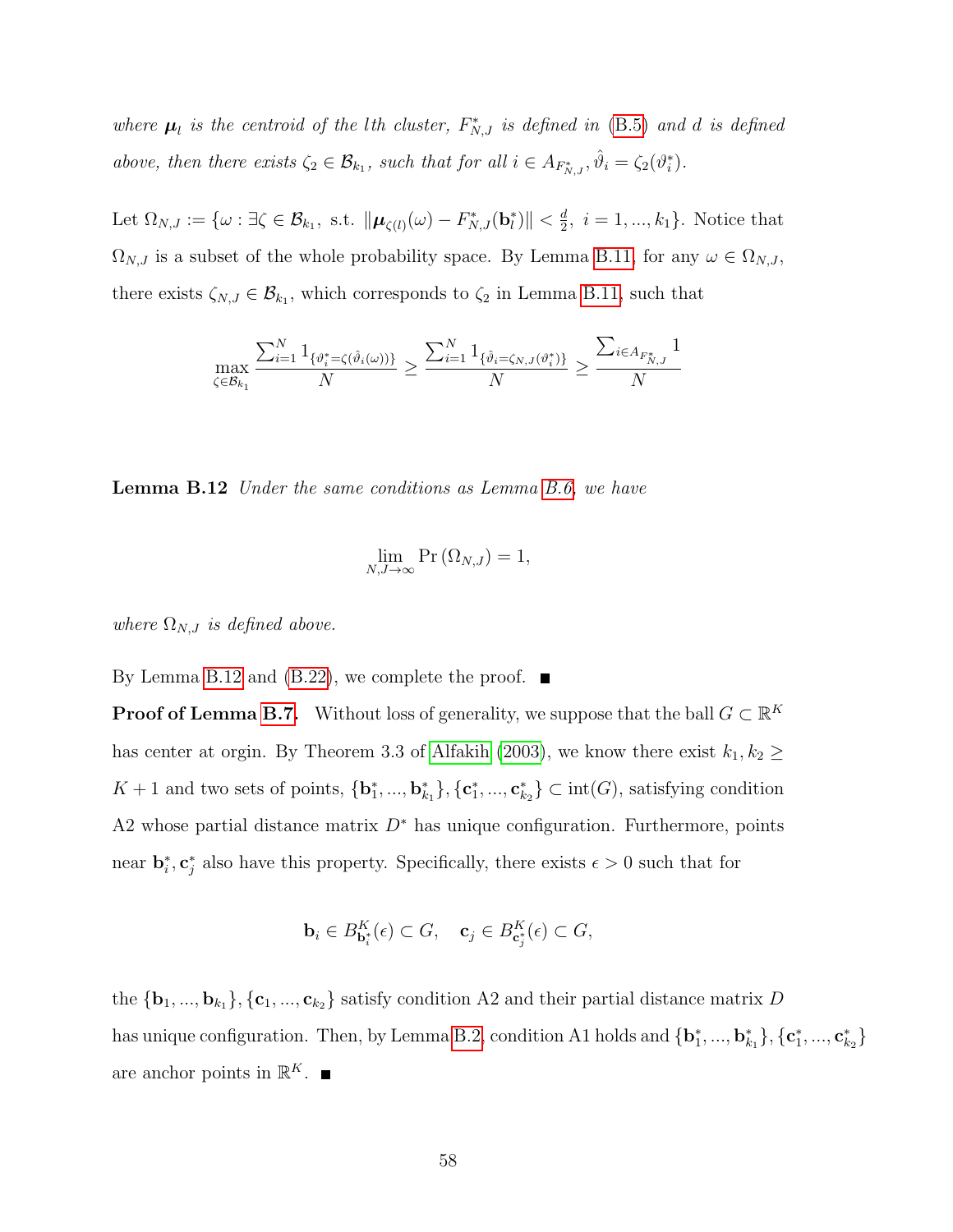*where $\boldsymbol{\mu}_l$ is the centroid of the lth cluster, $F^*_{N,J}$ is defined in (B.5) and $d$ is defined above, then there exists $\zeta_2 \in \mathcal{B}_{k_1}$, such that for all $i \in A_{F^*_{N,J}}, \hat{\vartheta}_i = \zeta_2(\vartheta^*_i)$.*

Let $\Omega_{N,J} := \{\omega : \exists \zeta \in \mathcal{B}_{k_1}, \text{ s.t. } \|\boldsymbol{\mu}_{\zeta(l)}(\omega) - F^*_{N,J}(\mathbf{b}^*_l)\| < \frac{d}{2},\ i = 1, ..., k_1\}$. Notice that $\Omega_{N,J}$ is a subset of the whole probability space. By Lemma B.11, for any $\omega \in \Omega_{N,J}$, there exists $\zeta_{N,J} \in \mathcal{B}_{k_1}$, which corresponds to $\zeta_2$ in Lemma B.11, such that

$$\max_{\zeta \in \mathcal{B}_{k_1}} \frac{\sum_{i=1}^N 1_{\{\vartheta^*_i = \zeta(\hat{\vartheta}_i(\omega))\}}}{N} \geq \frac{\sum_{i=1}^N 1_{\{\hat{\vartheta}_i = \zeta_{N,J}(\vartheta^*_i)\}}}{N} \geq \frac{\sum_{i \in A_{F^*_{N,J}}} 1}{N}$$

**Lemma B.12** *Under the same conditions as Lemma B.6, we have*

$$\lim_{N,J \to \infty} \Pr(\Omega_{N,J}) = 1,$$

*where $\Omega_{N,J}$ is defined above.*

By Lemma B.12 and (B.22), we complete the proof. ∎

**Proof of Lemma B.7.** Without loss of generality, we suppose that the ball $G \subset \mathbb{R}^K$ has center at orgin. By Theorem 3.3 of Alfakih (2003), we know there exist $k_1, k_2 \geq K+1$ and two sets of points, $\{\mathbf{b}^*_1, ..., \mathbf{b}^*_{k_1}\}, \{\mathbf{c}^*_1, ..., \mathbf{c}^*_{k_2}\} \subset \text{int}(G)$, satisfying condition A2 whose partial distance matrix $D^*$ has unique configuration. Furthermore, points near $\mathbf{b}^*_i, \mathbf{c}^*_j$ also have this property. Specifically, there exists $\epsilon > 0$ such that for

$$\mathbf{b}_i \in B^K_{\mathbf{b}^*_i}(\epsilon) \subset G, \quad \mathbf{c}_j \in B^K_{\mathbf{c}^*_j}(\epsilon) \subset G,$$

the $\{\mathbf{b}_1, ..., \mathbf{b}_{k_1}\}, \{\mathbf{c}_1, ..., \mathbf{c}_{k_2}\}$ satisfy condition A2 and their partial distance matrix $D$ has unique configuration. Then, by Lemma B.2, condition A1 holds and $\{\mathbf{b}^*_1, ..., \mathbf{b}^*_{k_1}\}, \{\mathbf{c}^*_1, ..., \mathbf{c}^*_{k_2}\}$ are anchor points in $\mathbb{R}^K$. ∎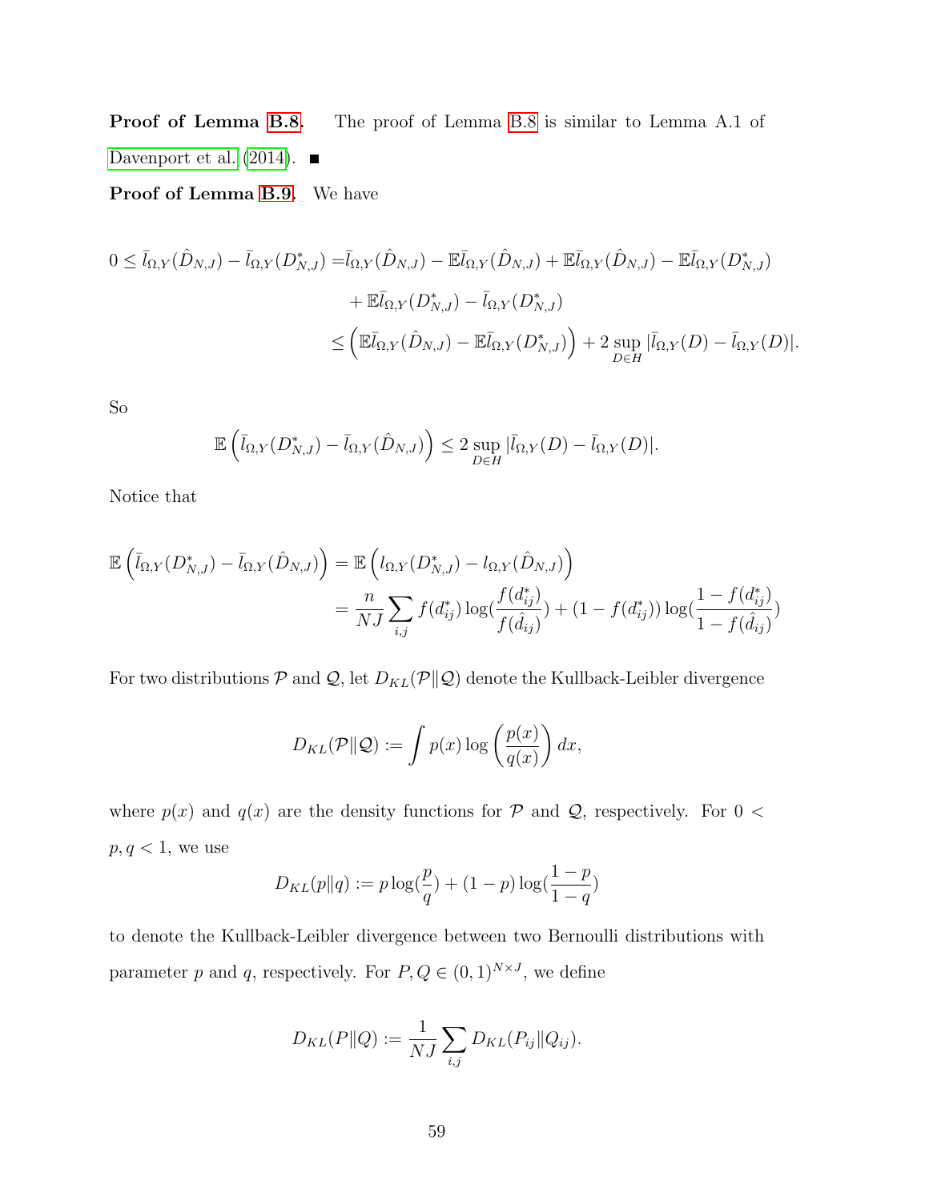**Proof of Lemma B.8.** The proof of Lemma B.8 is similar to Lemma A.1 of Davenport et al. (2014). ■

**Proof of Lemma B.9.** We have

$$
\begin{aligned}
0 \leq \bar{l}_{\Omega,Y}(\hat{D}_{N,J}) - \bar{l}_{\Omega,Y}(D^*_{N,J}) =& \bar{l}_{\Omega,Y}(\hat{D}_{N,J}) - \mathbb{E}\bar{l}_{\Omega,Y}(\hat{D}_{N,J}) + \mathbb{E}\bar{l}_{\Omega,Y}(\hat{D}_{N,J}) - \mathbb{E}\bar{l}_{\Omega,Y}(D^*_{N,J}) \\
&+ \mathbb{E}\bar{l}_{\Omega,Y}(D^*_{N,J}) - \bar{l}_{\Omega,Y}(D^*_{N,J}) \\
\leq& \left(\mathbb{E}\bar{l}_{\Omega,Y}(\hat{D}_{N,J}) - \mathbb{E}\bar{l}_{\Omega,Y}(D^*_{N,J})\right) + 2 \sup_{D \in H} |\bar{l}_{\Omega,Y}(D) - \bar{l}_{\Omega,Y}(D)|.
\end{aligned}
$$

So

$$
\mathbb{E}\left(\bar{l}_{\Omega,Y}(D^*_{N,J}) - \bar{l}_{\Omega,Y}(\hat{D}_{N,J})\right) \leq 2 \sup_{D \in H} |\bar{l}_{\Omega,Y}(D) - \bar{l}_{\Omega,Y}(D)|.
$$

Notice that

$$
\begin{aligned}
\mathbb{E}\left(\bar{l}_{\Omega,Y}(D^*_{N,J}) - \bar{l}_{\Omega,Y}(\hat{D}_{N,J})\right) &= \mathbb{E}\left(l_{\Omega,Y}(D^*_{N,J}) - l_{\Omega,Y}(\hat{D}_{N,J})\right) \\
&= \frac{n}{NJ}\sum_{i,j} f(d^*_{ij}) \log(\frac{f(d^*_{ij})}{f(\hat{d}_{ij})}) + (1 - f(d^*_{ij})) \log(\frac{1 - f(d^*_{ij})}{1 - f(\hat{d}_{ij})})
\end{aligned}
$$

For two distributions $\mathcal{P}$ and $\mathcal{Q}$, let $D_{KL}(\mathcal{P}\|\mathcal{Q})$ denote the Kullback-Leibler divergence

$$
D_{KL}(\mathcal{P}\|\mathcal{Q}) := \int p(x) \log\left(\frac{p(x)}{q(x)}\right) dx,
$$

where $p(x)$ and $q(x)$ are the density functions for $\mathcal{P}$ and $\mathcal{Q}$, respectively. For $0 < p, q < 1$, we use

$$
D_{KL}(p\|q) := p \log(\frac{p}{q}) + (1 - p) \log(\frac{1 - p}{1 - q})
$$

to denote the Kullback-Leibler divergence between two Bernoulli distributions with parameter $p$ and $q$, respectively. For $P, Q \in (0, 1)^{N \times J}$, we define

$$
D_{KL}(P\|Q) := \frac{1}{NJ}\sum_{i,j} D_{KL}(P_{ij}\|Q_{ij}).
$$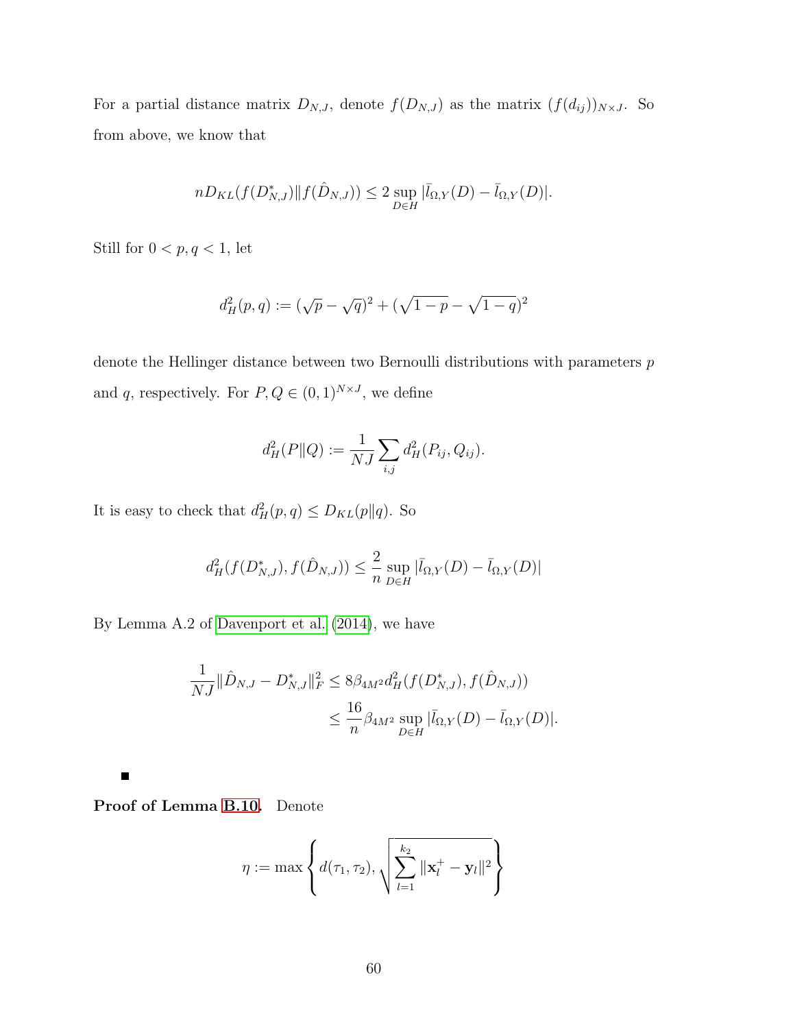For a partial distance matrix $D_{N,J}$, denote $f(D_{N,J})$ as the matrix $(f(d_{ij}))_{N\times J}$. So from above, we know that

$$
nD_{KL}(f(D^*_{N,J})\|f(\hat{D}_{N,J})) \leq 2\sup_{D\in H}|\bar{l}_{\Omega,Y}(D) - \bar{l}_{\Omega,Y}(D)|.
$$

Still for $0 < p, q < 1$, let

$$
d_H^2(p,q) := (\sqrt{p}-\sqrt{q})^2 + (\sqrt{1-p}-\sqrt{1-q})^2
$$

denote the Hellinger distance between two Bernoulli distributions with parameters $p$ and $q$, respectively. For $P, Q \in (0,1)^{N\times J}$, we define

$$
d_H^2(P\|Q) := \frac{1}{NJ}\sum_{i,j} d_H^2(P_{ij}, Q_{ij}).
$$

It is easy to check that $d_H^2(p,q) \leq D_{KL}(p\|q)$. So

$$
d_H^2(f(D^*_{N,J}), f(\hat{D}_{N,J})) \leq \frac{2}{n}\sup_{D\in H}|\bar{l}_{\Omega,Y}(D) - \bar{l}_{\Omega,Y}(D)|
$$

By Lemma A.2 of Davenport et al. (2014), we have

$$
\begin{aligned}
\frac{1}{NJ}\|\hat{D}_{N,J} - D^*_{N,J}\|_F^2 &\leq 8\beta_{4M^2} d_H^2(f(D^*_{N,J}), f(\hat{D}_{N,J})) \\
&\leq \frac{16}{n}\beta_{4M^2}\sup_{D\in H}|\bar{l}_{\Omega,Y}(D) - \bar{l}_{\Omega,Y}(D)|.
\end{aligned}
$$

■

**Proof of Lemma B.10.** Denote

$$
\eta := \max\left\{ d(\tau_1,\tau_2), \sqrt{\sum_{l=1}^{k_2}\|\mathbf{x}_l^+ - \mathbf{y}_l\|^2} \right\}
$$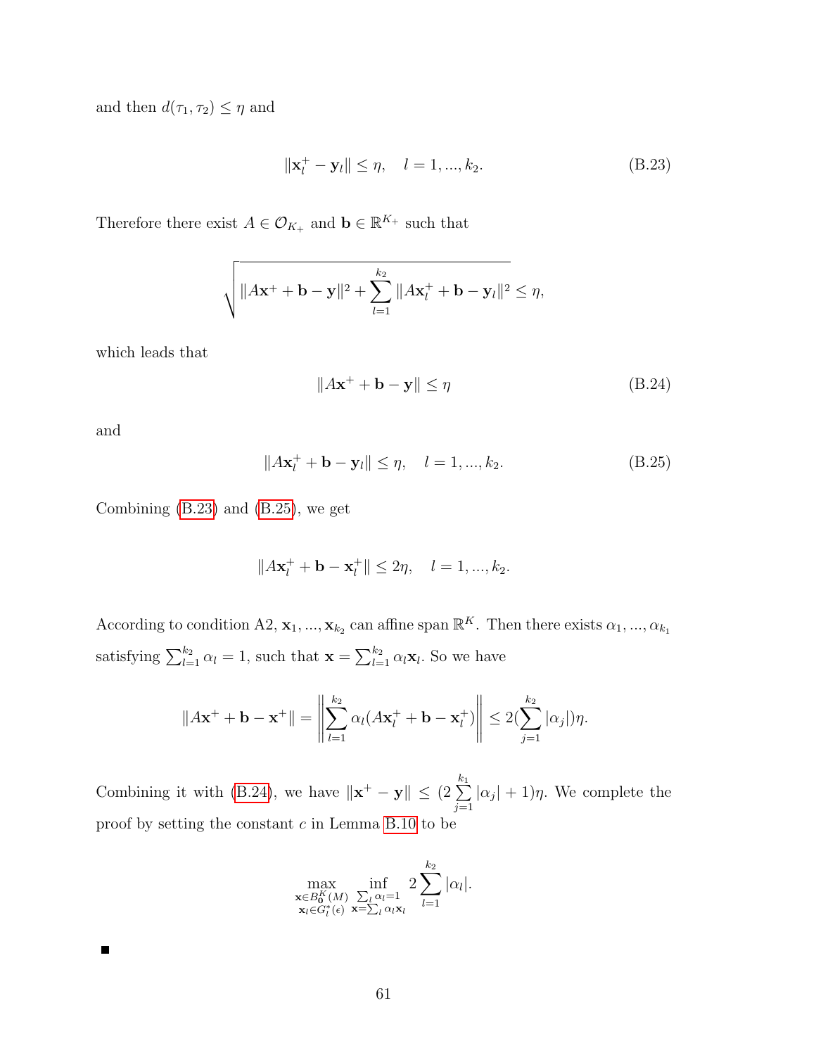and then $d(\tau_1, \tau_2) \leq \eta$ and

$$\|\mathbf{x}_l^+ - \mathbf{y}_l\| \leq \eta, \quad l = 1, ..., k_2. \tag{B.23}$$

Therefore there exist $A \in \mathcal{O}_{K_+}$ and $\mathbf{b} \in \mathbb{R}^{K_+}$ such that

$$\sqrt{\|A\mathbf{x}^+ + \mathbf{b} - \mathbf{y}\|^2 + \sum_{l=1}^{k_2} \|A\mathbf{x}_l^+ + \mathbf{b} - \mathbf{y}_l\|^2} \leq \eta,$$

which leads that

$$\|A\mathbf{x}^+ + \mathbf{b} - \mathbf{y}\| \leq \eta \tag{B.24}$$

and

$$\|A\mathbf{x}_l^+ + \mathbf{b} - \mathbf{y}_l\| \leq \eta, \quad l = 1, ..., k_2. \tag{B.25}$$

Combining (B.23) and (B.25), we get

$$\|A\mathbf{x}_l^+ + \mathbf{b} - \mathbf{x}_l^+\| \leq 2\eta, \quad l = 1, ..., k_2.$$

According to condition A2, $\mathbf{x}_1, ..., \mathbf{x}_{k_2}$ can affine span $\mathbb{R}^K$. Then there exists $\alpha_1, ..., \alpha_{k_1}$ satisfying $\sum_{l=1}^{k_2} \alpha_l = 1$, such that $\mathbf{x} = \sum_{l=1}^{k_2} \alpha_l \mathbf{x}_l$. So we have

$$\|A\mathbf{x}^+ + \mathbf{b} - \mathbf{x}^+\| = \left\| \sum_{l=1}^{k_2} \alpha_l (A\mathbf{x}_l^+ + \mathbf{b} - \mathbf{x}_l^+) \right\| \leq 2(\sum_{j=1}^{k_2} |\alpha_j|)\eta.$$

Combining it with (B.24), we have $\|\mathbf{x}^+ - \mathbf{y}\| \leq (2 \sum_{j=1}^{k_1} |\alpha_j| + 1)\eta$. We complete the proof by setting the constant $c$ in Lemma B.10 to be

$$\max_{\substack{\mathbf{x} \in B_{\mathbf{0}}^K(M) \\ \mathbf{x}_l \in G_l^*(\epsilon)}} \inf_{\substack{\sum_l \alpha_l = 1 \\ \mathbf{x} = \sum_l \alpha_l \mathbf{x}_l}} 2 \sum_{l=1}^{k_2} |\alpha_l|.$$

■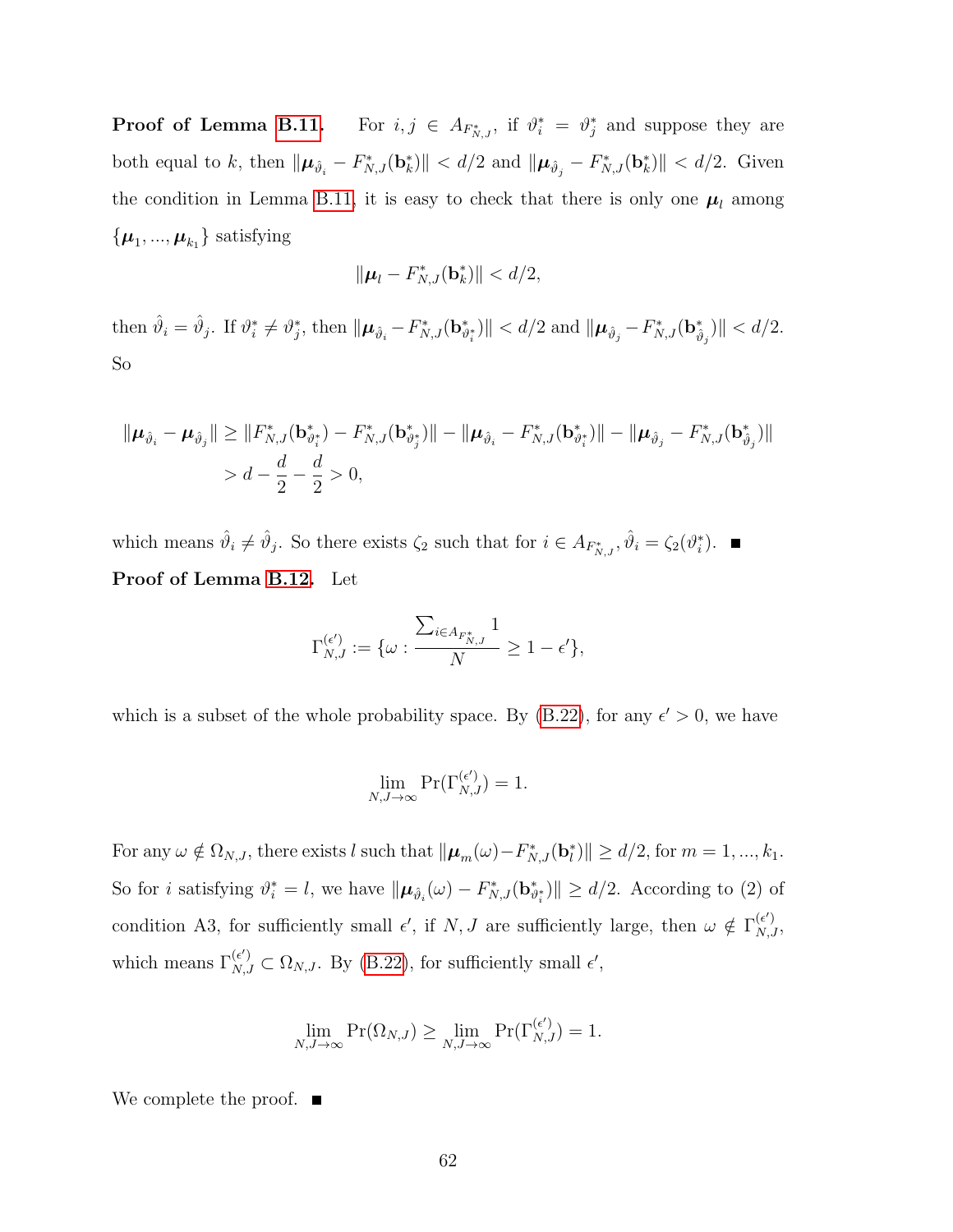**Proof of Lemma B.11.** For $i, j \in A_{F^*_{N,J}}$, if $\vartheta^*_i = \vartheta^*_j$ and suppose they are both equal to $k$, then $\|\boldsymbol{\mu}_{\hat{\vartheta}_i} - F^*_{N,J}(\mathbf{b}^*_k)\| < d/2$ and $\|\boldsymbol{\mu}_{\hat{\vartheta}_j} - F^*_{N,J}(\mathbf{b}^*_k)\| < d/2$. Given the condition in Lemma B.11, it is easy to check that there is only one $\boldsymbol{\mu}_l$ among $\{\boldsymbol{\mu}_1, ..., \boldsymbol{\mu}_{k_1}\}$ satisfying

$$\|\boldsymbol{\mu}_l - F^*_{N,J}(\mathbf{b}^*_k)\| < d/2,$$

then $\hat{\vartheta}_i = \hat{\vartheta}_j$. If $\vartheta^*_i \neq \vartheta^*_j$, then $\|\boldsymbol{\mu}_{\hat{\vartheta}_i} - F^*_{N,J}(\mathbf{b}^*_{\vartheta^*_i})\| < d/2$ and $\|\boldsymbol{\mu}_{\hat{\vartheta}_j} - F^*_{N,J}(\mathbf{b}^*_{\hat{\vartheta}_j})\| < d/2$. So

$$
\begin{aligned}
\|\boldsymbol{\mu}_{\hat{\vartheta}_i} - \boldsymbol{\mu}_{\hat{\vartheta}_j}\| &\geq \|F^*_{N,J}(\mathbf{b}^*_{\vartheta^*_i}) - F^*_{N,J}(\mathbf{b}^*_{\vartheta^*_j})\| - \|\boldsymbol{\mu}_{\hat{\vartheta}_i} - F^*_{N,J}(\mathbf{b}^*_{\vartheta^*_i})\| - \|\boldsymbol{\mu}_{\hat{\vartheta}_j} - F^*_{N,J}(\mathbf{b}^*_{\hat{\vartheta}_j})\| \\
&> d - \frac{d}{2} - \frac{d}{2} > 0,
\end{aligned}
$$

which means $\hat{\vartheta}_i \neq \hat{\vartheta}_j$. So there exists $\zeta_2$ such that for $i \in A_{F^*_{N,J}}$, $\hat{\vartheta}_i = \zeta_2(\vartheta^*_i)$. ■

**Proof of Lemma B.12.** Let

$$\Gamma^{(\epsilon')}_{N,J} := \{\omega : \frac{\sum_{i \in A_{F^*_{N,J}}} 1}{N} \geq 1 - \epsilon'\},$$

which is a subset of the whole probability space. By (B.22), for any $\epsilon' > 0$, we have

$$\lim_{N,J \to \infty} \Pr(\Gamma^{(\epsilon')}_{N,J}) = 1.$$

For any $\omega \notin \Omega_{N,J}$, there exists $l$ such that $\|\boldsymbol{\mu}_m(\omega) - F^*_{N,J}(\mathbf{b}^*_l)\| \geq d/2$, for $m = 1, ..., k_1$. So for $i$ satisfying $\vartheta^*_i = l$, we have $\|\boldsymbol{\mu}_{\hat{\vartheta}_i}(\omega) - F^*_{N,J}(\mathbf{b}^*_{\vartheta^*_i})\| \geq d/2$. According to (2) of condition A3, for sufficiently small $\epsilon'$, if $N, J$ are sufficiently large, then $\omega \notin \Gamma^{(\epsilon')}_{N,J}$, which means $\Gamma^{(\epsilon')}_{N,J} \subset \Omega_{N,J}$. By (B.22), for sufficiently small $\epsilon'$,

$$\lim_{N,J \to \infty} \Pr(\Omega_{N,J}) \geq \lim_{N,J \to \infty} \Pr(\Gamma^{(\epsilon')}_{N,J}) = 1.$$

We complete the proof. ■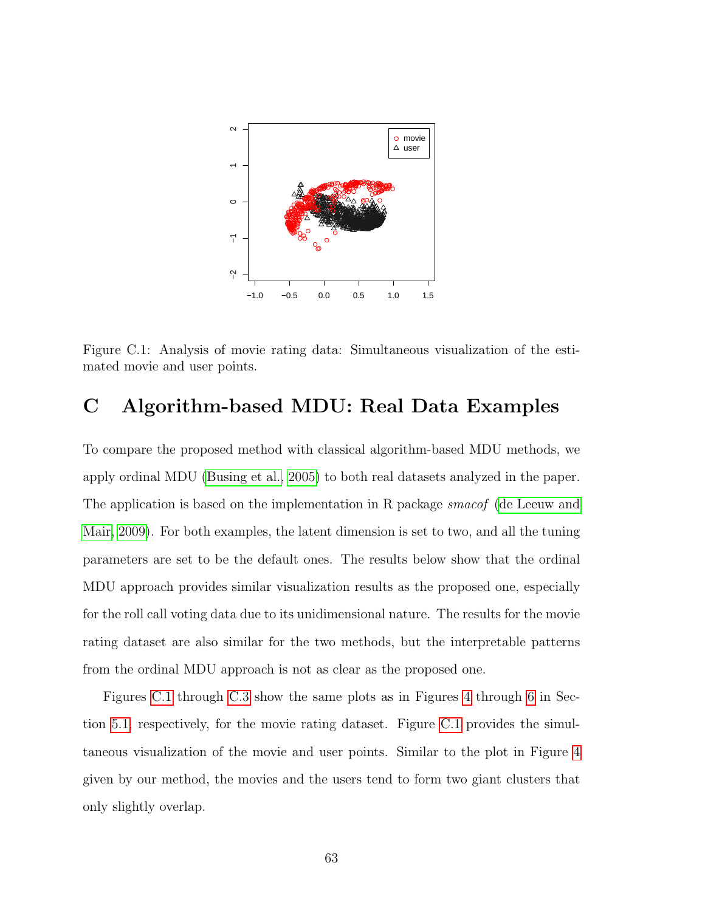Figure C.1: Analysis of movie rating data: Simultaneous visualization of the estimated movie and user points.

## C Algorithm-based MDU: Real Data Examples

To compare the proposed method with classical algorithm-based MDU methods, we apply ordinal MDU (Busing et al., 2005) to both real datasets analyzed in the paper. The application is based on the implementation in R package *smacof* (de Leeuw and Mair, 2009). For both examples, the latent dimension is set to two, and all the tuning parameters are set to be the default ones. The results below show that the ordinal MDU approach provides similar visualization results as the proposed one, especially for the roll call voting data due to its unidimensional nature. The results for the movie rating dataset are also similar for the two methods, but the interpretable patterns from the ordinal MDU approach is not as clear as the proposed one.

Figures C.1 through C.3 show the same plots as in Figures 4 through 6 in Section 5.1, respectively, for the movie rating dataset. Figure C.1 provides the simultaneous visualization of the movie and user points. Similar to the plot in Figure 4 given by our method, the movies and the users tend to form two giant clusters that only slightly overlap.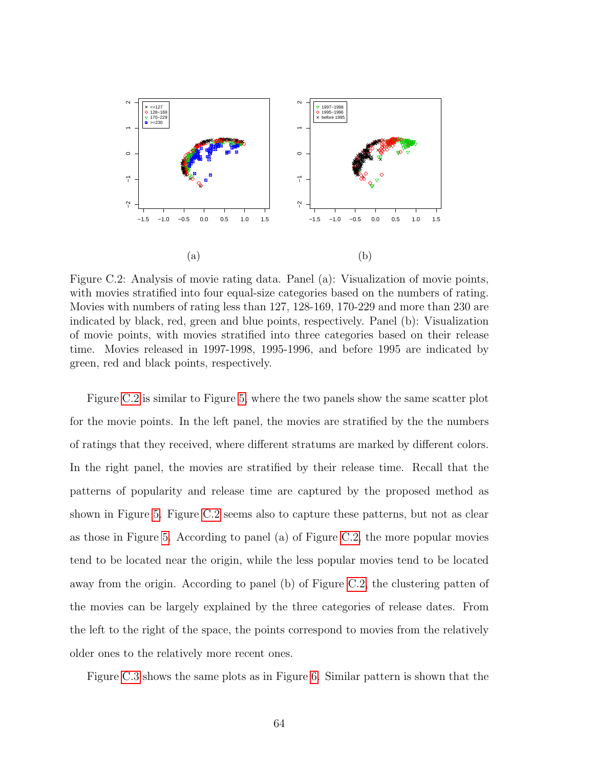(a)

(b)

Figure C.2: Analysis of movie rating data. Panel (a): Visualization of movie points, with movies stratified into four equal-size categories based on the numbers of rating. Movies with numbers of rating less than 127, 128-169, 170-229 and more than 230 are indicated by black, red, green and blue points, respectively. Panel (b): Visualization of movie points, with movies stratified into three categories based on their release time. Movies released in 1997-1998, 1995-1996, and before 1995 are indicated by green, red and black points, respectively.

Figure C.2 is similar to Figure 5, where the two panels show the same scatter plot for the movie points. In the left panel, the movies are stratified by the the numbers of ratings that they received, where different stratums are marked by different colors. In the right panel, the movies are stratified by their release time. Recall that the patterns of popularity and release time are captured by the proposed method as shown in Figure 5. Figure C.2 seems also to capture these patterns, but not as clear as those in Figure 5. According to panel (a) of Figure C.2, the more popular movies tend to be located near the origin, while the less popular movies tend to be located away from the origin. According to panel (b) of Figure C.2, the clustering patten of the movies can be largely explained by the three categories of release dates. From the left to the right of the space, the points correspond to movies from the relatively older ones to the relatively more recent ones.

Figure C.3 shows the same plots as in Figure 6. Similar pattern is shown that the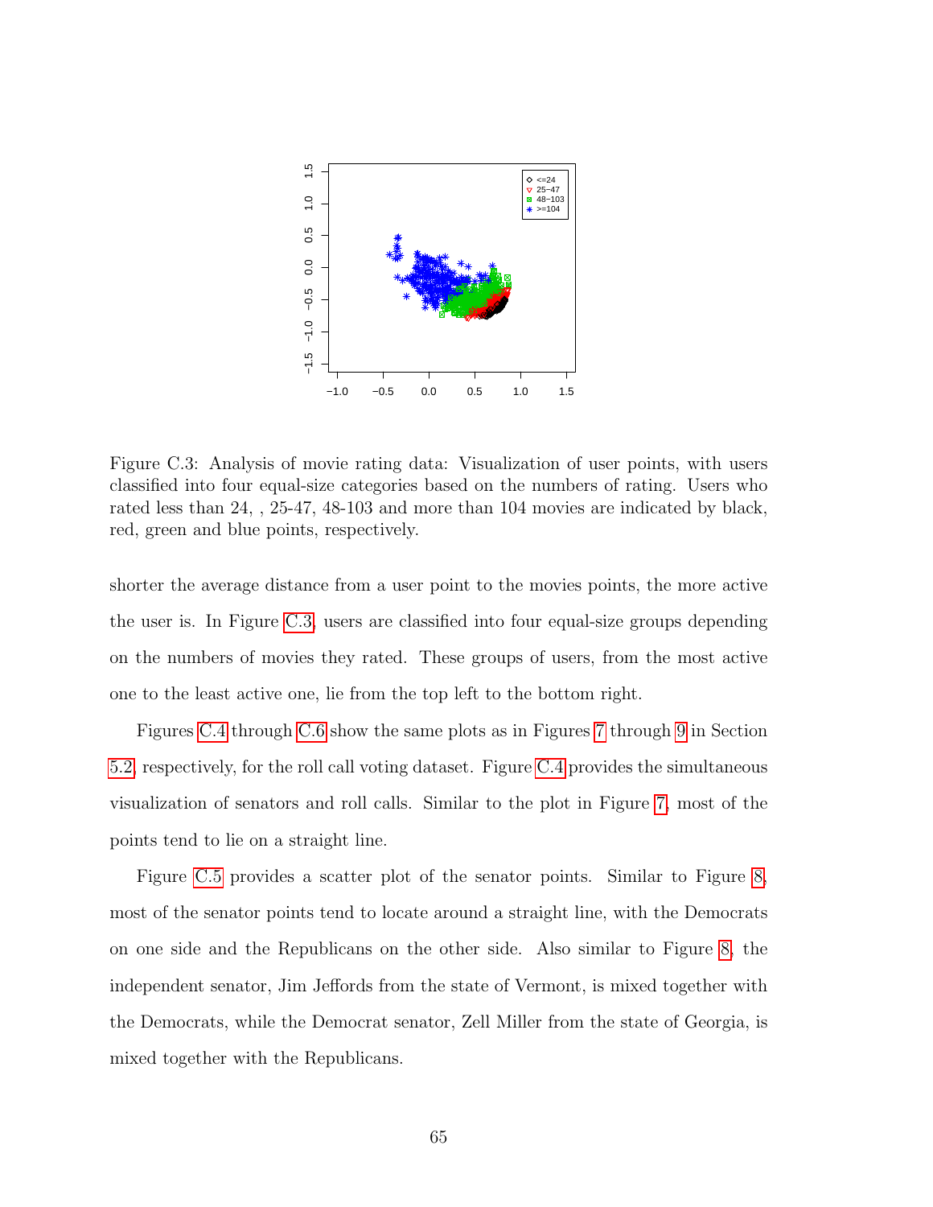Figure C.3: Analysis of movie rating data: Visualization of user points, with users classified into four equal-size categories based on the numbers of rating. Users who rated less than 24, , 25-47, 48-103 and more than 104 movies are indicated by black, red, green and blue points, respectively.

shorter the average distance from a user point to the movies points, the more active the user is. In Figure C.3, users are classified into four equal-size groups depending on the numbers of movies they rated. These groups of users, from the most active one to the least active one, lie from the top left to the bottom right.

Figures C.4 through C.6 show the same plots as in Figures 7 through 9 in Section 5.2, respectively, for the roll call voting dataset. Figure C.4 provides the simultaneous visualization of senators and roll calls. Similar to the plot in Figure 7, most of the points tend to lie on a straight line.

Figure C.5 provides a scatter plot of the senator points. Similar to Figure 8, most of the senator points tend to locate around a straight line, with the Democrats on one side and the Republicans on the other side. Also similar to Figure 8, the independent senator, Jim Jeffords from the state of Vermont, is mixed together with the Democrats, while the Democrat senator, Zell Miller from the state of Georgia, is mixed together with the Republicans.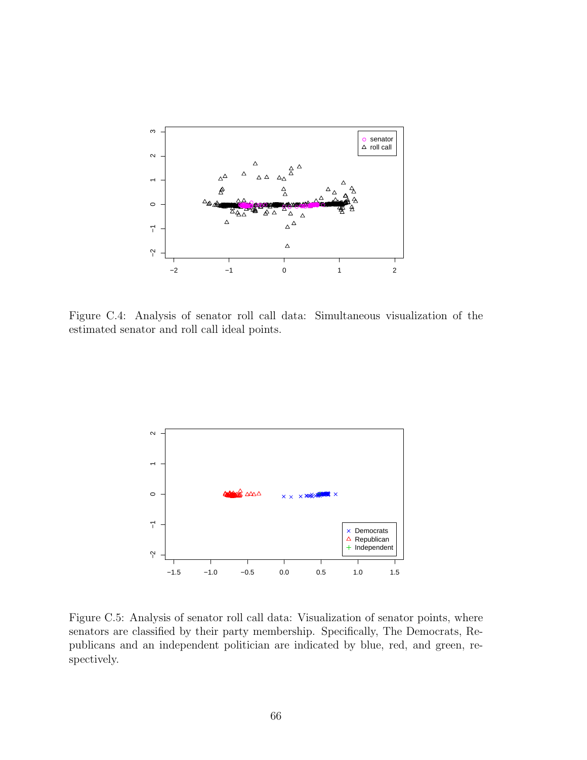Figure C.4: Analysis of senator roll call data: Simultaneous visualization of the estimated senator and roll call ideal points.

Figure C.5: Analysis of senator roll call data: Visualization of senator points, where senators are classified by their party membership. Specifically, The Democrats, Republicans and an independent politician are indicated by blue, red, and green, respectively.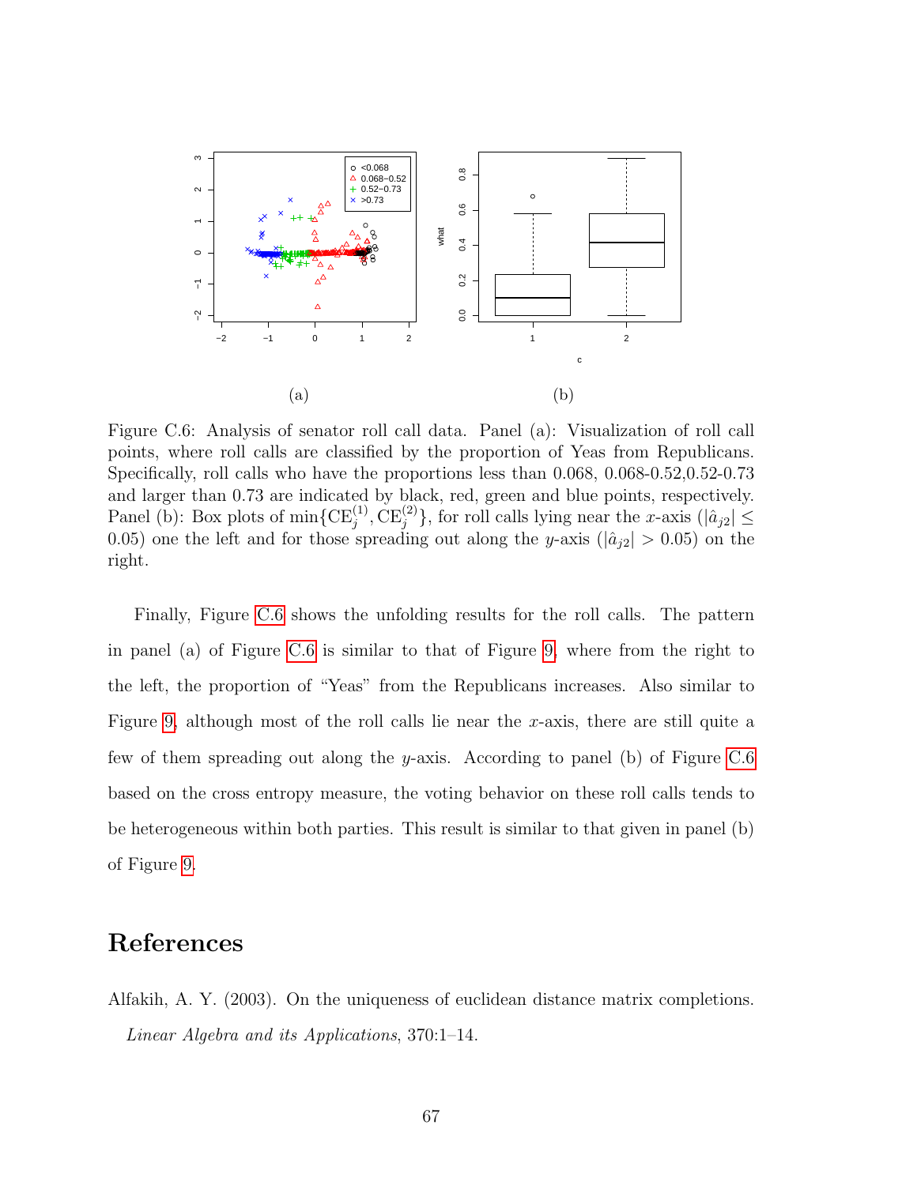(a)

(b)

Figure C.6: Analysis of senator roll call data. Panel (a): Visualization of roll call points, where roll calls are classified by the proportion of Yeas from Republicans. Specifically, roll calls who have the proportions less than 0.068, 0.068-0.52,0.52-0.73 and larger than 0.73 are indicated by black, red, green and blue points, respectively. Panel (b): Box plots of $\min\{\mathrm{CE}_j^{(1)}, \mathrm{CE}_j^{(2)}\}$, for roll calls lying near the $x$-axis ($|\hat{a}_{j2}| \leq 0.05$) one the left and for those spreading out along the $y$-axis ($|\hat{a}_{j2}| > 0.05$) on the right.

Finally, Figure C.6 shows the unfolding results for the roll calls. The pattern in panel (a) of Figure C.6 is similar to that of Figure 9, where from the right to the left, the proportion of "Yeas" from the Republicans increases. Also similar to Figure 9, although most of the roll calls lie near the $x$-axis, there are still quite a few of them spreading out along the $y$-axis. According to panel (b) of Figure C.6 based on the cross entropy measure, the voting behavior on these roll calls tends to be heterogeneous within both parties. This result is similar to that given in panel (b) of Figure 9.

# References

Alfakih, A. Y. (2003). On the uniqueness of euclidean distance matrix completions. *Linear Algebra and its Applications*, 370:1–14.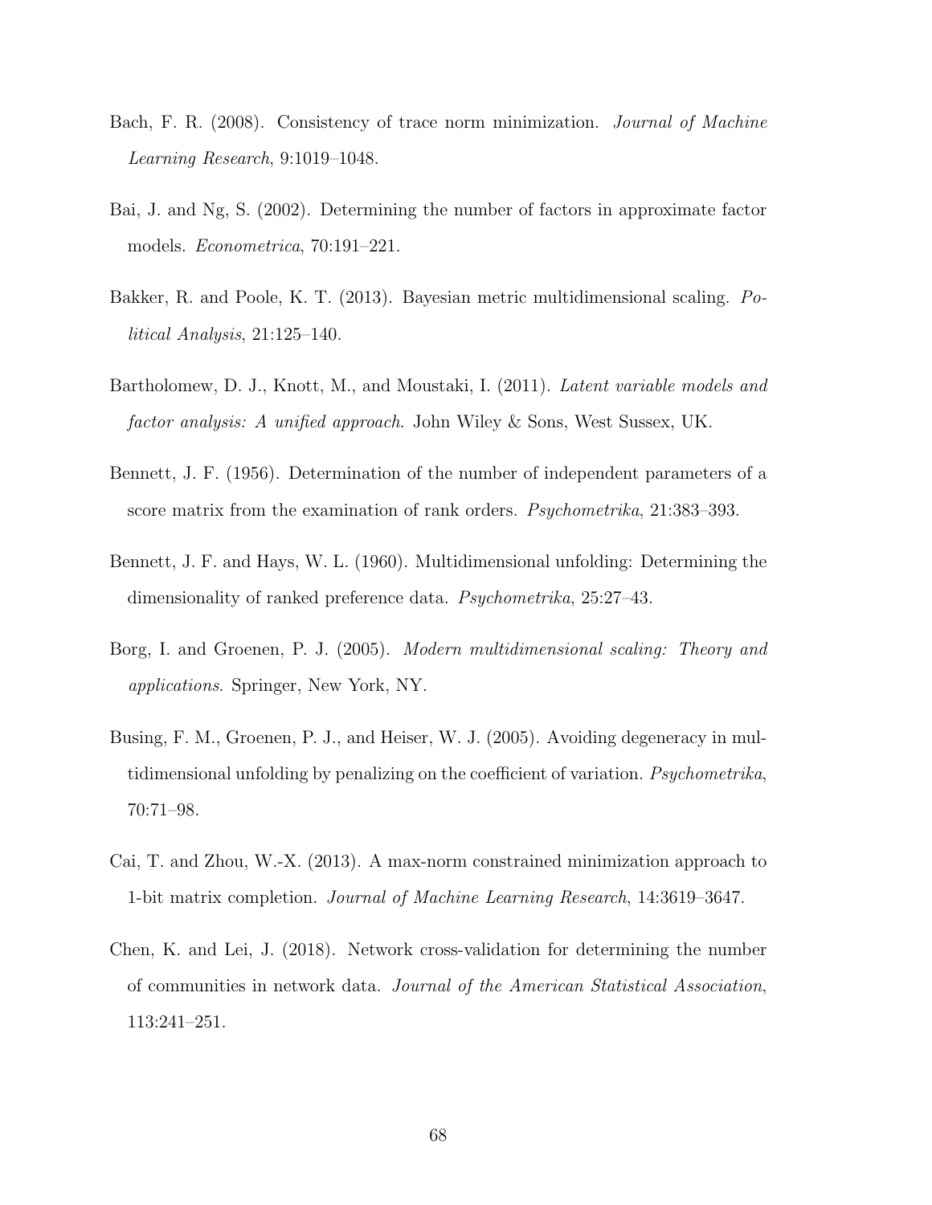Bach, F. R. (2008). Consistency of trace norm minimization. *Journal of Machine Learning Research*, 9:1019–1048.

Bai, J. and Ng, S. (2002). Determining the number of factors in approximate factor models. *Econometrica*, 70:191–221.

Bakker, R. and Poole, K. T. (2013). Bayesian metric multidimensional scaling. *Political Analysis*, 21:125–140.

Bartholomew, D. J., Knott, M., and Moustaki, I. (2011). *Latent variable models and factor analysis: A unified approach*. John Wiley & Sons, West Sussex, UK.

Bennett, J. F. (1956). Determination of the number of independent parameters of a score matrix from the examination of rank orders. *Psychometrika*, 21:383–393.

Bennett, J. F. and Hays, W. L. (1960). Multidimensional unfolding: Determining the dimensionality of ranked preference data. *Psychometrika*, 25:27–43.

Borg, I. and Groenen, P. J. (2005). *Modern multidimensional scaling: Theory and applications*. Springer, New York, NY.

Busing, F. M., Groenen, P. J., and Heiser, W. J. (2005). Avoiding degeneracy in multidimensional unfolding by penalizing on the coefficient of variation. *Psychometrika*, 70:71–98.

Cai, T. and Zhou, W.-X. (2013). A max-norm constrained minimization approach to 1-bit matrix completion. *Journal of Machine Learning Research*, 14:3619–3647.

Chen, K. and Lei, J. (2018). Network cross-validation for determining the number of communities in network data. *Journal of the American Statistical Association*, 113:241–251.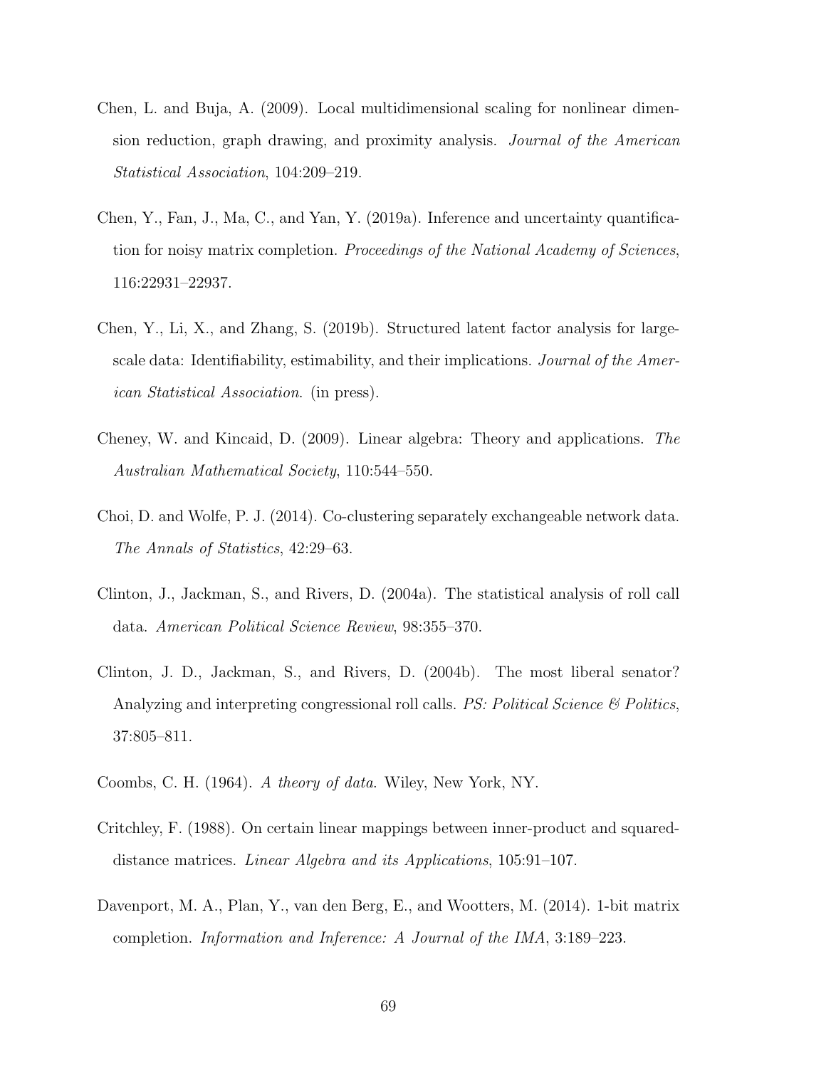Chen, L. and Buja, A. (2009). Local multidimensional scaling for nonlinear dimension reduction, graph drawing, and proximity analysis. *Journal of the American Statistical Association*, 104:209–219.

Chen, Y., Fan, J., Ma, C., and Yan, Y. (2019a). Inference and uncertainty quantification for noisy matrix completion. *Proceedings of the National Academy of Sciences*, 116:22931–22937.

Chen, Y., Li, X., and Zhang, S. (2019b). Structured latent factor analysis for large-scale data: Identifiability, estimability, and their implications. *Journal of the American Statistical Association*. (in press).

Cheney, W. and Kincaid, D. (2009). Linear algebra: Theory and applications. *The Australian Mathematical Society*, 110:544–550.

Choi, D. and Wolfe, P. J. (2014). Co-clustering separately exchangeable network data. *The Annals of Statistics*, 42:29–63.

Clinton, J., Jackman, S., and Rivers, D. (2004a). The statistical analysis of roll call data. *American Political Science Review*, 98:355–370.

Clinton, J. D., Jackman, S., and Rivers, D. (2004b). The most liberal senator? Analyzing and interpreting congressional roll calls. *PS: Political Science & Politics*, 37:805–811.

Coombs, C. H. (1964). *A theory of data*. Wiley, New York, NY.

Critchley, F. (1988). On certain linear mappings between inner-product and squared-distance matrices. *Linear Algebra and its Applications*, 105:91–107.

Davenport, M. A., Plan, Y., van den Berg, E., and Wootters, M. (2014). 1-bit matrix completion. *Information and Inference: A Journal of the IMA*, 3:189–223.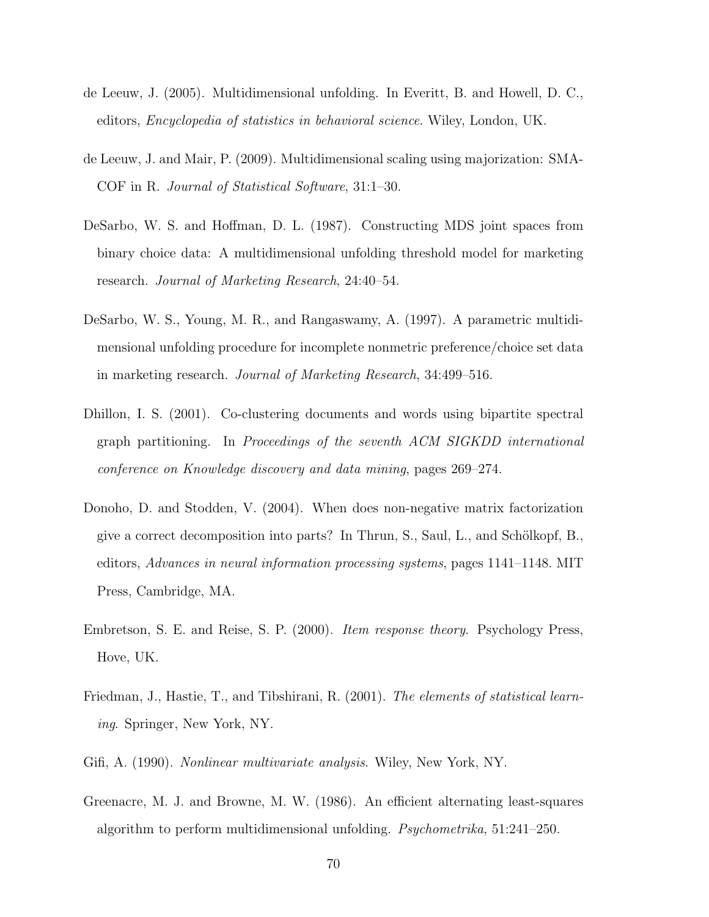de Leeuw, J. (2005). Multidimensional unfolding. In Everitt, B. and Howell, D. C., editors, *Encyclopedia of statistics in behavioral science*. Wiley, London, UK.

de Leeuw, J. and Mair, P. (2009). Multidimensional scaling using majorization: SMACOF in R. *Journal of Statistical Software*, 31:1–30.

DeSarbo, W. S. and Hoffman, D. L. (1987). Constructing MDS joint spaces from binary choice data: A multidimensional unfolding threshold model for marketing research. *Journal of Marketing Research*, 24:40–54.

DeSarbo, W. S., Young, M. R., and Rangaswamy, A. (1997). A parametric multidimensional unfolding procedure for incomplete nonmetric preference/choice set data in marketing research. *Journal of Marketing Research*, 34:499–516.

Dhillon, I. S. (2001). Co-clustering documents and words using bipartite spectral graph partitioning. In *Proceedings of the seventh ACM SIGKDD international conference on Knowledge discovery and data mining*, pages 269–274.

Donoho, D. and Stodden, V. (2004). When does non-negative matrix factorization give a correct decomposition into parts? In Thrun, S., Saul, L., and Schölkopf, B., editors, *Advances in neural information processing systems*, pages 1141–1148. MIT Press, Cambridge, MA.

Embretson, S. E. and Reise, S. P. (2000). *Item response theory*. Psychology Press, Hove, UK.

Friedman, J., Hastie, T., and Tibshirani, R. (2001). *The elements of statistical learning*. Springer, New York, NY.

Gifi, A. (1990). *Nonlinear multivariate analysis*. Wiley, New York, NY.

Greenacre, M. J. and Browne, M. W. (1986). An efficient alternating least-squares algorithm to perform multidimensional unfolding. *Psychometrika*, 51:241–250.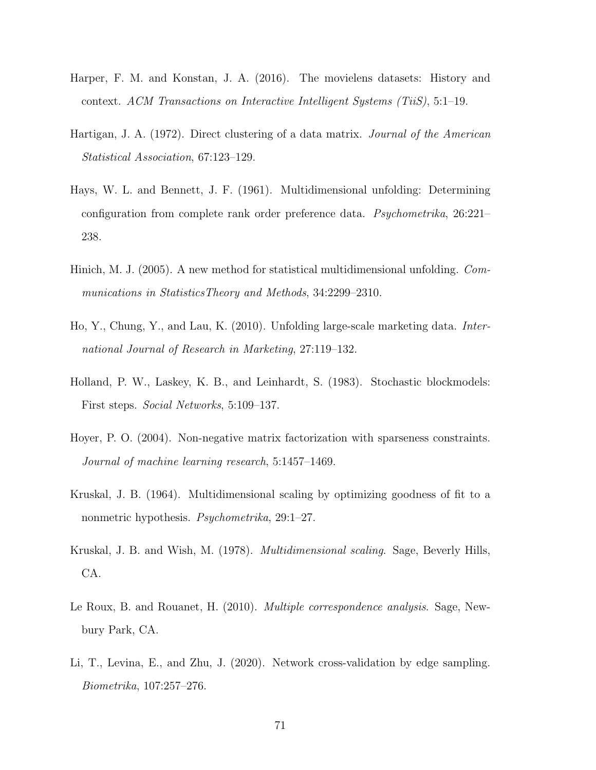Harper, F. M. and Konstan, J. A. (2016). The movielens datasets: History and context. *ACM Transactions on Interactive Intelligent Systems (TiiS)*, 5:1–19.

Hartigan, J. A. (1972). Direct clustering of a data matrix. *Journal of the American Statistical Association*, 67:123–129.

Hays, W. L. and Bennett, J. F. (1961). Multidimensional unfolding: Determining configuration from complete rank order preference data. *Psychometrika*, 26:221–238.

Hinich, M. J. (2005). A new method for statistical multidimensional unfolding. *Communications in StatisticsTheory and Methods*, 34:2299–2310.

Ho, Y., Chung, Y., and Lau, K. (2010). Unfolding large-scale marketing data. *International Journal of Research in Marketing*, 27:119–132.

Holland, P. W., Laskey, K. B., and Leinhardt, S. (1983). Stochastic blockmodels: First steps. *Social Networks*, 5:109–137.

Hoyer, P. O. (2004). Non-negative matrix factorization with sparseness constraints. *Journal of machine learning research*, 5:1457–1469.

Kruskal, J. B. (1964). Multidimensional scaling by optimizing goodness of fit to a nonmetric hypothesis. *Psychometrika*, 29:1–27.

Kruskal, J. B. and Wish, M. (1978). *Multidimensional scaling*. Sage, Beverly Hills, CA.

Le Roux, B. and Rouanet, H. (2010). *Multiple correspondence analysis*. Sage, Newbury Park, CA.

Li, T., Levina, E., and Zhu, J. (2020). Network cross-validation by edge sampling. *Biometrika*, 107:257–276.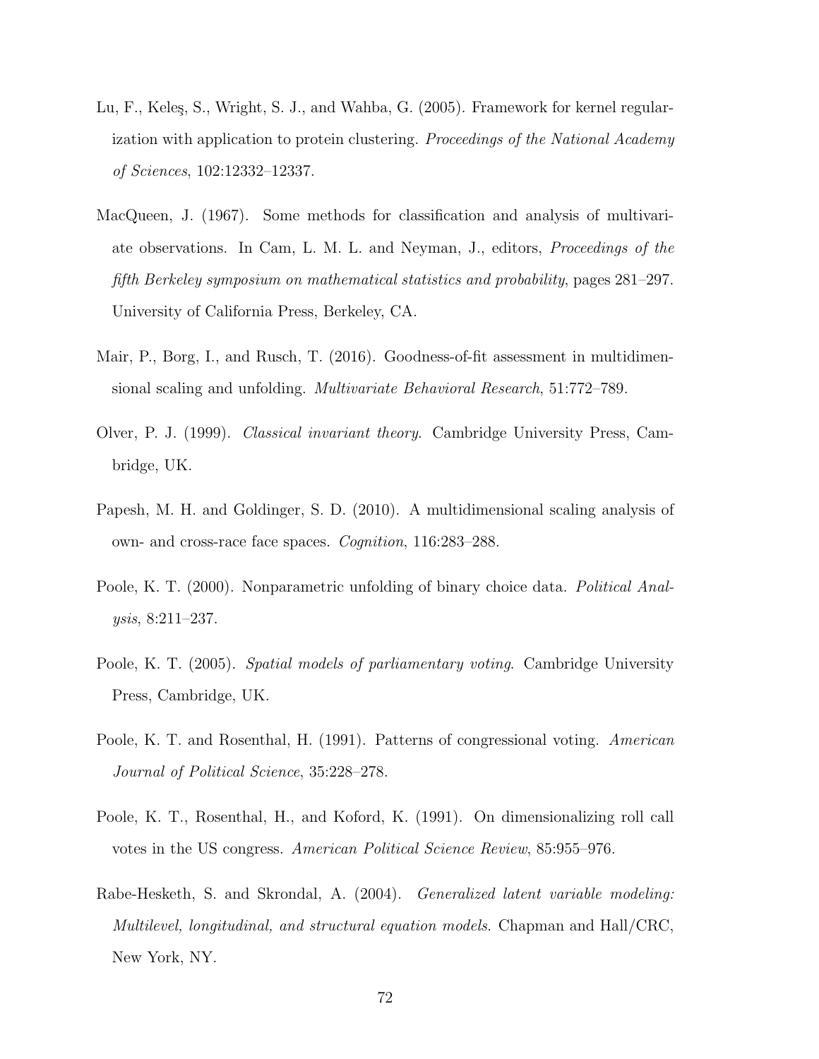Lu, F., Keleş, S., Wright, S. J., and Wahba, G. (2005). Framework for kernel regularization with application to protein clustering. *Proceedings of the National Academy of Sciences*, 102:12332–12337.

MacQueen, J. (1967). Some methods for classification and analysis of multivariate observations. In Cam, L. M. L. and Neyman, J., editors, *Proceedings of the fifth Berkeley symposium on mathematical statistics and probability*, pages 281–297. University of California Press, Berkeley, CA.

Mair, P., Borg, I., and Rusch, T. (2016). Goodness-of-fit assessment in multidimensional scaling and unfolding. *Multivariate Behavioral Research*, 51:772–789.

Olver, P. J. (1999). *Classical invariant theory*. Cambridge University Press, Cambridge, UK.

Papesh, M. H. and Goldinger, S. D. (2010). A multidimensional scaling analysis of own- and cross-race face spaces. *Cognition*, 116:283–288.

Poole, K. T. (2000). Nonparametric unfolding of binary choice data. *Political Analysis*, 8:211–237.

Poole, K. T. (2005). *Spatial models of parliamentary voting*. Cambridge University Press, Cambridge, UK.

Poole, K. T. and Rosenthal, H. (1991). Patterns of congressional voting. *American Journal of Political Science*, 35:228–278.

Poole, K. T., Rosenthal, H., and Koford, K. (1991). On dimensionalizing roll call votes in the US congress. *American Political Science Review*, 85:955–976.

Rabe-Hesketh, S. and Skrondal, A. (2004). *Generalized latent variable modeling: Multilevel, longitudinal, and structural equation models*. Chapman and Hall/CRC, New York, NY.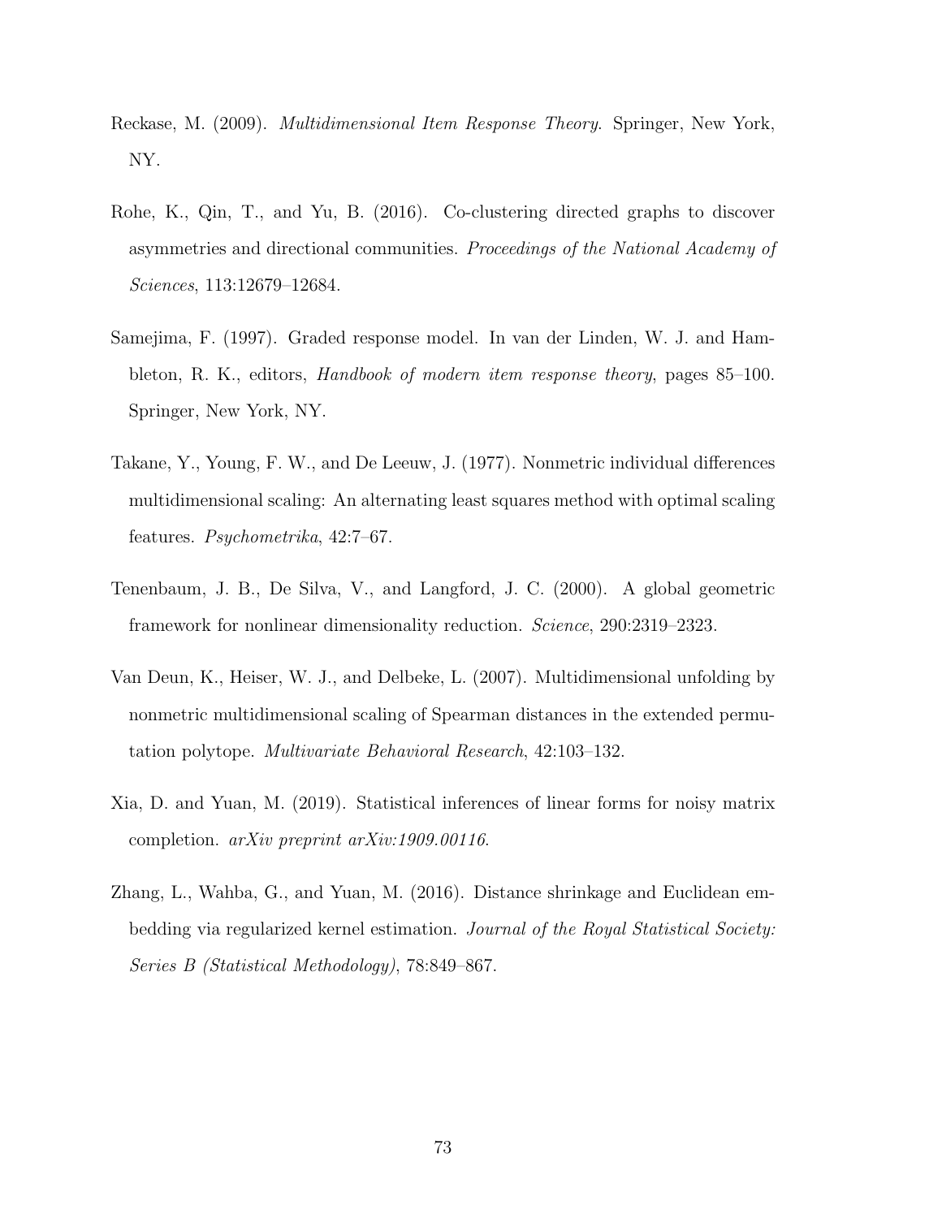Reckase, M. (2009). *Multidimensional Item Response Theory*. Springer, New York, NY.

Rohe, K., Qin, T., and Yu, B. (2016). Co-clustering directed graphs to discover asymmetries and directional communities. *Proceedings of the National Academy of Sciences*, 113:12679–12684.

Samejima, F. (1997). Graded response model. In van der Linden, W. J. and Hambleton, R. K., editors, *Handbook of modern item response theory*, pages 85–100. Springer, New York, NY.

Takane, Y., Young, F. W., and De Leeuw, J. (1977). Nonmetric individual differences multidimensional scaling: An alternating least squares method with optimal scaling features. *Psychometrika*, 42:7–67.

Tenenbaum, J. B., De Silva, V., and Langford, J. C. (2000). A global geometric framework for nonlinear dimensionality reduction. *Science*, 290:2319–2323.

Van Deun, K., Heiser, W. J., and Delbeke, L. (2007). Multidimensional unfolding by nonmetric multidimensional scaling of Spearman distances in the extended permutation polytope. *Multivariate Behavioral Research*, 42:103–132.

Xia, D. and Yuan, M. (2019). Statistical inferences of linear forms for noisy matrix completion. *arXiv preprint arXiv:1909.00116*.

Zhang, L., Wahba, G., and Yuan, M. (2016). Distance shrinkage and Euclidean embedding via regularized kernel estimation. *Journal of the Royal Statistical Society: Series B (Statistical Methodology)*, 78:849–867.